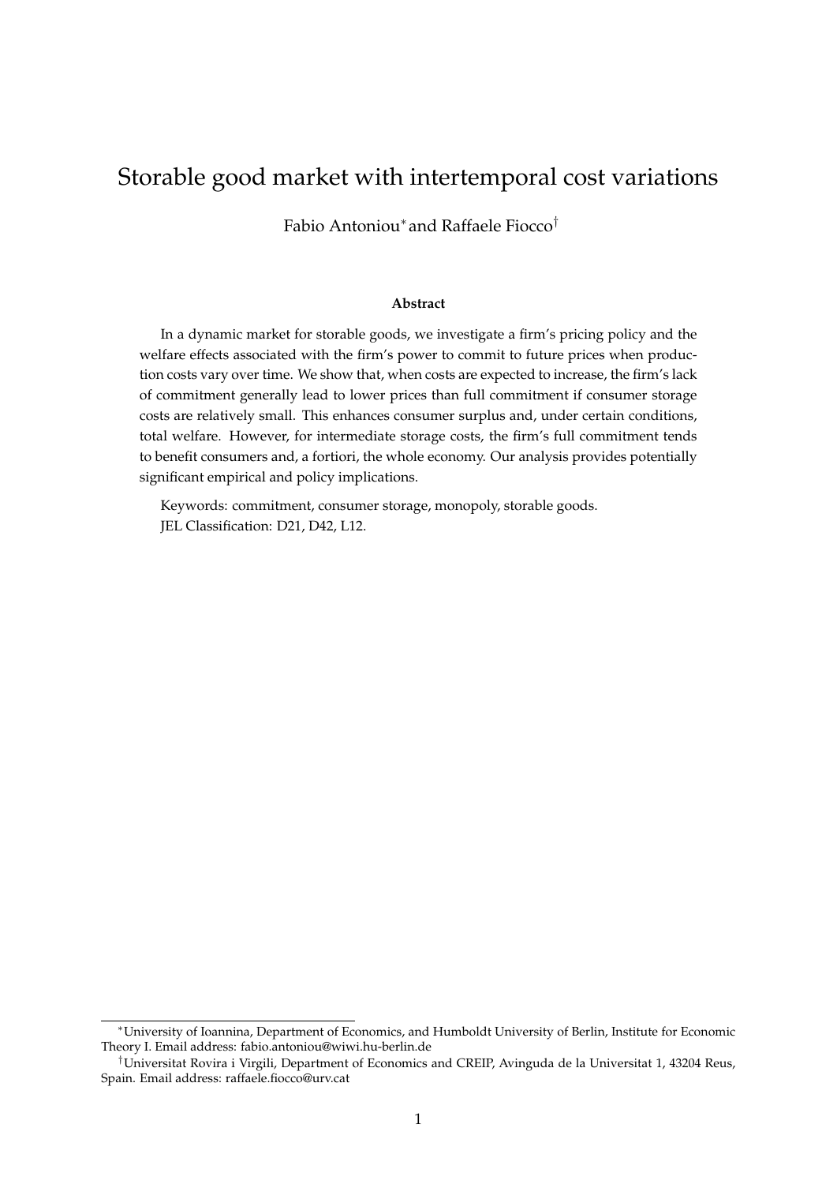# Storable good market with intertemporal cost variations

Fabio Antoniou[*] and Raffaele Fiocco[†]

**Abstract**

In a dynamic market for storable goods, we investigate a firm's pricing policy and the welfare effects associated with the firm's power to commit to future prices when production costs vary over time. We show that, when costs are expected to increase, the firm's lack of commitment generally lead to lower prices than full commitment if consumer storage costs are relatively small. This enhances consumer surplus and, under certain conditions, total welfare. However, for intermediate storage costs, the firm's full commitment tends to benefit consumers and, a fortiori, the whole economy. Our analysis provides potentially significant empirical and policy implications.

Keywords: commitment, consumer storage, monopoly, storable goods.
JEL Classification: D21, D42, L12.

---

[*] University of Ioannina, Department of Economics, and Humboldt University of Berlin, Institute for Economic Theory I. Email address: fabio.antoniou@wiwi.hu-berlin.de

[†] Universitat Rovira i Virgili, Department of Economics and CREIP, Avinguda de la Universitat 1, 43204 Reus, Spain. Email address: raffaele.fiocco@urv.cat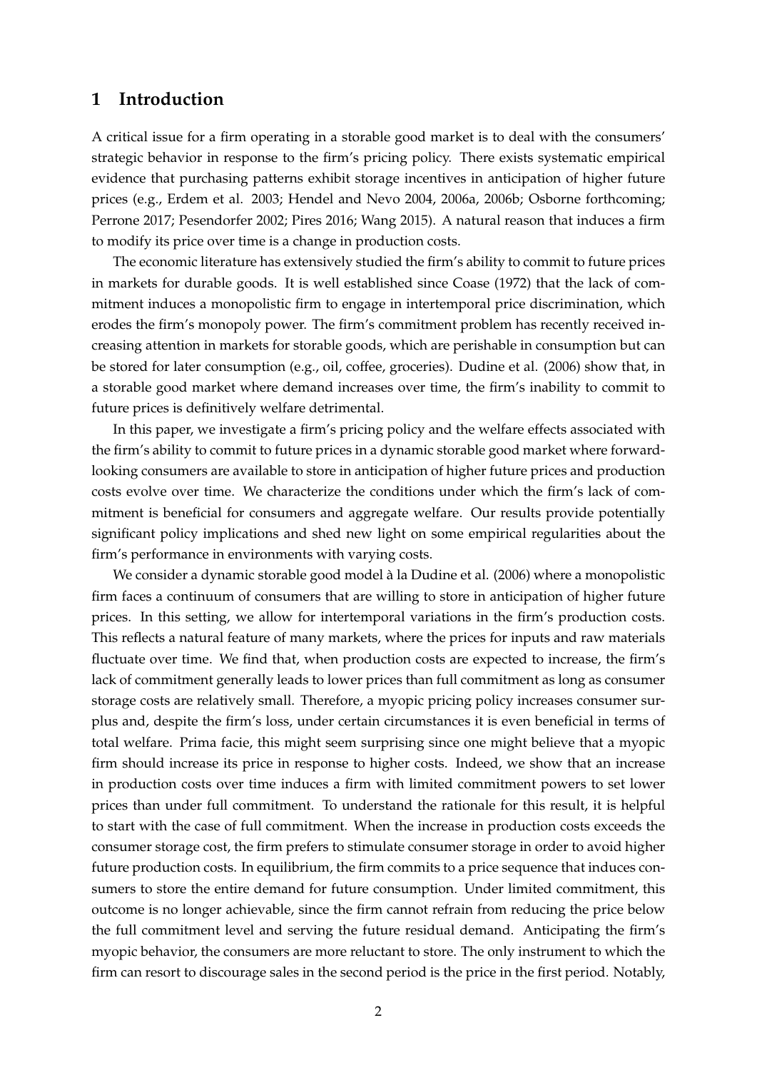# 1 Introduction

A critical issue for a firm operating in a storable good market is to deal with the consumers' strategic behavior in response to the firm's pricing policy. There exists systematic empirical evidence that purchasing patterns exhibit storage incentives in anticipation of higher future prices (e.g., Erdem et al. 2003; Hendel and Nevo 2004, 2006a, 2006b; Osborne forthcoming; Perrone 2017; Pesendorfer 2002; Pires 2016; Wang 2015). A natural reason that induces a firm to modify its price over time is a change in production costs.

The economic literature has extensively studied the firm's ability to commit to future prices in markets for durable goods. It is well established since Coase (1972) that the lack of commitment induces a monopolistic firm to engage in intertemporal price discrimination, which erodes the firm's monopoly power. The firm's commitment problem has recently received increasing attention in markets for storable goods, which are perishable in consumption but can be stored for later consumption (e.g., oil, coffee, groceries). Dudine et al. (2006) show that, in a storable good market where demand increases over time, the firm's inability to commit to future prices is definitively welfare detrimental.

In this paper, we investigate a firm's pricing policy and the welfare effects associated with the firm's ability to commit to future prices in a dynamic storable good market where forward-looking consumers are available to store in anticipation of higher future prices and production costs evolve over time. We characterize the conditions under which the firm's lack of commitment is beneficial for consumers and aggregate welfare. Our results provide potentially significant policy implications and shed new light on some empirical regularities about the firm's performance in environments with varying costs.

We consider a dynamic storable good model à la Dudine et al. (2006) where a monopolistic firm faces a continuum of consumers that are willing to store in anticipation of higher future prices. In this setting, we allow for intertemporal variations in the firm's production costs. This reflects a natural feature of many markets, where the prices for inputs and raw materials fluctuate over time. We find that, when production costs are expected to increase, the firm's lack of commitment generally leads to lower prices than full commitment as long as consumer storage costs are relatively small. Therefore, a myopic pricing policy increases consumer surplus and, despite the firm's loss, under certain circumstances it is even beneficial in terms of total welfare. Prima facie, this might seem surprising since one might believe that a myopic firm should increase its price in response to higher costs. Indeed, we show that an increase in production costs over time induces a firm with limited commitment powers to set lower prices than under full commitment. To understand the rationale for this result, it is helpful to start with the case of full commitment. When the increase in production costs exceeds the consumer storage cost, the firm prefers to stimulate consumer storage in order to avoid higher future production costs. In equilibrium, the firm commits to a price sequence that induces consumers to store the entire demand for future consumption. Under limited commitment, this outcome is no longer achievable, since the firm cannot refrain from reducing the price below the full commitment level and serving the future residual demand. Anticipating the firm's myopic behavior, the consumers are more reluctant to store. The only instrument to which the firm can resort to discourage sales in the second period is the price in the first period. Notably,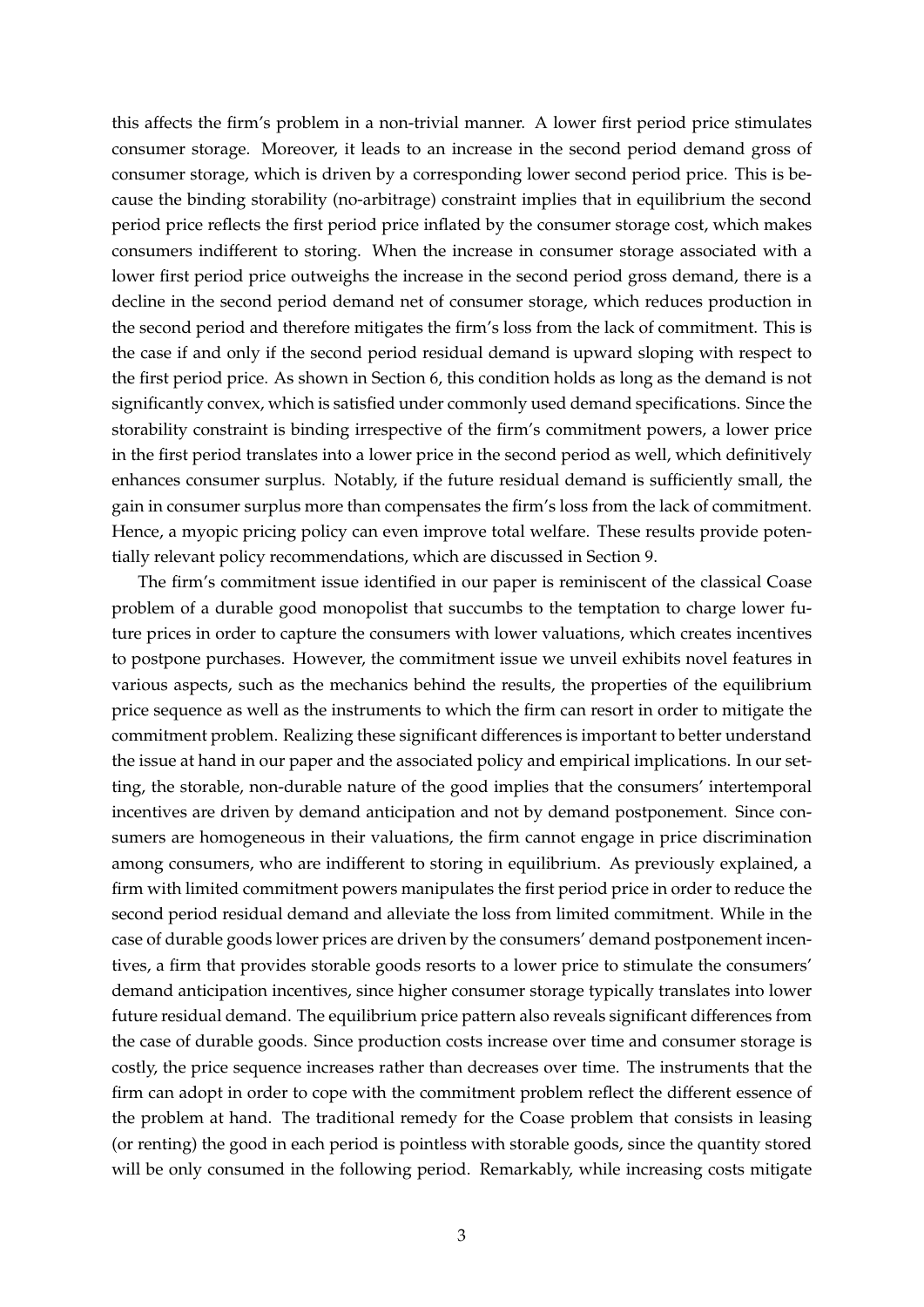this affects the firm's problem in a non-trivial manner. A lower first period price stimulates consumer storage. Moreover, it leads to an increase in the second period demand gross of consumer storage, which is driven by a corresponding lower second period price. This is because the binding storability (no-arbitrage) constraint implies that in equilibrium the second period price reflects the first period price inflated by the consumer storage cost, which makes consumers indifferent to storing. When the increase in consumer storage associated with a lower first period price outweighs the increase in the second period gross demand, there is a decline in the second period demand net of consumer storage, which reduces production in the second period and therefore mitigates the firm's loss from the lack of commitment. This is the case if and only if the second period residual demand is upward sloping with respect to the first period price. As shown in Section 6, this condition holds as long as the demand is not significantly convex, which is satisfied under commonly used demand specifications. Since the storability constraint is binding irrespective of the firm's commitment powers, a lower price in the first period translates into a lower price in the second period as well, which definitively enhances consumer surplus. Notably, if the future residual demand is sufficiently small, the gain in consumer surplus more than compensates the firm's loss from the lack of commitment. Hence, a myopic pricing policy can even improve total welfare. These results provide potentially relevant policy recommendations, which are discussed in Section 9.

The firm's commitment issue identified in our paper is reminiscent of the classical Coase problem of a durable good monopolist that succumbs to the temptation to charge lower future prices in order to capture the consumers with lower valuations, which creates incentives to postpone purchases. However, the commitment issue we unveil exhibits novel features in various aspects, such as the mechanics behind the results, the properties of the equilibrium price sequence as well as the instruments to which the firm can resort in order to mitigate the commitment problem. Realizing these significant differences is important to better understand the issue at hand in our paper and the associated policy and empirical implications. In our setting, the storable, non-durable nature of the good implies that the consumers' intertemporal incentives are driven by demand anticipation and not by demand postponement. Since consumers are homogeneous in their valuations, the firm cannot engage in price discrimination among consumers, who are indifferent to storing in equilibrium. As previously explained, a firm with limited commitment powers manipulates the first period price in order to reduce the second period residual demand and alleviate the loss from limited commitment. While in the case of durable goods lower prices are driven by the consumers' demand postponement incentives, a firm that provides storable goods resorts to a lower price to stimulate the consumers' demand anticipation incentives, since higher consumer storage typically translates into lower future residual demand. The equilibrium price pattern also reveals significant differences from the case of durable goods. Since production costs increase over time and consumer storage is costly, the price sequence increases rather than decreases over time. The instruments that the firm can adopt in order to cope with the commitment problem reflect the different essence of the problem at hand. The traditional remedy for the Coase problem that consists in leasing (or renting) the good in each period is pointless with storable goods, since the quantity stored will be only consumed in the following period. Remarkably, while increasing costs mitigate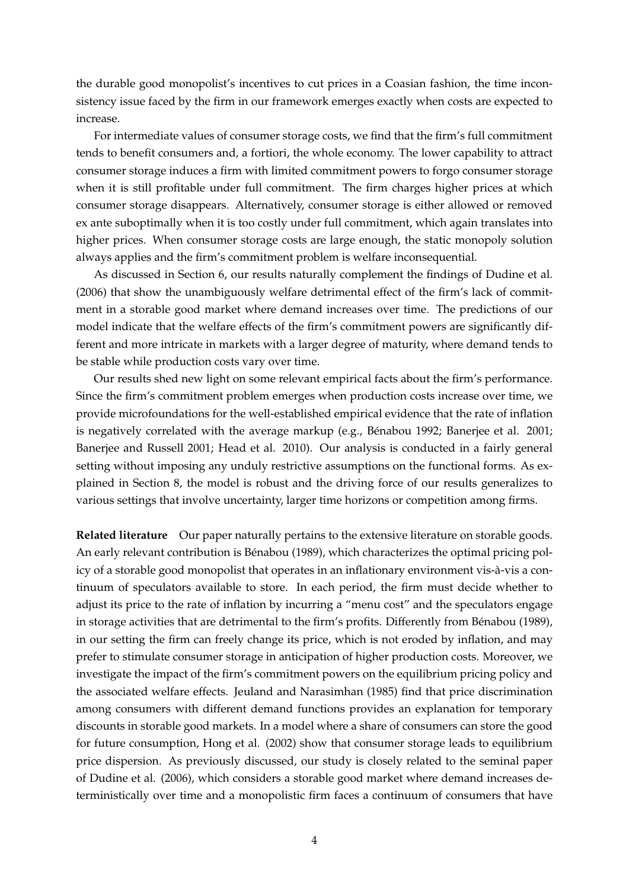the durable good monopolist's incentives to cut prices in a Coasian fashion, the time inconsistency issue faced by the firm in our framework emerges exactly when costs are expected to increase.

For intermediate values of consumer storage costs, we find that the firm's full commitment tends to benefit consumers and, a fortiori, the whole economy. The lower capability to attract consumer storage induces a firm with limited commitment powers to forgo consumer storage when it is still profitable under full commitment. The firm charges higher prices at which consumer storage disappears. Alternatively, consumer storage is either allowed or removed ex ante suboptimally when it is too costly under full commitment, which again translates into higher prices. When consumer storage costs are large enough, the static monopoly solution always applies and the firm's commitment problem is welfare inconsequential.

As discussed in Section 6, our results naturally complement the findings of Dudine et al. (2006) that show the unambiguously welfare detrimental effect of the firm's lack of commitment in a storable good market where demand increases over time. The predictions of our model indicate that the welfare effects of the firm's commitment powers are significantly different and more intricate in markets with a larger degree of maturity, where demand tends to be stable while production costs vary over time.

Our results shed new light on some relevant empirical facts about the firm's performance. Since the firm's commitment problem emerges when production costs increase over time, we provide microfoundations for the well-established empirical evidence that the rate of inflation is negatively correlated with the average markup (e.g., Bénabou 1992; Banerjee et al. 2001; Banerjee and Russell 2001; Head et al. 2010). Our analysis is conducted in a fairly general setting without imposing any unduly restrictive assumptions on the functional forms. As explained in Section 8, the model is robust and the driving force of our results generalizes to various settings that involve uncertainty, larger time horizons or competition among firms.

**Related literature** Our paper naturally pertains to the extensive literature on storable goods. An early relevant contribution is Bénabou (1989), which characterizes the optimal pricing policy of a storable good monopolist that operates in an inflationary environment vis-à-vis a continuum of speculators available to store. In each period, the firm must decide whether to adjust its price to the rate of inflation by incurring a "menu cost" and the speculators engage in storage activities that are detrimental to the firm's profits. Differently from Bénabou (1989), in our setting the firm can freely change its price, which is not eroded by inflation, and may prefer to stimulate consumer storage in anticipation of higher production costs. Moreover, we investigate the impact of the firm's commitment powers on the equilibrium pricing policy and the associated welfare effects. Jeuland and Narasimhan (1985) find that price discrimination among consumers with different demand functions provides an explanation for temporary discounts in storable good markets. In a model where a share of consumers can store the good for future consumption, Hong et al. (2002) show that consumer storage leads to equilibrium price dispersion. As previously discussed, our study is closely related to the seminal paper of Dudine et al. (2006), which considers a storable good market where demand increases deterministically over time and a monopolistic firm faces a continuum of consumers that have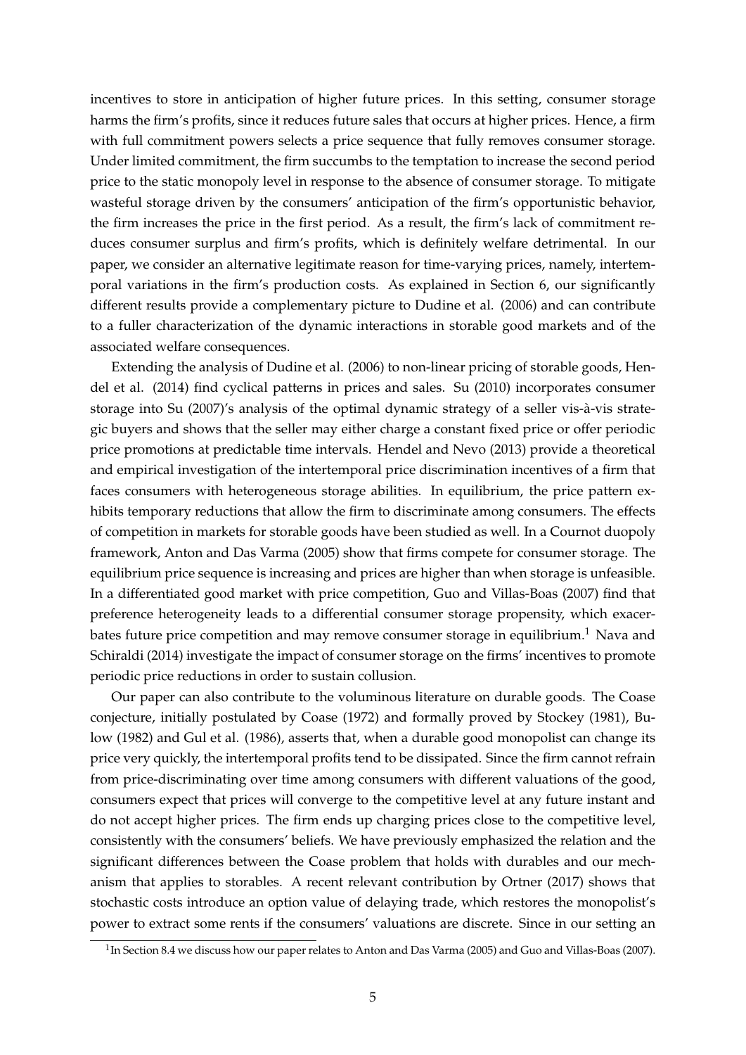incentives to store in anticipation of higher future prices. In this setting, consumer storage harms the firm's profits, since it reduces future sales that occurs at higher prices. Hence, a firm with full commitment powers selects a price sequence that fully removes consumer storage. Under limited commitment, the firm succumbs to the temptation to increase the second period price to the static monopoly level in response to the absence of consumer storage. To mitigate wasteful storage driven by the consumers' anticipation of the firm's opportunistic behavior, the firm increases the price in the first period. As a result, the firm's lack of commitment reduces consumer surplus and firm's profits, which is definitely welfare detrimental. In our paper, we consider an alternative legitimate reason for time-varying prices, namely, intertemporal variations in the firm's production costs. As explained in Section 6, our significantly different results provide a complementary picture to Dudine et al. (2006) and can contribute to a fuller characterization of the dynamic interactions in storable good markets and of the associated welfare consequences.

Extending the analysis of Dudine et al. (2006) to non-linear pricing of storable goods, Hendel et al. (2014) find cyclical patterns in prices and sales. Su (2010) incorporates consumer storage into Su (2007)'s analysis of the optimal dynamic strategy of a seller vis-à-vis strategic buyers and shows that the seller may either charge a constant fixed price or offer periodic price promotions at predictable time intervals. Hendel and Nevo (2013) provide a theoretical and empirical investigation of the intertemporal price discrimination incentives of a firm that faces consumers with heterogeneous storage abilities. In equilibrium, the price pattern exhibits temporary reductions that allow the firm to discriminate among consumers. The effects of competition in markets for storable goods have been studied as well. In a Cournot duopoly framework, Anton and Das Varma (2005) show that firms compete for consumer storage. The equilibrium price sequence is increasing and prices are higher than when storage is unfeasible. In a differentiated good market with price competition, Guo and Villas-Boas (2007) find that preference heterogeneity leads to a differential consumer storage propensity, which exacerbates future price competition and may remove consumer storage in equilibrium.[1] Nava and Schiraldi (2014) investigate the impact of consumer storage on the firms' incentives to promote periodic price reductions in order to sustain collusion.

Our paper can also contribute to the voluminous literature on durable goods. The Coase conjecture, initially postulated by Coase (1972) and formally proved by Stockey (1981), Bulow (1982) and Gul et al. (1986), asserts that, when a durable good monopolist can change its price very quickly, the intertemporal profits tend to be dissipated. Since the firm cannot refrain from price-discriminating over time among consumers with different valuations of the good, consumers expect that prices will converge to the competitive level at any future instant and do not accept higher prices. The firm ends up charging prices close to the competitive level, consistently with the consumers' beliefs. We have previously emphasized the relation and the significant differences between the Coase problem that holds with durables and our mechanism that applies to storables. A recent relevant contribution by Ortner (2017) shows that stochastic costs introduce an option value of delaying trade, which restores the monopolist's power to extract some rents if the consumers' valuations are discrete. Since in our setting an

[1] In Section 8.4 we discuss how our paper relates to Anton and Das Varma (2005) and Guo and Villas-Boas (2007).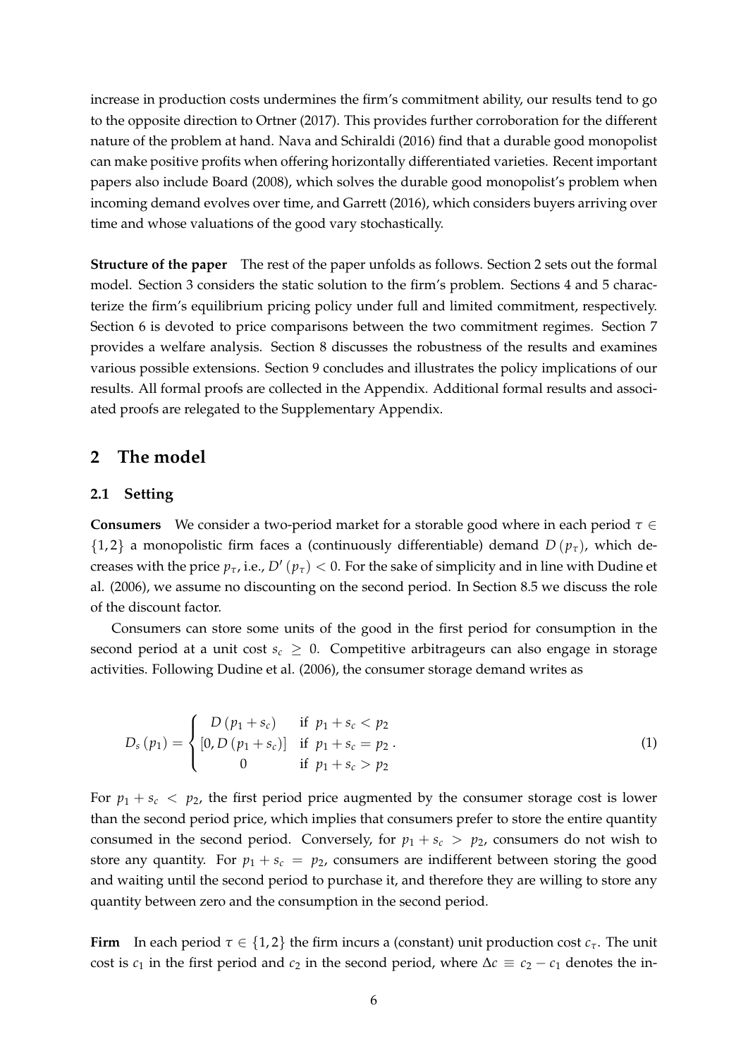increase in production costs undermines the firm's commitment ability, our results tend to go to the opposite direction to Ortner (2017). This provides further corroboration for the different nature of the problem at hand. Nava and Schiraldi (2016) find that a durable good monopolist can make positive profits when offering horizontally differentiated varieties. Recent important papers also include Board (2008), which solves the durable good monopolist's problem when incoming demand evolves over time, and Garrett (2016), which considers buyers arriving over time and whose valuations of the good vary stochastically.

**Structure of the paper** The rest of the paper unfolds as follows. Section 2 sets out the formal model. Section 3 considers the static solution to the firm's problem. Sections 4 and 5 characterize the firm's equilibrium pricing policy under full and limited commitment, respectively. Section 6 is devoted to price comparisons between the two commitment regimes. Section 7 provides a welfare analysis. Section 8 discusses the robustness of the results and examines various possible extensions. Section 9 concludes and illustrates the policy implications of our results. All formal proofs are collected in the Appendix. Additional formal results and associated proofs are relegated to the Supplementary Appendix.

## 2 The model

### 2.1 Setting

**Consumers** We consider a two-period market for a storable good where in each period $\tau \in \{1, 2\}$ a monopolistic firm faces a (continuously differentiable) demand $D(p_\tau)$, which decreases with the price $p_\tau$, i.e., $D'(p_\tau) < 0$. For the sake of simplicity and in line with Dudine et al. (2006), we assume no discounting on the second period. In Section 8.5 we discuss the role of the discount factor.

Consumers can store some units of the good in the first period for consumption in the second period at a unit cost $s_c \geq 0$. Competitive arbitrageurs can also engage in storage activities. Following Dudine et al. (2006), the consumer storage demand writes as

$$D_s(p_1) = \begin{cases} D(p_1 + s_c) & \text{if } p_1 + s_c < p_2 \\ [0, D(p_1 + s_c)] & \text{if } p_1 + s_c = p_2 \\ 0 & \text{if } p_1 + s_c > p_2 \end{cases}. \tag{1}$$

For $p_1 + s_c < p_2$, the first period price augmented by the consumer storage cost is lower than the second period price, which implies that consumers prefer to store the entire quantity consumed in the second period. Conversely, for $p_1 + s_c > p_2$, consumers do not wish to store any quantity. For $p_1 + s_c = p_2$, consumers are indifferent between storing the good and waiting until the second period to purchase it, and therefore they are willing to store any quantity between zero and the consumption in the second period.

**Firm** In each period $\tau \in \{1, 2\}$ the firm incurs a (constant) unit production cost $c_\tau$. The unit cost is $c_1$ in the first period and $c_2$ in the second period, where $\Delta c \equiv c_2 - c_1$ denotes the in-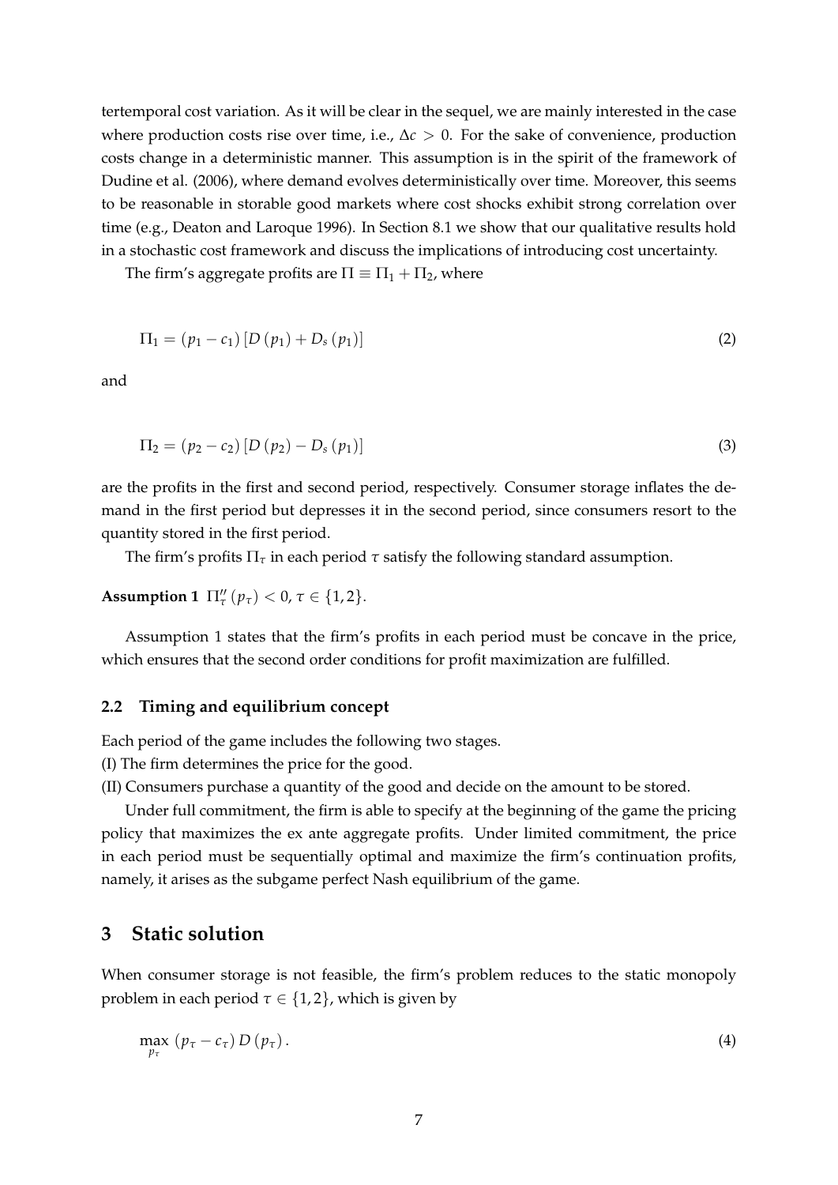tertemporal cost variation. As it will be clear in the sequel, we are mainly interested in the case where production costs rise over time, i.e., $\Delta c > 0$. For the sake of convenience, production costs change in a deterministic manner. This assumption is in the spirit of the framework of Dudine et al. (2006), where demand evolves deterministically over time. Moreover, this seems to be reasonable in storable good markets where cost shocks exhibit strong correlation over time (e.g., Deaton and Laroque 1996). In Section 8.1 we show that our qualitative results hold in a stochastic cost framework and discuss the implications of introducing cost uncertainty.

The firm's aggregate profits are $\Pi \equiv \Pi_1 + \Pi_2$, where

$$\Pi_1 = (p_1 - c_1)\left[D(p_1) + D_s(p_1)\right] \tag{2}$$

and

$$\Pi_2 = (p_2 - c_2)\left[D(p_2) - D_s(p_1)\right] \tag{3}$$

are the profits in the first and second period, respectively. Consumer storage inflates the demand in the first period but depresses it in the second period, since consumers resort to the quantity stored in the first period.

The firm's profits $\Pi_\tau$ in each period $\tau$ satisfy the following standard assumption.

**Assumption 1** $\Pi''_\tau(p_\tau) < 0$, $\tau \in \{1, 2\}$.

Assumption 1 states that the firm's profits in each period must be concave in the price, which ensures that the second order conditions for profit maximization are fulfilled.

### 2.2 Timing and equilibrium concept

Each period of the game includes the following two stages.

(I) The firm determines the price for the good.

(II) Consumers purchase a quantity of the good and decide on the amount to be stored.

Under full commitment, the firm is able to specify at the beginning of the game the pricing policy that maximizes the ex ante aggregate profits. Under limited commitment, the price in each period must be sequentially optimal and maximize the firm's continuation profits, namely, it arises as the subgame perfect Nash equilibrium of the game.

## 3 Static solution

When consumer storage is not feasible, the firm's problem reduces to the static monopoly problem in each period $\tau \in \{1, 2\}$, which is given by

$$\max_{p_\tau} \; (p_\tau - c_\tau)\, D(p_\tau). \tag{4}$$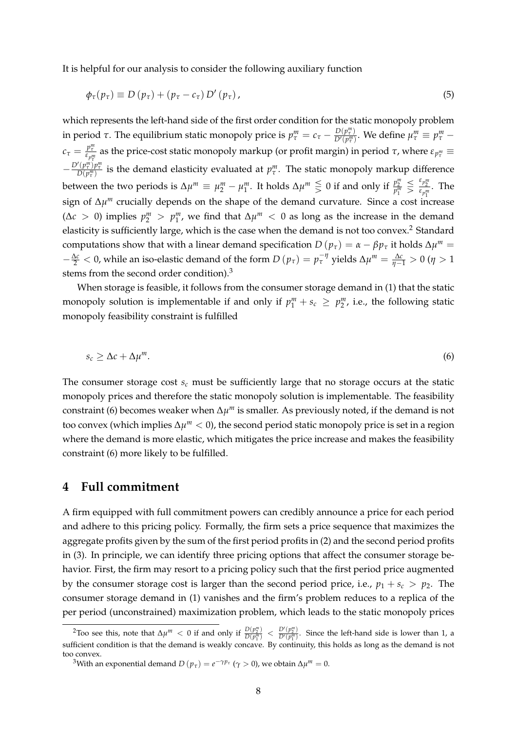It is helpful for our analysis to consider the following auxiliary function

$$\phi_\tau(p_\tau) \equiv D(p_\tau) + (p_\tau - c_\tau) D'(p_\tau), \tag{5}$$

which represents the left-hand side of the first order condition for the static monopoly problem in period $\tau$. The equilibrium static monopoly price is $p_\tau^m = c_\tau - \frac{D(p_\tau^m)}{D'(p_\tau^m)}$. We define $\mu_\tau^m \equiv p_\tau^m - c_\tau = \frac{p_\tau^m}{\varepsilon_{p_\tau^m}}$ as the price-cost static monopoly markup (or profit margin) in period $\tau$, where $\varepsilon_{p_\tau^m} \equiv -\frac{D'(p_\tau^m)p_\tau^m}{D(p_\tau^m)}$ is the demand elasticity evaluated at $p_\tau^m$. The static monopoly markup difference between the two periods is $\Delta\mu^m \equiv \mu_2^m - \mu_1^m$. It holds $\Delta\mu^m \lesseqgtr 0$ if and only if $\frac{p_2^m}{p_1^m} \lesseqgtr \frac{\varepsilon_{p_2^m}}{\varepsilon_{p_1^m}}$. The sign of $\Delta\mu^m$ crucially depends on the shape of the demand curvature. Since a cost increase ($\Delta c > 0$) implies $p_2^m > p_1^m$, we find that $\Delta\mu^m < 0$ as long as the increase in the demand elasticity is sufficiently large, which is the case when the demand is not too convex.[2] Standard computations show that with a linear demand specification $D(p_\tau) = \alpha - \beta p_\tau$ it holds $\Delta\mu^m = -\frac{\Delta c}{2} < 0$, while an iso-elastic demand of the form $D(p_\tau) = p_\tau^{-\eta}$ yields $\Delta\mu^m = \frac{\Delta c}{\eta - 1} > 0$ ($\eta > 1$ stems from the second order condition).[3]

When storage is feasible, it follows from the consumer storage demand in (1) that the static monopoly solution is implementable if and only if $p_1^m + s_c \geq p_2^m$, i.e., the following static monopoly feasibility constraint is fulfilled

$$s_c \geq \Delta c + \Delta\mu^m. \tag{6}$$

The consumer storage cost $s_c$ must be sufficiently large that no storage occurs at the static monopoly prices and therefore the static monopoly solution is implementable. The feasibility constraint (6) becomes weaker when $\Delta\mu^m$ is smaller. As previously noted, if the demand is not too convex (which implies $\Delta\mu^m < 0$), the second period static monopoly price is set in a region where the demand is more elastic, which mitigates the price increase and makes the feasibility constraint (6) more likely to be fulfilled.

# 4 Full commitment

A firm equipped with full commitment powers can credibly announce a price for each period and adhere to this pricing policy. Formally, the firm sets a price sequence that maximizes the aggregate profits given by the sum of the first period profits in (2) and the second period profits in (3). In principle, we can identify three pricing options that affect the consumer storage behavior. First, the firm may resort to a pricing policy such that the first period price augmented by the consumer storage cost is larger than the second period price, i.e., $p_1 + s_c > p_2$. The consumer storage demand in (1) vanishes and the firm's problem reduces to a replica of the per period (unconstrained) maximization problem, which leads to the static monopoly prices

[2] Too see this, note that $\Delta\mu^m < 0$ if and only if $\frac{D(p_2^m)}{D(p_1^m)} < \frac{D'(p_2^m)}{D'(p_1^m)}$. Since the left-hand side is lower than 1, a sufficient condition is that the demand is weakly concave. By continuity, this holds as long as the demand is not too convex.

[3] With an exponential demand $D(p_\tau) = e^{-\gamma p_\tau}$ ($\gamma > 0$), we obtain $\Delta\mu^m = 0$.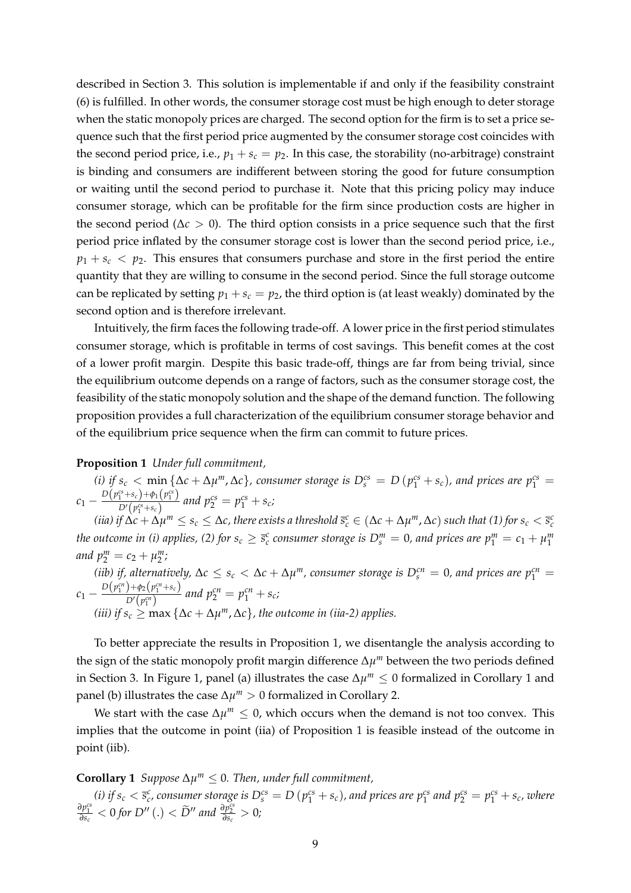described in Section 3. This solution is implementable if and only if the feasibility constraint (6) is fulfilled. In other words, the consumer storage cost must be high enough to deter storage when the static monopoly prices are charged. The second option for the firm is to set a price sequence such that the first period price augmented by the consumer storage cost coincides with the second period price, i.e., $p_1 + s_c = p_2$. In this case, the storability (no-arbitrage) constraint is binding and consumers are indifferent between storing the good for future consumption or waiting until the second period to purchase it. Note that this pricing policy may induce consumer storage, which can be profitable for the firm since production costs are higher in the second period ($\Delta c > 0$). The third option consists in a price sequence such that the first period price inflated by the consumer storage cost is lower than the second period price, i.e., $p_1 + s_c < p_2$. This ensures that consumers purchase and store in the first period the entire quantity that they are willing to consume in the second period. Since the full storage outcome can be replicated by setting $p_1 + s_c = p_2$, the third option is (at least weakly) dominated by the second option and is therefore irrelevant.

Intuitively, the firm faces the following trade-off. A lower price in the first period stimulates consumer storage, which is profitable in terms of cost savings. This benefit comes at the cost of a lower profit margin. Despite this basic trade-off, things are far from being trivial, since the equilibrium outcome depends on a range of factors, such as the consumer storage cost, the feasibility of the static monopoly solution and the shape of the demand function. The following proposition provides a full characterization of the equilibrium consumer storage behavior and of the equilibrium price sequence when the firm can commit to future prices.

**Proposition 1** *Under full commitment,*

*(i) if $s_c < \min\{\Delta c + \Delta\mu^m, \Delta c\}$, consumer storage is $D_s^{cs} = D(p_1^{cs} + s_c)$, and prices are $p_1^{cs} = c_1 - \frac{D(p_1^{cs}+s_c)+\phi_1(p_1^{cs})}{D'(p_1^{cs}+s_c)}$ and $p_2^{cs} = p_1^{cs} + s_c$;*

*(iia) if $\Delta c + \Delta\mu^m \le s_c \le \Delta c$, there exists a threshold $\bar{s}_c^c \in (\Delta c + \Delta\mu^m, \Delta c)$ such that (1) for $s_c < \bar{s}_c^c$ the outcome in (i) applies, (2) for $s_c \ge \bar{s}_c^c$ consumer storage is $D_s^m = 0$, and prices are $p_1^m = c_1 + \mu_1^m$ and $p_2^m = c_2 + \mu_2^m$;*

*(iib) if, alternatively, $\Delta c \le s_c < \Delta c + \Delta\mu^m$, consumer storage is $D_s^{cn} = 0$, and prices are $p_1^{cn} = c_1 - \frac{D(p_1^{cn})+\phi_2(p_1^{cn}+s_c)}{D'(p_1^{cn})}$ and $p_2^{cn} = p_1^{cn} + s_c$;*

*(iii) if $s_c \ge \max\{\Delta c + \Delta\mu^m, \Delta c\}$, the outcome in (iia-2) applies.*

To better appreciate the results in Proposition 1, we disentangle the analysis according to the sign of the static monopoly profit margin difference $\Delta\mu^m$ between the two periods defined in Section 3. In Figure 1, panel (a) illustrates the case $\Delta\mu^m \le 0$ formalized in Corollary 1 and panel (b) illustrates the case $\Delta\mu^m > 0$ formalized in Corollary 2.

We start with the case $\Delta\mu^m \le 0$, which occurs when the demand is not too convex. This implies that the outcome in point (iia) of Proposition 1 is feasible instead of the outcome in point (iib).

**Corollary 1** *Suppose $\Delta\mu^m \le 0$. Then, under full commitment,*

*(i) if $s_c < \bar{s}_c^c$, consumer storage is $D_s^{cs} = D(p_1^{cs} + s_c)$, and prices are $p_1^{cs}$ and $p_2^{cs} = p_1^{cs} + s_c$, where $\frac{\partial p_1^{cs}}{\partial s_c} < 0$ for $D''(.) < \widetilde{D}''$ and $\frac{\partial p_2^{cs}}{\partial s_c} > 0$;*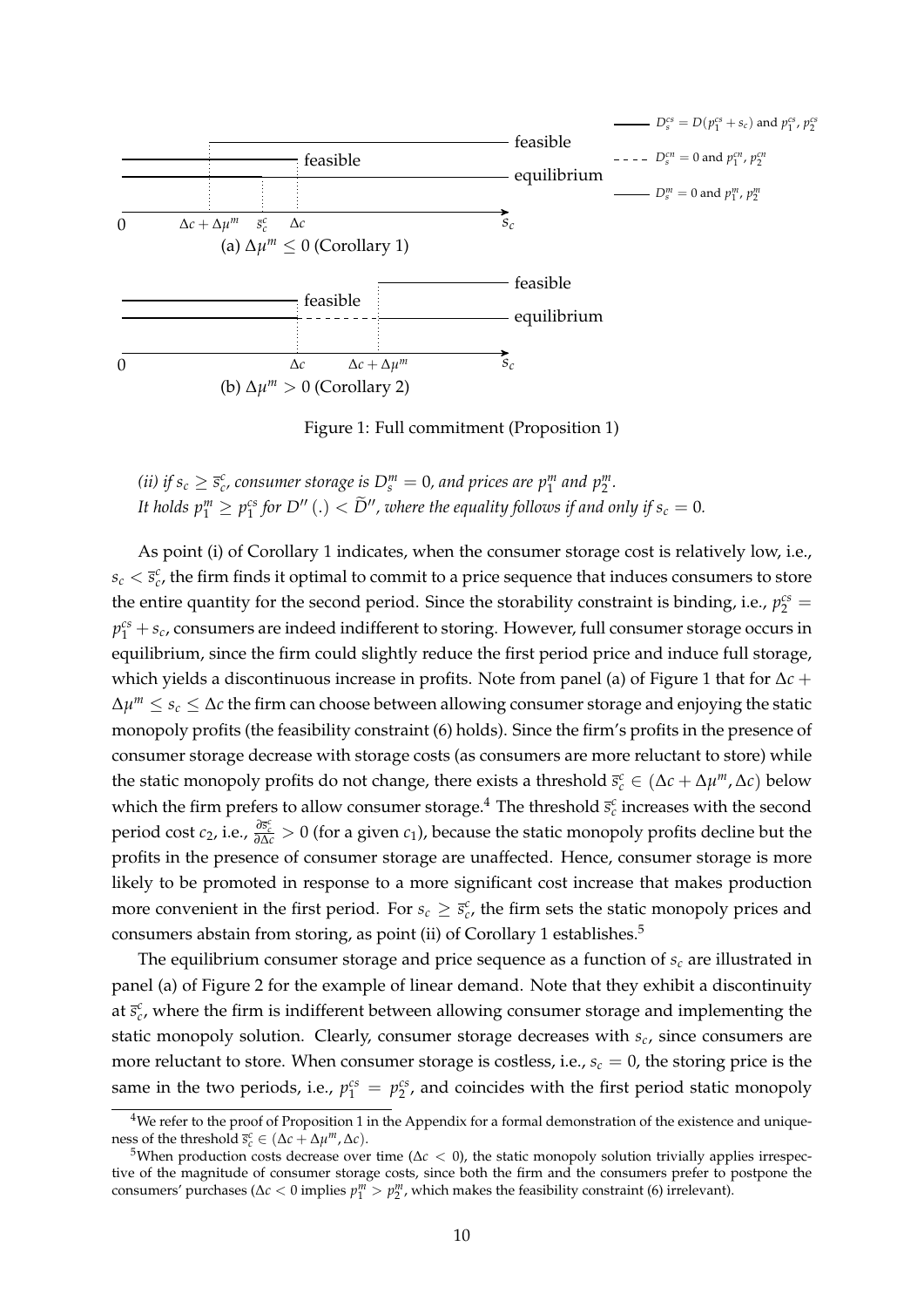Figure 1: Full commitment (Proposition 1)

*(ii) if $s_c \geq \bar{s}_c^c$, consumer storage is $D_s^m = 0$, and prices are $p_1^m$ and $p_2^m$.*
*It holds $p_1^m \geq p_1^{cs}$ for $D''(.) < \widetilde{D}''$, where the equality follows if and only if $s_c = 0$.*

As point (i) of Corollary 1 indicates, when the consumer storage cost is relatively low, i.e., $s_c < \bar{s}_c^c$, the firm finds it optimal to commit to a price sequence that induces consumers to store the entire quantity for the second period. Since the storability constraint is binding, i.e., $p_2^{cs} = p_1^{cs} + s_c$, consumers are indeed indifferent to storing. However, full consumer storage occurs in equilibrium, since the firm could slightly reduce the first period price and induce full storage, which yields a discontinuous increase in profits. Note from panel (a) of Figure 1 that for $\Delta c + \Delta\mu^m \leq s_c \leq \Delta c$ the firm can choose between allowing consumer storage and enjoying the static monopoly profits (the feasibility constraint (6) holds). Since the firm's profits in the presence of consumer storage decrease with storage costs (as consumers are more reluctant to store) while the static monopoly profits do not change, there exists a threshold $\bar{s}_c^c \in (\Delta c + \Delta\mu^m, \Delta c)$ below which the firm prefers to allow consumer storage.[4] The threshold $\bar{s}_c^c$ increases with the second period cost $c_2$, i.e., $\frac{\partial \bar{s}_c^c}{\partial \Delta c} > 0$ (for a given $c_1$), because the static monopoly profits decline but the profits in the presence of consumer storage are unaffected. Hence, consumer storage is more likely to be promoted in response to a more significant cost increase that makes production more convenient in the first period. For $s_c \geq \bar{s}_c^c$, the firm sets the static monopoly prices and consumers abstain from storing, as point (ii) of Corollary 1 establishes.[5]

The equilibrium consumer storage and price sequence as a function of $s_c$ are illustrated in panel (a) of Figure 2 for the example of linear demand. Note that they exhibit a discontinuity at $\bar{s}_c^c$, where the firm is indifferent between allowing consumer storage and implementing the static monopoly solution. Clearly, consumer storage decreases with $s_c$, since consumers are more reluctant to store. When consumer storage is costless, i.e., $s_c = 0$, the storing price is the same in the two periods, i.e., $p_1^{cs} = p_2^{cs}$, and coincides with the first period static monopoly

[4] We refer to the proof of Proposition 1 in the Appendix for a formal demonstration of the existence and uniqueness of the threshold $\bar{s}_c^c \in (\Delta c + \Delta\mu^m, \Delta c)$.

[5] When production costs decrease over time ($\Delta c < 0$), the static monopoly solution trivially applies irrespective of the magnitude of consumer storage costs, since both the firm and the consumers prefer to postpone the consumers' purchases ($\Delta c < 0$ implies $p_1^m > p_2^m$, which makes the feasibility constraint (6) irrelevant).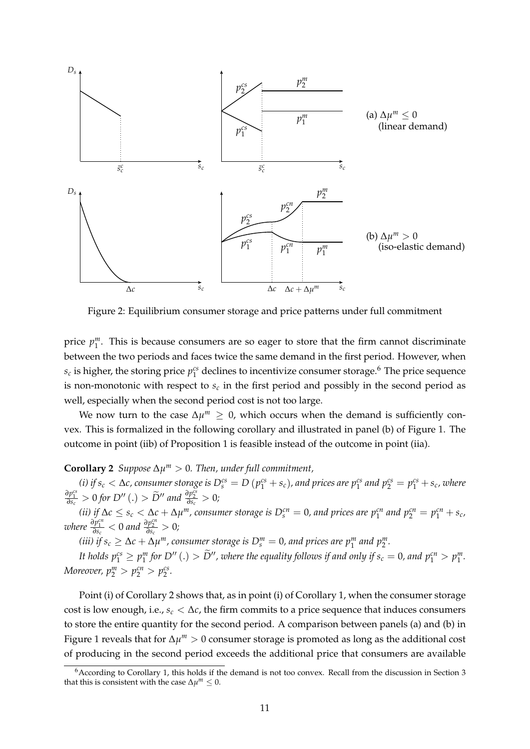Figure 2: Equilibrium consumer storage and price patterns under full commitment

price $p_1^m$. This is because consumers are so eager to store that the firm cannot discriminate between the two periods and faces twice the same demand in the first period. However, when $s_c$ is higher, the storing price $p_1^{cs}$ declines to incentivize consumer storage.[6] The price sequence is non-monotonic with respect to $s_c$ in the first period and possibly in the second period as well, especially when the second period cost is not too large.

We now turn to the case $\Delta\mu^m \geq 0$, which occurs when the demand is sufficiently convex. This is formalized in the following corollary and illustrated in panel (b) of Figure 1. The outcome in point (iib) of Proposition 1 is feasible instead of the outcome in point (iia).

**Corollary 2** *Suppose $\Delta\mu^m > 0$. Then, under full commitment,*

*(i) if $s_c < \Delta c$, consumer storage is $D_s^{cs} = D\left(p_1^{cs} + s_c\right)$, and prices are $p_1^{cs}$ and $p_2^{cs} = p_1^{cs} + s_c$, where $\frac{\partial p_1^{cs}}{\partial s_c} > 0$ for $D''(.) > \widetilde{D}''$ and $\frac{\partial p_2^{cs}}{\partial s_c} > 0$;*

*(ii) if $\Delta c \leq s_c < \Delta c + \Delta\mu^m$, consumer storage is $D_s^{cn} = 0$, and prices are $p_1^{cn}$ and $p_2^{cn} = p_1^{cn} + s_c$, where $\frac{\partial p_1^{cn}}{\partial s_c} < 0$ and $\frac{\partial p_2^{cn}}{\partial s_c} > 0$;*

*(iii) if $s_c \geq \Delta c + \Delta\mu^m$, consumer storage is $D_s^m = 0$, and prices are $p_1^m$ and $p_2^m$.*

*It holds $p_1^{cs} \geq p_1^m$ for $D''(.) > \widetilde{D}''$, where the equality follows if and only if $s_c = 0$, and $p_1^{cn} > p_1^m$. Moreover, $p_2^m > p_2^{cn} > p_2^{cs}$.*

Point (i) of Corollary 2 shows that, as in point (i) of Corollary 1, when the consumer storage cost is low enough, i.e., $s_c < \Delta c$, the firm commits to a price sequence that induces consumers to store the entire quantity for the second period. A comparison between panels (a) and (b) in Figure 1 reveals that for $\Delta\mu^m > 0$ consumer storage is promoted as long as the additional cost of producing in the second period exceeds the additional price that consumers are available

[6] According to Corollary 1, this holds if the demand is not too convex. Recall from the discussion in Section 3 that this is consistent with the case $\Delta\mu^m \leq 0$.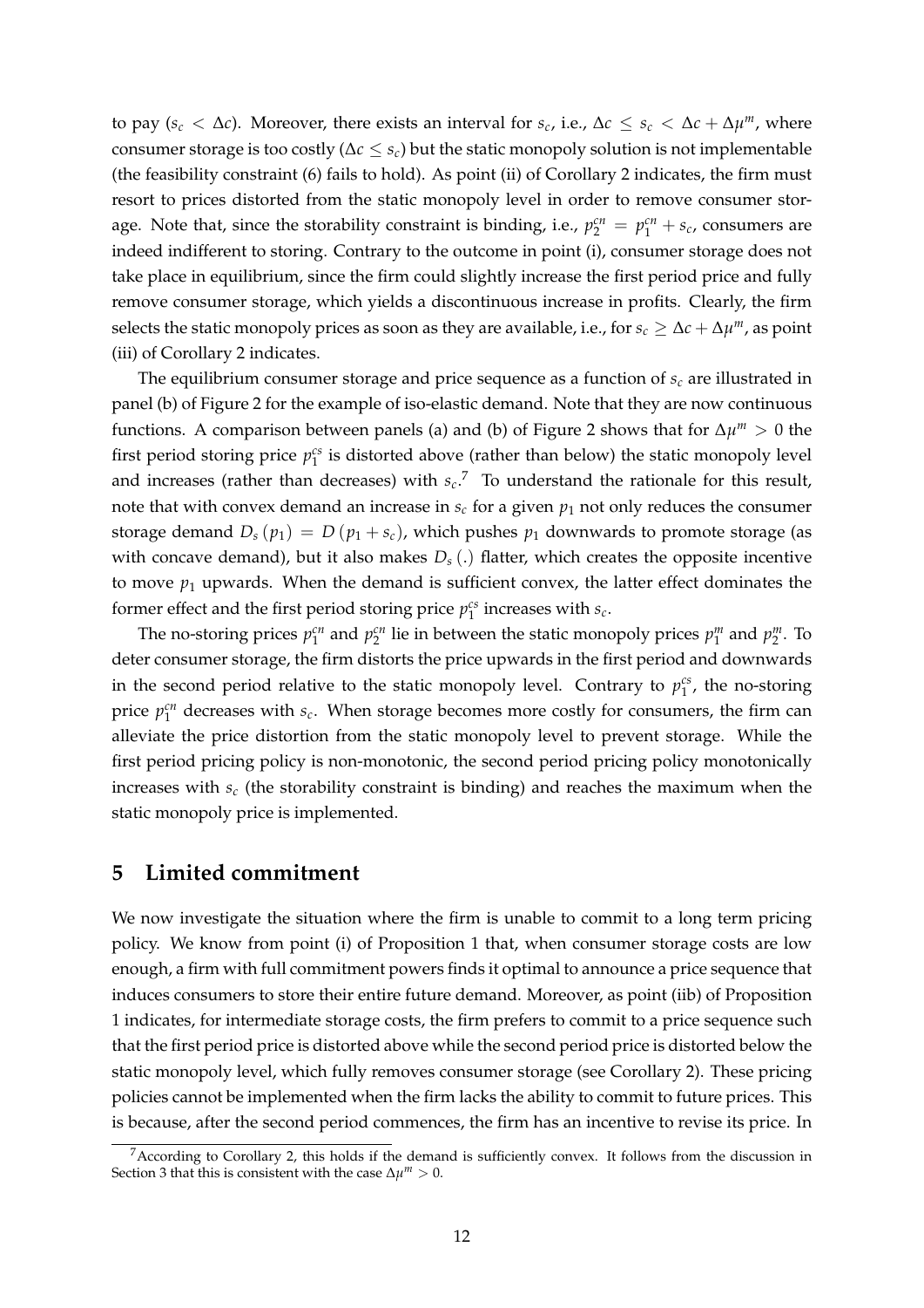to pay ($s_c < \Delta c$). Moreover, there exists an interval for $s_c$, i.e., $\Delta c \leq s_c < \Delta c + \Delta\mu^m$, where consumer storage is too costly ($\Delta c \leq s_c$) but the static monopoly solution is not implementable (the feasibility constraint (6) fails to hold). As point (ii) of Corollary 2 indicates, the firm must resort to prices distorted from the static monopoly level in order to remove consumer storage. Note that, since the storability constraint is binding, i.e., $p_2^{cn} = p_1^{cn} + s_c$, consumers are indeed indifferent to storing. Contrary to the outcome in point (i), consumer storage does not take place in equilibrium, since the firm could slightly increase the first period price and fully remove consumer storage, which yields a discontinuous increase in profits. Clearly, the firm selects the static monopoly prices as soon as they are available, i.e., for $s_c \geq \Delta c + \Delta\mu^m$, as point (iii) of Corollary 2 indicates.

The equilibrium consumer storage and price sequence as a function of $s_c$ are illustrated in panel (b) of Figure 2 for the example of iso-elastic demand. Note that they are now continuous functions. A comparison between panels (a) and (b) of Figure 2 shows that for $\Delta\mu^m > 0$ the first period storing price $p_1^{cs}$ is distorted above (rather than below) the static monopoly level and increases (rather than decreases) with $s_c$.[7] To understand the rationale for this result, note that with convex demand an increase in $s_c$ for a given $p_1$ not only reduces the consumer storage demand $D_s(p_1) = D(p_1 + s_c)$, which pushes $p_1$ downwards to promote storage (as with concave demand), but it also makes $D_s(.)$ flatter, which creates the opposite incentive to move $p_1$ upwards. When the demand is sufficient convex, the latter effect dominates the former effect and the first period storing price $p_1^{cs}$ increases with $s_c$.

The no-storing prices $p_1^{cn}$ and $p_2^{cn}$ lie in between the static monopoly prices $p_1^m$ and $p_2^m$. To deter consumer storage, the firm distorts the price upwards in the first period and downwards in the second period relative to the static monopoly level. Contrary to $p_1^{cs}$, the no-storing price $p_1^{cn}$ decreases with $s_c$. When storage becomes more costly for consumers, the firm can alleviate the price distortion from the static monopoly level to prevent storage. While the first period pricing policy is non-monotonic, the second period pricing policy monotonically increases with $s_c$ (the storability constraint is binding) and reaches the maximum when the static monopoly price is implemented.

## 5 Limited commitment

We now investigate the situation where the firm is unable to commit to a long term pricing policy. We know from point (i) of Proposition 1 that, when consumer storage costs are low enough, a firm with full commitment powers finds it optimal to announce a price sequence that induces consumers to store their entire future demand. Moreover, as point (iib) of Proposition 1 indicates, for intermediate storage costs, the firm prefers to commit to a price sequence such that the first period price is distorted above while the second period price is distorted below the static monopoly level, which fully removes consumer storage (see Corollary 2). These pricing policies cannot be implemented when the firm lacks the ability to commit to future prices. This is because, after the second period commences, the firm has an incentive to revise its price. In

[7] According to Corollary 2, this holds if the demand is sufficiently convex. It follows from the discussion in Section 3 that this is consistent with the case $\Delta\mu^m > 0$.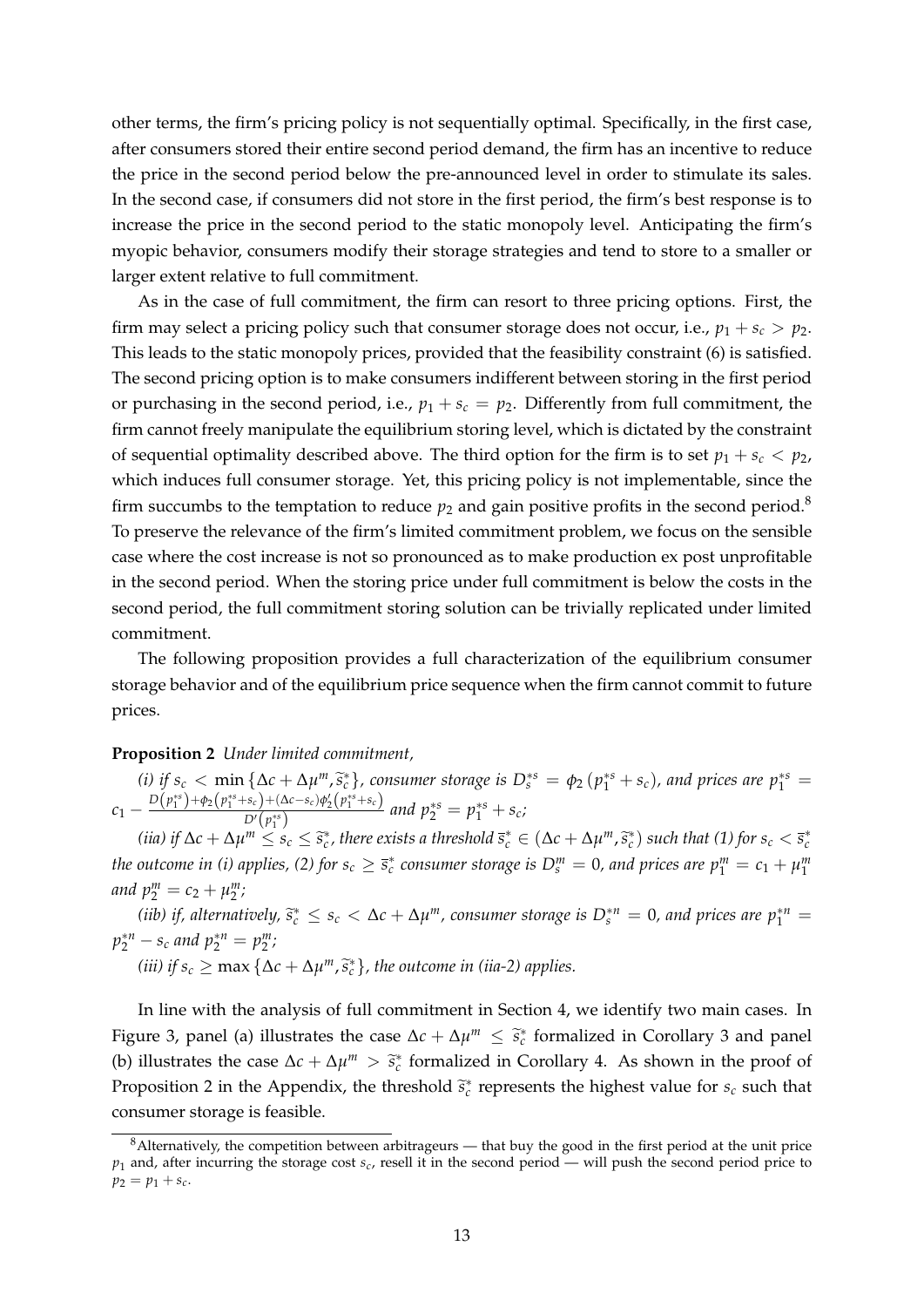other terms, the firm's pricing policy is not sequentially optimal. Specifically, in the first case, after consumers stored their entire second period demand, the firm has an incentive to reduce the price in the second period below the pre-announced level in order to stimulate its sales. In the second case, if consumers did not store in the first period, the firm's best response is to increase the price in the second period to the static monopoly level. Anticipating the firm's myopic behavior, consumers modify their storage strategies and tend to store to a smaller or larger extent relative to full commitment.

As in the case of full commitment, the firm can resort to three pricing options. First, the firm may select a pricing policy such that consumer storage does not occur, i.e., $p_1 + s_c > p_2$. This leads to the static monopoly prices, provided that the feasibility constraint (6) is satisfied. The second pricing option is to make consumers indifferent between storing in the first period or purchasing in the second period, i.e., $p_1 + s_c = p_2$. Differently from full commitment, the firm cannot freely manipulate the equilibrium storing level, which is dictated by the constraint of sequential optimality described above. The third option for the firm is to set $p_1 + s_c < p_2$, which induces full consumer storage. Yet, this pricing policy is not implementable, since the firm succumbs to the temptation to reduce $p_2$ and gain positive profits in the second period.[8] To preserve the relevance of the firm's limited commitment problem, we focus on the sensible case where the cost increase is not so pronounced as to make production ex post unprofitable in the second period. When the storing price under full commitment is below the costs in the second period, the full commitment storing solution can be trivially replicated under limited commitment.

The following proposition provides a full characterization of the equilibrium consumer storage behavior and of the equilibrium price sequence when the firm cannot commit to future prices.

**Proposition 2** *Under limited commitment,*

*(i) if $s_c < \min\{\Delta c + \Delta\mu^m, \widetilde{s}_c^*\}$, consumer storage is $D_s^{*s} = \phi_2(p_1^{*s} + s_c)$, and prices are $p_1^{*s} = c_1 - \frac{D(p_1^{*s}) + \phi_2(p_1^{*s} + s_c) + (\Delta c - s_c)\phi_2'(p_1^{*s} + s_c)}{D'(p_1^{*s})}$ and $p_2^{*s} = p_1^{*s} + s_c$;*

*(iia) if $\Delta c + \Delta\mu^m \leq s_c \leq \widetilde{s}_c^*$, there exists a threshold $\overline{s}_c^* \in (\Delta c + \Delta\mu^m, \widetilde{s}_c^*)$ such that (1) for $s_c < \overline{s}_c^*$ the outcome in (i) applies, (2) for $s_c \geq \overline{s}_c^*$ consumer storage is $D_s^m = 0$, and prices are $p_1^m = c_1 + \mu_1^m$ and $p_2^m = c_2 + \mu_2^m$;*

*(iib) if, alternatively, $\widetilde{s}_c^* \leq s_c < \Delta c + \Delta\mu^m$, consumer storage is $D_s^{*n} = 0$, and prices are $p_1^{*n} = p_2^{*n} - s_c$ and $p_2^{*n} = p_2^m$;*

*(iii) if $s_c \geq \max\{\Delta c + \Delta\mu^m, \widetilde{s}_c^*\}$, the outcome in (iia-2) applies.*

In line with the analysis of full commitment in Section 4, we identify two main cases. In Figure 3, panel (a) illustrates the case $\Delta c + \Delta\mu^m \leq \widetilde{s}_c^*$ formalized in Corollary 3 and panel (b) illustrates the case $\Delta c + \Delta\mu^m > \widetilde{s}_c^*$ formalized in Corollary 4. As shown in the proof of Proposition 2 in the Appendix, the threshold $\widetilde{s}_c^*$ represents the highest value for $s_c$ such that consumer storage is feasible.

[8] Alternatively, the competition between arbitrageurs — that buy the good in the first period at the unit price $p_1$ and, after incurring the storage cost $s_c$, resell it in the second period — will push the second period price to $p_2 = p_1 + s_c$.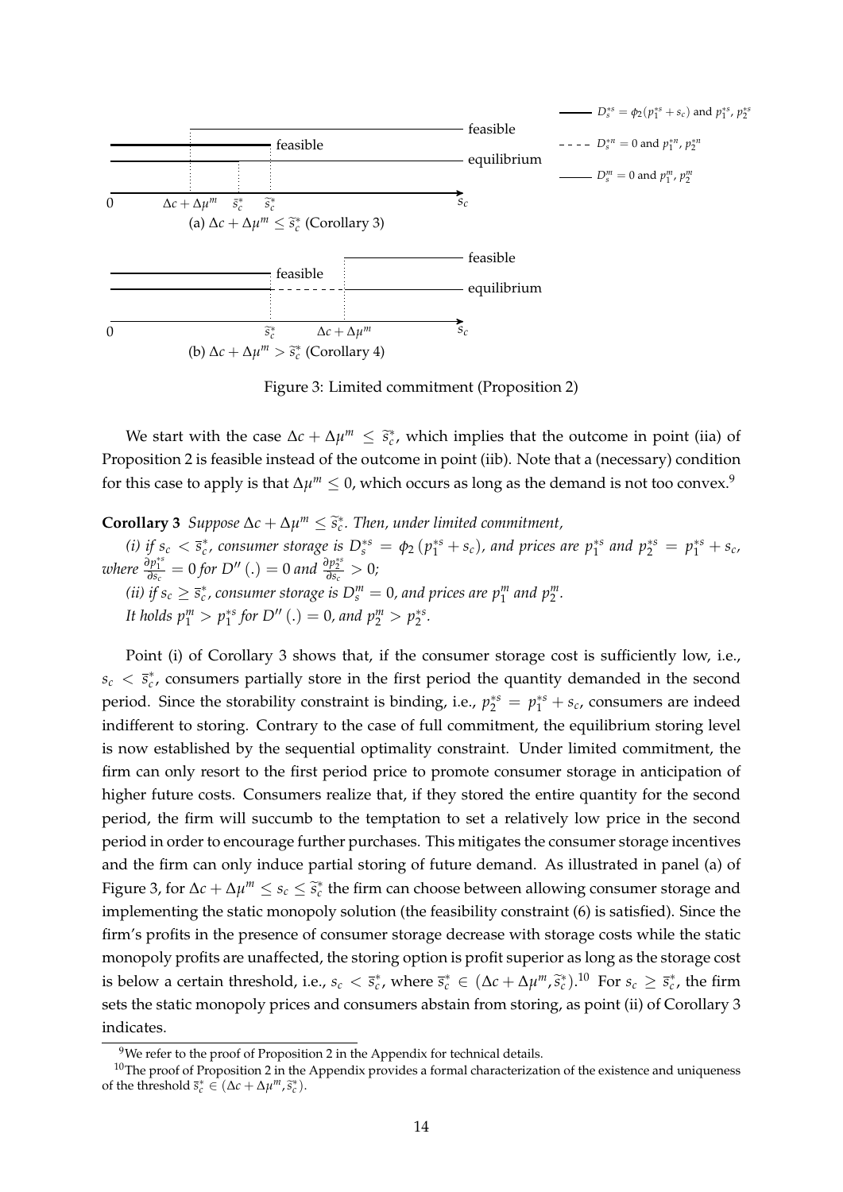Figure 3: Limited commitment (Proposition 2)

We start with the case $\Delta c + \Delta\mu^m \leq \widetilde{s}_c^*$, which implies that the outcome in point (iia) of Proposition 2 is feasible instead of the outcome in point (iib). Note that a (necessary) condition for this case to apply is that $\Delta\mu^m \leq 0$, which occurs as long as the demand is not too convex.[9]

**Corollary 3** *Suppose $\Delta c + \Delta\mu^m \leq \widetilde{s}_c^*$. Then, under limited commitment,*

*(i) if $s_c < \overline{s}_c^*$, consumer storage is $D_s^{*s} = \phi_2(p_1^{*s} + s_c)$, and prices are $p_1^{*s}$ and $p_2^{*s} = p_1^{*s} + s_c$, where $\frac{\partial p_1^{*s}}{\partial s_c} = 0$ for $D''(.) = 0$ and $\frac{\partial p_2^{*s}}{\partial s_c} > 0$;*

*(ii) if $s_c \geq \overline{s}_c^*$, consumer storage is $D_s^m = 0$, and prices are $p_1^m$ and $p_2^m$.*

*It holds $p_1^m > p_1^{*s}$ for $D''(.) = 0$, and $p_2^m > p_2^{*s}$.*

Point (i) of Corollary 3 shows that, if the consumer storage cost is sufficiently low, i.e., $s_c < \overline{s}_c^*$, consumers partially store in the first period the quantity demanded in the second period. Since the storability constraint is binding, i.e., $p_2^{*s} = p_1^{*s} + s_c$, consumers are indeed indifferent to storing. Contrary to the case of full commitment, the equilibrium storing level is now established by the sequential optimality constraint. Under limited commitment, the firm can only resort to the first period price to promote consumer storage in anticipation of higher future costs. Consumers realize that, if they stored the entire quantity for the second period, the firm will succumb to the temptation to set a relatively low price in the second period in order to encourage further purchases. This mitigates the consumer storage incentives and the firm can only induce partial storing of future demand. As illustrated in panel (a) of Figure 3, for $\Delta c + \Delta\mu^m \leq s_c \leq \widetilde{s}_c^*$ the firm can choose between allowing consumer storage and implementing the static monopoly solution (the feasibility constraint (6) is satisfied). Since the firm's profits in the presence of consumer storage decrease with storage costs while the static monopoly profits are unaffected, the storing option is profit superior as long as the storage cost is below a certain threshold, i.e., $s_c < \overline{s}_c^*$, where $\overline{s}_c^* \in (\Delta c + \Delta\mu^m, \widetilde{s}_c^*)$.[10] For $s_c \geq \overline{s}_c^*$, the firm sets the static monopoly prices and consumers abstain from storing, as point (ii) of Corollary 3 indicates.

[9]We refer to the proof of Proposition 2 in the Appendix for technical details.

[10]The proof of Proposition 2 in the Appendix provides a formal characterization of the existence and uniqueness of the threshold $\overline{s}_c^* \in (\Delta c + \Delta\mu^m, \widetilde{s}_c^*)$.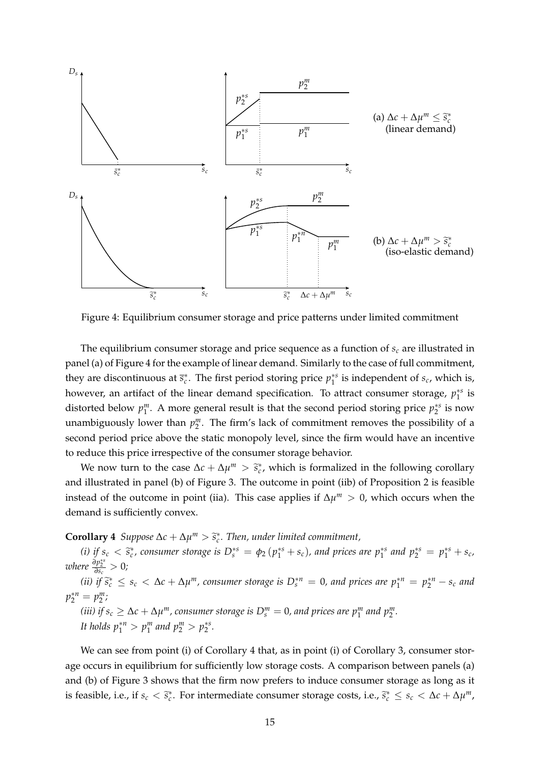Figure 4: Equilibrium consumer storage and price patterns under limited commitment

The equilibrium consumer storage and price sequence as a function of $s_c$ are illustrated in panel (a) of Figure 4 for the example of linear demand. Similarly to the case of full commitment, they are discontinuous at $\bar{s}_c^*$. The first period storing price $p_1^{*s}$ is independent of $s_c$, which is, however, an artifact of the linear demand specification. To attract consumer storage, $p_1^{*s}$ is distorted below $p_1^m$. A more general result is that the second period storing price $p_2^{*s}$ is now unambiguously lower than $p_2^m$. The firm's lack of commitment removes the possibility of a second period price above the static monopoly level, since the firm would have an incentive to reduce this price irrespective of the consumer storage behavior.

We now turn to the case $\Delta c + \Delta\mu^m > \widetilde{s}_c^*$, which is formalized in the following corollary and illustrated in panel (b) of Figure 3. The outcome in point (iib) of Proposition 2 is feasible instead of the outcome in point (iia). This case applies if $\Delta\mu^m > 0$, which occurs when the demand is sufficiently convex.

**Corollary 4** *Suppose $\Delta c + \Delta\mu^m > \widetilde{s}_c^*$. Then, under limited commitment,*

*(i) if $s_c < \widetilde{s}_c^*$, consumer storage is $D_s^{*s} = \phi_2(p_1^{*s} + s_c)$, and prices are $p_1^{*s}$ and $p_2^{*s} = p_1^{*s} + s_c$, where $\frac{\partial p_2^{*s}}{\partial s_c} > 0$;*

*(ii) if $\widetilde{s}_c^* \leq s_c < \Delta c + \Delta\mu^m$, consumer storage is $D_s^{*n} = 0$, and prices are $p_1^{*n} = p_2^{*n} - s_c$ and $p_2^{*n} = p_2^m$;*

*(iii) if $s_c \geq \Delta c + \Delta\mu^m$, consumer storage is $D_s^m = 0$, and prices are $p_1^m$ and $p_2^m$.*

*It holds $p_1^{*n} > p_1^m$ and $p_2^m > p_2^{*s}$.*

We can see from point (i) of Corollary 4 that, as in point (i) of Corollary 3, consumer storage occurs in equilibrium for sufficiently low storage costs. A comparison between panels (a) and (b) of Figure 3 shows that the firm now prefers to induce consumer storage as long as it is feasible, i.e., if $s_c < \widetilde{s}_c^*$. For intermediate consumer storage costs, i.e., $\widetilde{s}_c^* \leq s_c < \Delta c + \Delta\mu^m$,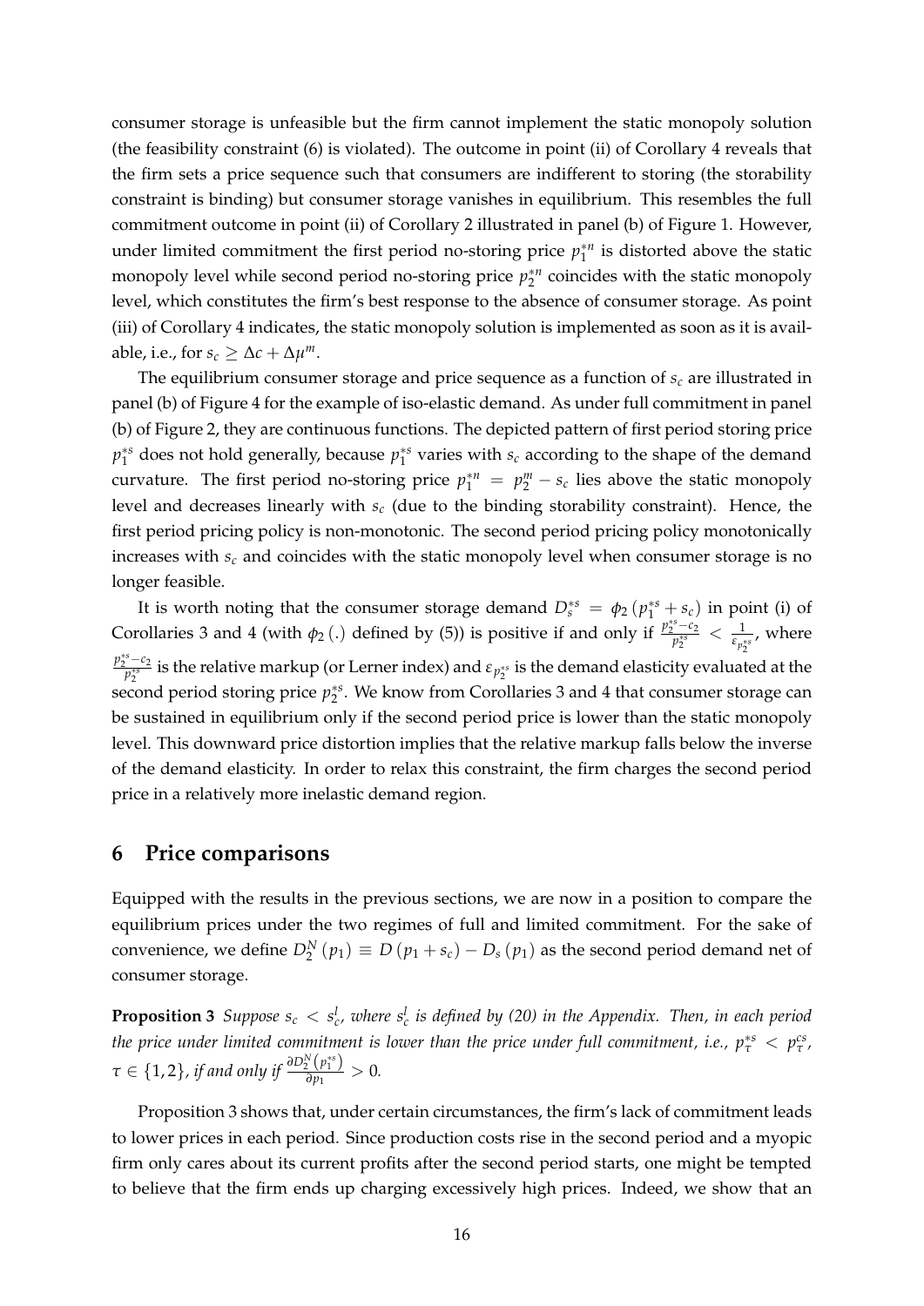consumer storage is unfeasible but the firm cannot implement the static monopoly solution (the feasibility constraint (6) is violated). The outcome in point (ii) of Corollary 4 reveals that the firm sets a price sequence such that consumers are indifferent to storing (the storability constraint is binding) but consumer storage vanishes in equilibrium. This resembles the full commitment outcome in point (ii) of Corollary 2 illustrated in panel (b) of Figure 1. However, under limited commitment the first period no-storing price $p_1^{*n}$ is distorted above the static monopoly level while second period no-storing price $p_2^{*n}$ coincides with the static monopoly level, which constitutes the firm's best response to the absence of consumer storage. As point (iii) of Corollary 4 indicates, the static monopoly solution is implemented as soon as it is available, i.e., for $s_c \geq \Delta c + \Delta \mu^m$.

The equilibrium consumer storage and price sequence as a function of $s_c$ are illustrated in panel (b) of Figure 4 for the example of iso-elastic demand. As under full commitment in panel (b) of Figure 2, they are continuous functions. The depicted pattern of first period storing price $p_1^{*s}$ does not hold generally, because $p_1^{*s}$ varies with $s_c$ according to the shape of the demand curvature. The first period no-storing price $p_1^{*n} = p_2^m - s_c$ lies above the static monopoly level and decreases linearly with $s_c$ (due to the binding storability constraint). Hence, the first period pricing policy is non-monotonic. The second period pricing policy monotonically increases with $s_c$ and coincides with the static monopoly level when consumer storage is no longer feasible.

It is worth noting that the consumer storage demand $D_s^{*s} = \phi_2 \left(p_1^{*s} + s_c\right)$ in point (i) of Corollaries 3 and 4 (with $\phi_2(.)$ defined by (5)) is positive if and only if $\frac{p_2^{*s} - c_2}{p_2^{*s}} < \frac{1}{\varepsilon_{p_2^{*s}}}$, where $\frac{p_2^{*s} - c_2}{p_2^{*s}}$ is the relative markup (or Lerner index) and $\varepsilon_{p_2^{*s}}$ is the demand elasticity evaluated at the second period storing price $p_2^{*s}$. We know from Corollaries 3 and 4 that consumer storage can be sustained in equilibrium only if the second period price is lower than the static monopoly level. This downward price distortion implies that the relative markup falls below the inverse of the demand elasticity. In order to relax this constraint, the firm charges the second period price in a relatively more inelastic demand region.

# 6 Price comparisons

Equipped with the results in the previous sections, we are now in a position to compare the equilibrium prices under the two regimes of full and limited commitment. For the sake of convenience, we define $D_2^N(p_1) \equiv D(p_1 + s_c) - D_s(p_1)$ as the second period demand net of consumer storage.

**Proposition 3** *Suppose $s_c < s_c^l$, where $s_c^l$ is defined by (20) in the Appendix. Then, in each period the price under limited commitment is lower than the price under full commitment, i.e., $p_\tau^{*s} < p_\tau^{cs}$, $\tau \in \{1, 2\}$, if and only if $\frac{\partial D_2^N\left(p_1^{*s}\right)}{\partial p_1} > 0$.*

Proposition 3 shows that, under certain circumstances, the firm's lack of commitment leads to lower prices in each period. Since production costs rise in the second period and a myopic firm only cares about its current profits after the second period starts, one might be tempted to believe that the firm ends up charging excessively high prices. Indeed, we show that an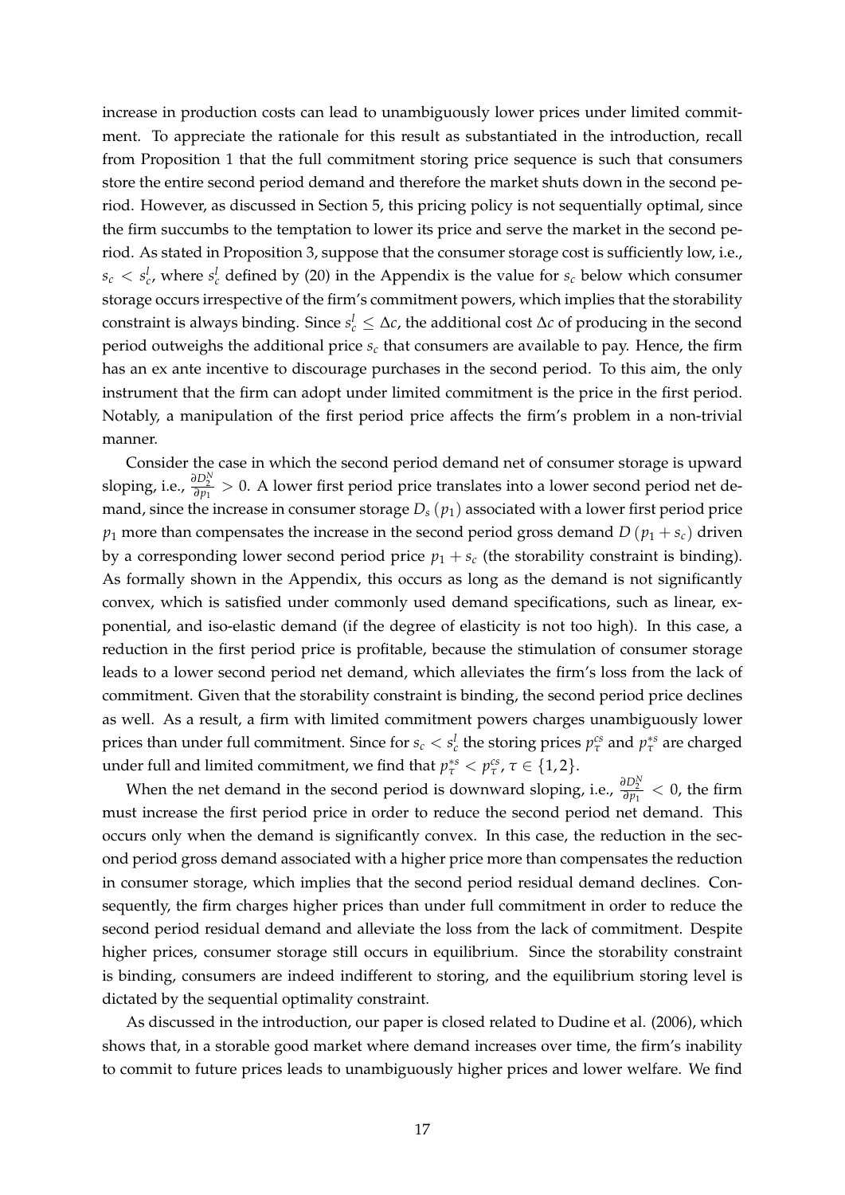increase in production costs can lead to unambiguously lower prices under limited commitment. To appreciate the rationale for this result as substantiated in the introduction, recall from Proposition 1 that the full commitment storing price sequence is such that consumers store the entire second period demand and therefore the market shuts down in the second period. However, as discussed in Section 5, this pricing policy is not sequentially optimal, since the firm succumbs to the temptation to lower its price and serve the market in the second period. As stated in Proposition 3, suppose that the consumer storage cost is sufficiently low, i.e., $s_c < s_c^l$, where $s_c^l$ defined by (20) in the Appendix is the value for $s_c$ below which consumer storage occurs irrespective of the firm's commitment powers, which implies that the storability constraint is always binding. Since $s_c^l \leq \Delta c$, the additional cost $\Delta c$ of producing in the second period outweighs the additional price $s_c$ that consumers are available to pay. Hence, the firm has an ex ante incentive to discourage purchases in the second period. To this aim, the only instrument that the firm can adopt under limited commitment is the price in the first period. Notably, a manipulation of the first period price affects the firm's problem in a non-trivial manner.

Consider the case in which the second period demand net of consumer storage is upward sloping, i.e., $\frac{\partial D_2^N}{\partial p_1} > 0$. A lower first period price translates into a lower second period net demand, since the increase in consumer storage $D_s(p_1)$ associated with a lower first period price $p_1$ more than compensates the increase in the second period gross demand $D(p_1 + s_c)$ driven by a corresponding lower second period price $p_1 + s_c$ (the storability constraint is binding). As formally shown in the Appendix, this occurs as long as the demand is not significantly convex, which is satisfied under commonly used demand specifications, such as linear, exponential, and iso-elastic demand (if the degree of elasticity is not too high). In this case, a reduction in the first period price is profitable, because the stimulation of consumer storage leads to a lower second period net demand, which alleviates the firm's loss from the lack of commitment. Given that the storability constraint is binding, the second period price declines as well. As a result, a firm with limited commitment powers charges unambiguously lower prices than under full commitment. Since for $s_c < s_c^l$ the storing prices $p_\tau^{cs}$ and $p_\tau^{*s}$ are charged under full and limited commitment, we find that $p_\tau^{*s} < p_\tau^{cs}$, $\tau \in \{1, 2\}$.

When the net demand in the second period is downward sloping, i.e., $\frac{\partial D_2^N}{\partial p_1} < 0$, the firm must increase the first period price in order to reduce the second period net demand. This occurs only when the demand is significantly convex. In this case, the reduction in the second period gross demand associated with a higher price more than compensates the reduction in consumer storage, which implies that the second period residual demand declines. Consequently, the firm charges higher prices than under full commitment in order to reduce the second period residual demand and alleviate the loss from the lack of commitment. Despite higher prices, consumer storage still occurs in equilibrium. Since the storability constraint is binding, consumers are indeed indifferent to storing, and the equilibrium storing level is dictated by the sequential optimality constraint.

As discussed in the introduction, our paper is closed related to Dudine et al. (2006), which shows that, in a storable good market where demand increases over time, the firm's inability to commit to future prices leads to unambiguously higher prices and lower welfare. We find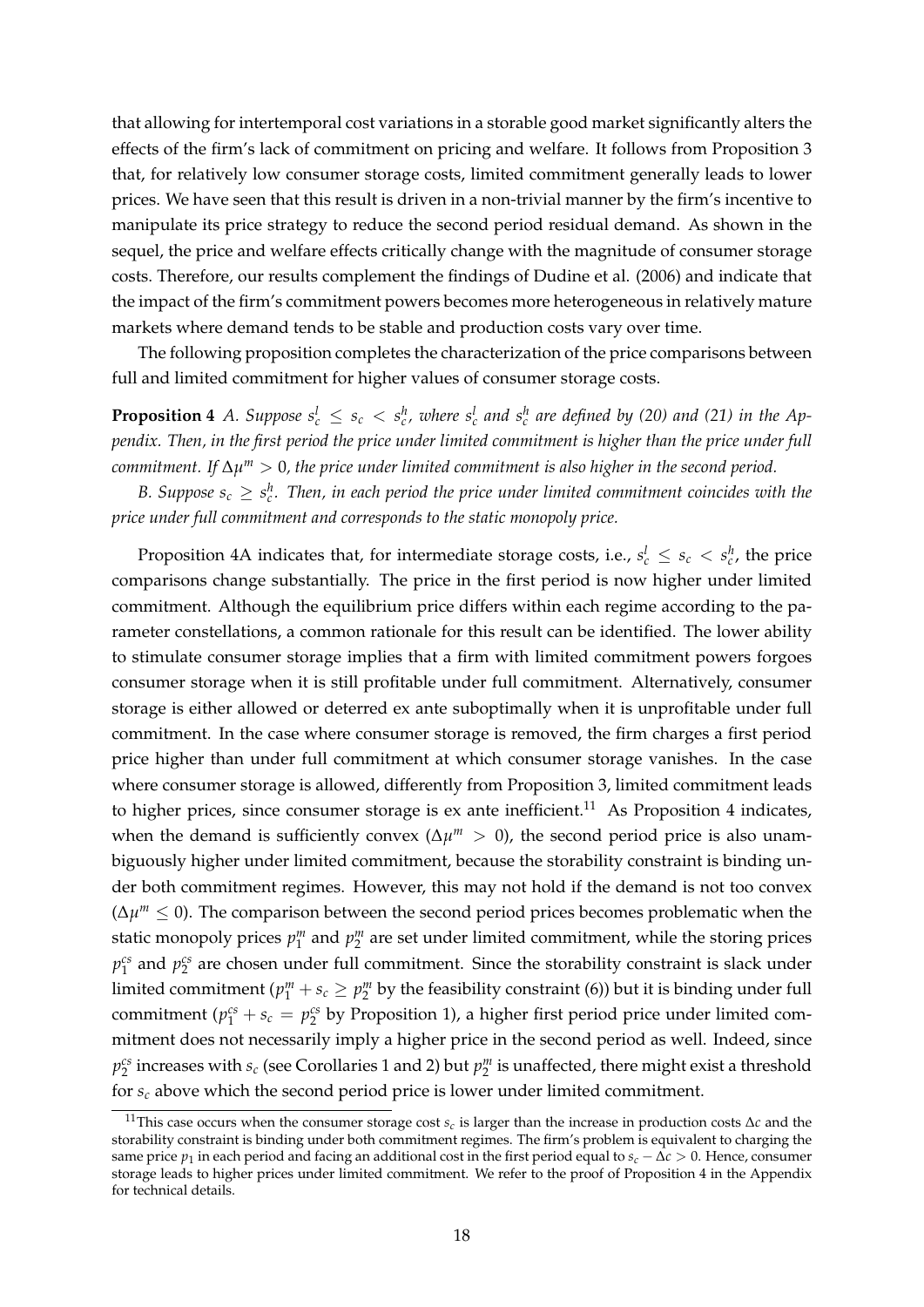that allowing for intertemporal cost variations in a storable good market significantly alters the effects of the firm's lack of commitment on pricing and welfare. It follows from Proposition 3 that, for relatively low consumer storage costs, limited commitment generally leads to lower prices. We have seen that this result is driven in a non-trivial manner by the firm's incentive to manipulate its price strategy to reduce the second period residual demand. As shown in the sequel, the price and welfare effects critically change with the magnitude of consumer storage costs. Therefore, our results complement the findings of Dudine et al. (2006) and indicate that the impact of the firm's commitment powers becomes more heterogeneous in relatively mature markets where demand tends to be stable and production costs vary over time.

The following proposition completes the characterization of the price comparisons between full and limited commitment for higher values of consumer storage costs.

**Proposition 4** *A. Suppose $s_c^l \leq s_c < s_c^h$, where $s_c^l$ and $s_c^h$ are defined by (20) and (21) in the Appendix. Then, in the first period the price under limited commitment is higher than the price under full commitment. If $\Delta\mu^m > 0$, the price under limited commitment is also higher in the second period.*

*B. Suppose $s_c \geq s_c^h$. Then, in each period the price under limited commitment coincides with the price under full commitment and corresponds to the static monopoly price.*

Proposition 4A indicates that, for intermediate storage costs, i.e., $s_c^l \leq s_c < s_c^h$, the price comparisons change substantially. The price in the first period is now higher under limited commitment. Although the equilibrium price differs within each regime according to the parameter constellations, a common rationale for this result can be identified. The lower ability to stimulate consumer storage implies that a firm with limited commitment powers forgoes consumer storage when it is still profitable under full commitment. Alternatively, consumer storage is either allowed or deterred ex ante suboptimally when it is unprofitable under full commitment. In the case where consumer storage is removed, the firm charges a first period price higher than under full commitment at which consumer storage vanishes. In the case where consumer storage is allowed, differently from Proposition 3, limited commitment leads to higher prices, since consumer storage is ex ante inefficient.[11] As Proposition 4 indicates, when the demand is sufficiently convex ($\Delta\mu^m > 0$), the second period price is also unambiguously higher under limited commitment, because the storability constraint is binding under both commitment regimes. However, this may not hold if the demand is not too convex ($\Delta\mu^m \leq 0$). The comparison between the second period prices becomes problematic when the static monopoly prices $p_1^m$ and $p_2^m$ are set under limited commitment, while the storing prices $p_1^{cs}$ and $p_2^{cs}$ are chosen under full commitment. Since the storability constraint is slack under limited commitment ($p_1^m + s_c \geq p_2^m$ by the feasibility constraint (6)) but it is binding under full commitment ($p_1^{cs} + s_c = p_2^{cs}$ by Proposition 1), a higher first period price under limited commitment does not necessarily imply a higher price in the second period as well. Indeed, since $p_2^{cs}$ increases with $s_c$ (see Corollaries 1 and 2) but $p_2^m$ is unaffected, there might exist a threshold for $s_c$ above which the second period price is lower under limited commitment.

[11] This case occurs when the consumer storage cost $s_c$ is larger than the increase in production costs $\Delta c$ and the storability constraint is binding under both commitment regimes. The firm's problem is equivalent to charging the same price $p_1$ in each period and facing an additional cost in the first period equal to $s_c - \Delta c > 0$. Hence, consumer storage leads to higher prices under limited commitment. We refer to the proof of Proposition 4 in the Appendix for technical details.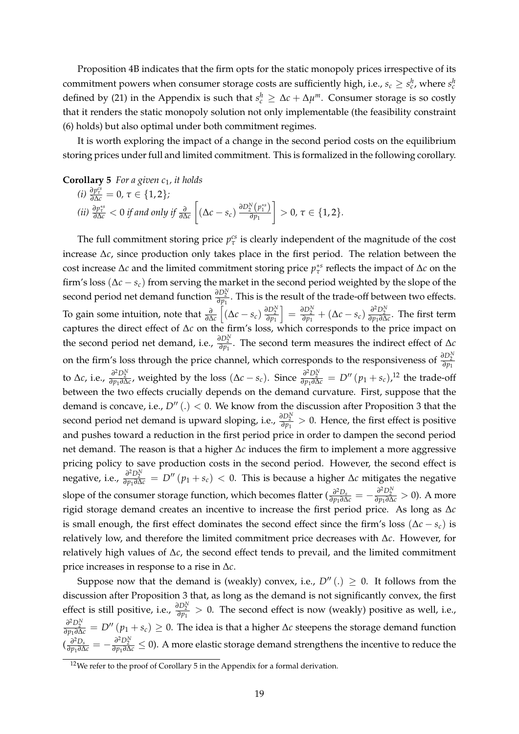Proposition 4B indicates that the firm opts for the static monopoly prices irrespective of its commitment powers when consumer storage costs are sufficiently high, i.e., $s_c \geq s_c^h$, where $s_c^h$ defined by (21) in the Appendix is such that $s_c^h \geq \Delta c + \Delta \mu^m$. Consumer storage is so costly that it renders the static monopoly solution not only implementable (the feasibility constraint (6) holds) but also optimal under both commitment regimes.

It is worth exploring the impact of a change in the second period costs on the equilibrium storing prices under full and limited commitment. This is formalized in the following corollary.

**Corollary 5** *For a given $c_1$, it holds*

*(i)* $\frac{\partial p_\tau^{cs}}{\partial \Delta c} = 0$, $\tau \in \{1, 2\}$;

*(ii)* $\frac{\partial p_\tau^{*s}}{\partial \Delta c} < 0$ *if and only if* $\frac{\partial}{\partial \Delta c}\left[ (\Delta c - s_c) \frac{\partial D_2^N(p_1^{*s})}{\partial p_1} \right] > 0$, $\tau \in \{1, 2\}$.

The full commitment storing price $p_\tau^{cs}$ is clearly independent of the magnitude of the cost increase $\Delta c$, since production only takes place in the first period. The relation between the cost increase $\Delta c$ and the limited commitment storing price $p_\tau^{*s}$ reflects the impact of $\Delta c$ on the firm's loss $(\Delta c - s_c)$ from serving the market in the second period weighted by the slope of the second period net demand function $\frac{\partial D_2^N}{\partial p_1}$. This is the result of the trade-off between two effects. To gain some intuition, note that $\frac{\partial}{\partial \Delta c}\left[ (\Delta c - s_c) \frac{\partial D_2^N}{\partial p_1} \right] = \frac{\partial D_2^N}{\partial p_1} + (\Delta c - s_c) \frac{\partial^2 D_2^N}{\partial p_1 \partial \Delta c}$. The first term captures the direct effect of $\Delta c$ on the firm's loss, which corresponds to the price impact on the second period net demand, i.e., $\frac{\partial D_2^N}{\partial p_1}$. The second term measures the indirect effect of $\Delta c$ on the firm's loss through the price channel, which corresponds to the responsiveness of $\frac{\partial D_2^N}{\partial p_1}$ to $\Delta c$, i.e., $\frac{\partial^2 D_2^N}{\partial p_1 \partial \Delta c}$, weighted by the loss $(\Delta c - s_c)$. Since $\frac{\partial^2 D_2^N}{\partial p_1 \partial \Delta c} = D''(p_1 + s_c)$,[12] the trade-off between the two effects crucially depends on the demand curvature. First, suppose that the demand is concave, i.e., $D''(.) < 0$. We know from the discussion after Proposition 3 that the second period net demand is upward sloping, i.e., $\frac{\partial D_2^N}{\partial p_1} > 0$. Hence, the first effect is positive and pushes toward a reduction in the first period price in order to dampen the second period net demand. The reason is that a higher $\Delta c$ induces the firm to implement a more aggressive pricing policy to save production costs in the second period. However, the second effect is negative, i.e., $\frac{\partial^2 D_2^N}{\partial p_1 \partial \Delta c} = D''(p_1 + s_c) < 0$. This is because a higher $\Delta c$ mitigates the negative slope of the consumer storage function, which becomes flatter ($\frac{\partial^2 D_s}{\partial p_1 \partial \Delta c} = -\frac{\partial^2 D_2^N}{\partial p_1 \partial \Delta c} > 0$). A more rigid storage demand creates an incentive to increase the first period price. As long as $\Delta c$ is small enough, the first effect dominates the second effect since the firm's loss $(\Delta c - s_c)$ is relatively low, and therefore the limited commitment price decreases with $\Delta c$. However, for relatively high values of $\Delta c$, the second effect tends to prevail, and the limited commitment price increases in response to a rise in $\Delta c$.

Suppose now that the demand is (weakly) convex, i.e., $D''(.) \geq 0$. It follows from the discussion after Proposition 3 that, as long as the demand is not significantly convex, the first effect is still positive, i.e., $\frac{\partial D_2^N}{\partial p_1} > 0$. The second effect is now (weakly) positive as well, i.e., $\frac{\partial^2 D_2^N}{\partial p_1 \partial \Delta c} = D''(p_1 + s_c) \geq 0$. The idea is that a higher $\Delta c$ steepens the storage demand function ($\frac{\partial^2 D_s}{\partial p_1 \partial \Delta c} = -\frac{\partial^2 D_2^N}{\partial p_1 \partial \Delta c} \leq 0$). A more elastic storage demand strengthens the incentive to reduce the

[12] We refer to the proof of Corollary 5 in the Appendix for a formal derivation.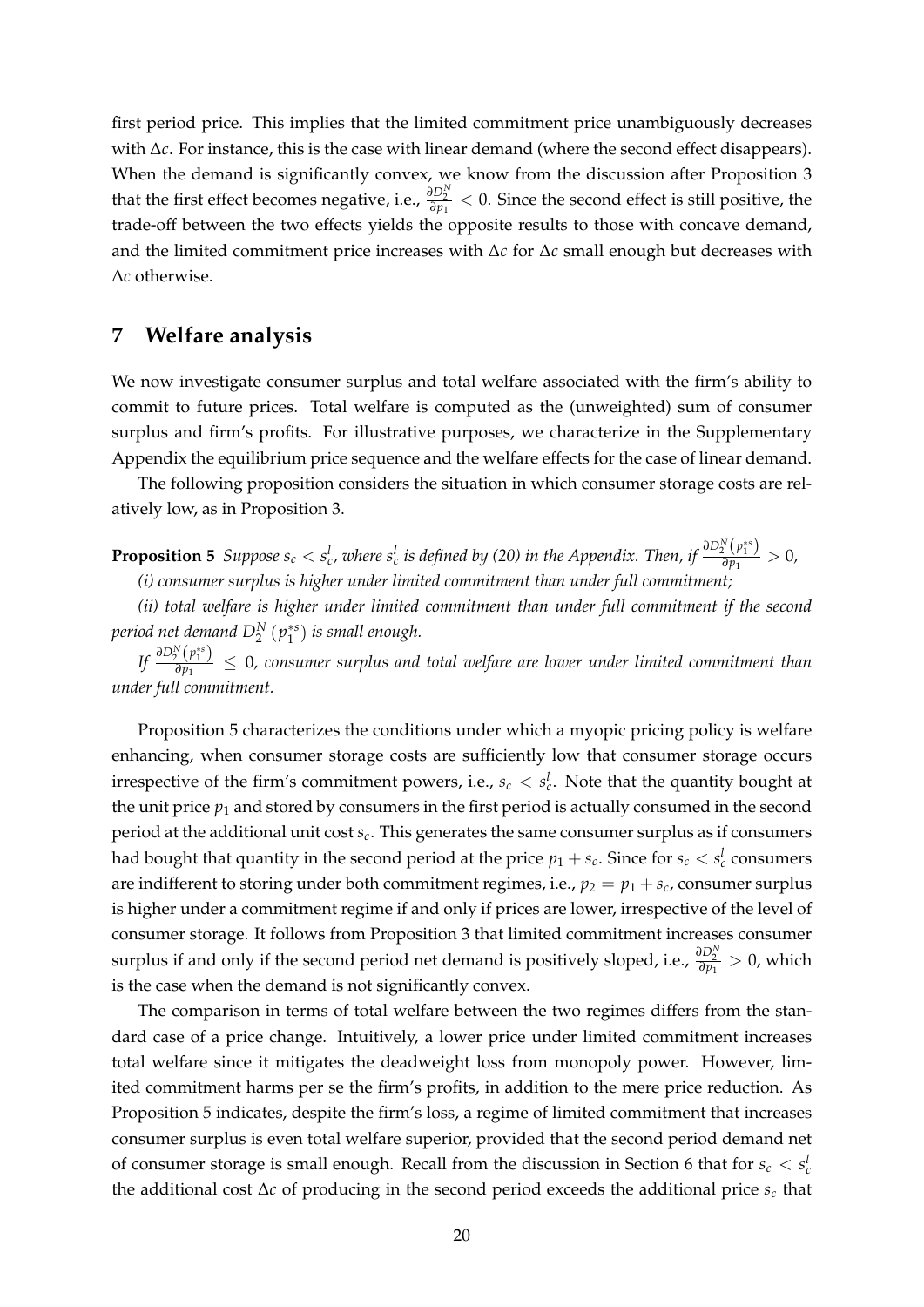first period price. This implies that the limited commitment price unambiguously decreases with $\Delta c$. For instance, this is the case with linear demand (where the second effect disappears). When the demand is significantly convex, we know from the discussion after Proposition 3 that the first effect becomes negative, i.e., $\frac{\partial D_2^N}{\partial p_1} < 0$. Since the second effect is still positive, the trade-off between the two effects yields the opposite results to those with concave demand, and the limited commitment price increases with $\Delta c$ for $\Delta c$ small enough but decreases with $\Delta c$ otherwise.

## 7 Welfare analysis

We now investigate consumer surplus and total welfare associated with the firm's ability to commit to future prices. Total welfare is computed as the (unweighted) sum of consumer surplus and firm's profits. For illustrative purposes, we characterize in the Supplementary Appendix the equilibrium price sequence and the welfare effects for the case of linear demand.

The following proposition considers the situation in which consumer storage costs are relatively low, as in Proposition 3.

**Proposition 5** *Suppose $s_c < s_c^l$, where $s_c^l$ is defined by (20) in the Appendix. Then, if $\frac{\partial D_2^N(p_1^{*s})}{\partial p_1} > 0$,*

*(i) consumer surplus is higher under limited commitment than under full commitment;*

*(ii) total welfare is higher under limited commitment than under full commitment if the second period net demand $D_2^N(p_1^{*s})$ is small enough.*

*If $\frac{\partial D_2^N(p_1^{*s})}{\partial p_1} \leq 0$, consumer surplus and total welfare are lower under limited commitment than under full commitment.*

Proposition 5 characterizes the conditions under which a myopic pricing policy is welfare enhancing, when consumer storage costs are sufficiently low that consumer storage occurs irrespective of the firm's commitment powers, i.e., $s_c < s_c^l$. Note that the quantity bought at the unit price $p_1$ and stored by consumers in the first period is actually consumed in the second period at the additional unit cost $s_c$. This generates the same consumer surplus as if consumers had bought that quantity in the second period at the price $p_1 + s_c$. Since for $s_c < s_c^l$ consumers are indifferent to storing under both commitment regimes, i.e., $p_2 = p_1 + s_c$, consumer surplus is higher under a commitment regime if and only if prices are lower, irrespective of the level of consumer storage. It follows from Proposition 3 that limited commitment increases consumer surplus if and only if the second period net demand is positively sloped, i.e., $\frac{\partial D_2^N}{\partial p_1} > 0$, which is the case when the demand is not significantly convex.

The comparison in terms of total welfare between the two regimes differs from the standard case of a price change. Intuitively, a lower price under limited commitment increases total welfare since it mitigates the deadweight loss from monopoly power. However, limited commitment harms per se the firm's profits, in addition to the mere price reduction. As Proposition 5 indicates, despite the firm's loss, a regime of limited commitment that increases consumer surplus is even total welfare superior, provided that the second period demand net of consumer storage is small enough. Recall from the discussion in Section 6 that for $s_c < s_c^l$ the additional cost $\Delta c$ of producing in the second period exceeds the additional price $s_c$ that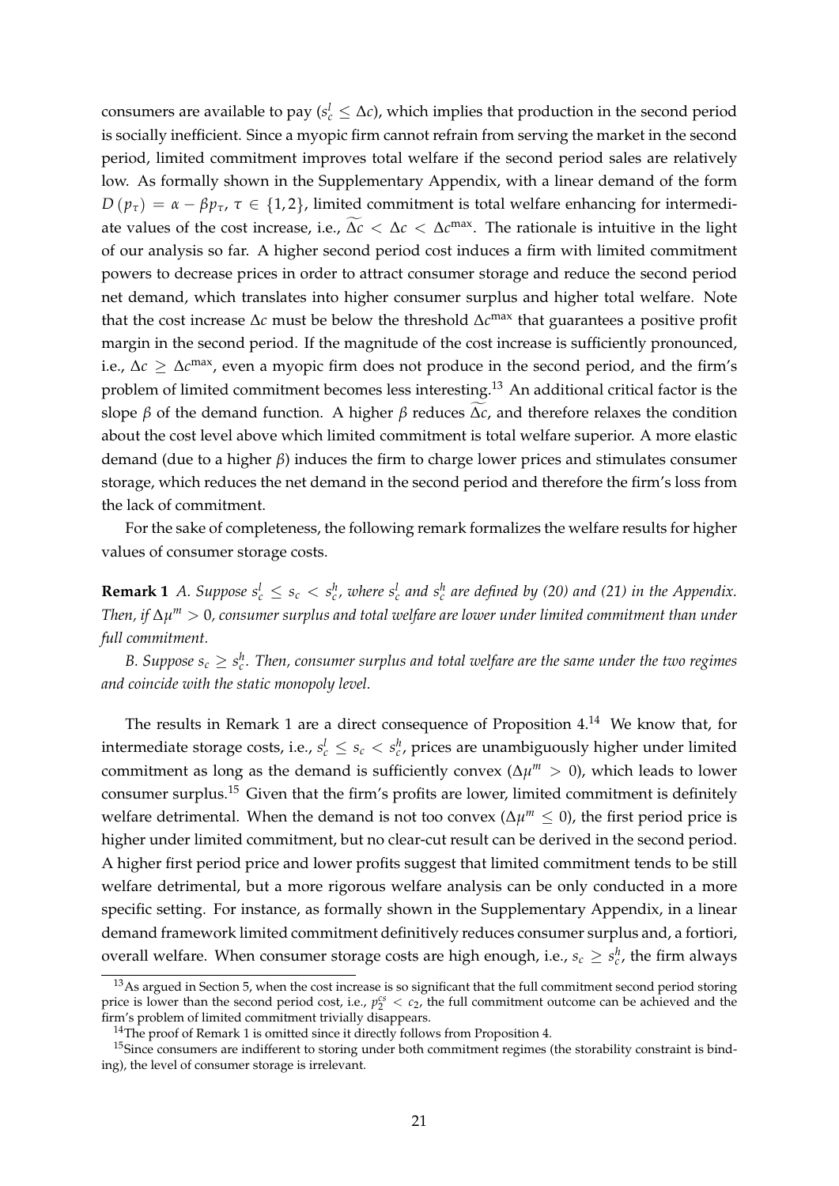consumers are available to pay ($s_c^l \leq \Delta c$), which implies that production in the second period is socially inefficient. Since a myopic firm cannot refrain from serving the market in the second period, limited commitment improves total welfare if the second period sales are relatively low. As formally shown in the Supplementary Appendix, with a linear demand of the form $D(p_\tau) = \alpha - \beta p_\tau$, $\tau \in \{1, 2\}$, limited commitment is total welfare enhancing for intermediate values of the cost increase, i.e., $\widetilde{\Delta c} < \Delta c < \Delta c^{\max}$. The rationale is intuitive in the light of our analysis so far. A higher second period cost induces a firm with limited commitment powers to decrease prices in order to attract consumer storage and reduce the second period net demand, which translates into higher consumer surplus and higher total welfare. Note that the cost increase $\Delta c$ must be below the threshold $\Delta c^{\max}$ that guarantees a positive profit margin in the second period. If the magnitude of the cost increase is sufficiently pronounced, i.e., $\Delta c \geq \Delta c^{\max}$, even a myopic firm does not produce in the second period, and the firm's problem of limited commitment becomes less interesting.[13] An additional critical factor is the slope $\beta$ of the demand function. A higher $\beta$ reduces $\widetilde{\Delta c}$, and therefore relaxes the condition about the cost level above which limited commitment is total welfare superior. A more elastic demand (due to a higher $\beta$) induces the firm to charge lower prices and stimulates consumer storage, which reduces the net demand in the second period and therefore the firm's loss from the lack of commitment.

For the sake of completeness, the following remark formalizes the welfare results for higher values of consumer storage costs.

**Remark 1** *A. Suppose $s_c^l \leq s_c < s_c^h$, where $s_c^l$ and $s_c^h$ are defined by (20) and (21) in the Appendix. Then, if $\Delta\mu^m > 0$, consumer surplus and total welfare are lower under limited commitment than under full commitment.*

*B. Suppose $s_c \geq s_c^h$. Then, consumer surplus and total welfare are the same under the two regimes and coincide with the static monopoly level.*

The results in Remark 1 are a direct consequence of Proposition 4.[14] We know that, for intermediate storage costs, i.e., $s_c^l \leq s_c < s_c^h$, prices are unambiguously higher under limited commitment as long as the demand is sufficiently convex ($\Delta\mu^m > 0$), which leads to lower consumer surplus.[15] Given that the firm's profits are lower, limited commitment is definitely welfare detrimental. When the demand is not too convex ($\Delta\mu^m \leq 0$), the first period price is higher under limited commitment, but no clear-cut result can be derived in the second period. A higher first period price and lower profits suggest that limited commitment tends to be still welfare detrimental, but a more rigorous welfare analysis can be only conducted in a more specific setting. For instance, as formally shown in the Supplementary Appendix, in a linear demand framework limited commitment definitively reduces consumer surplus and, a fortiori, overall welfare. When consumer storage costs are high enough, i.e., $s_c \geq s_c^h$, the firm always

---

[13] As argued in Section 5, when the cost increase is so significant that the full commitment second period storing price is lower than the second period cost, i.e., $p_2^{cs} < c_2$, the full commitment outcome can be achieved and the firm's problem of limited commitment trivially disappears.

[14] The proof of Remark 1 is omitted since it directly follows from Proposition 4.

[15] Since consumers are indifferent to storing under both commitment regimes (the storability constraint is binding), the level of consumer storage is irrelevant.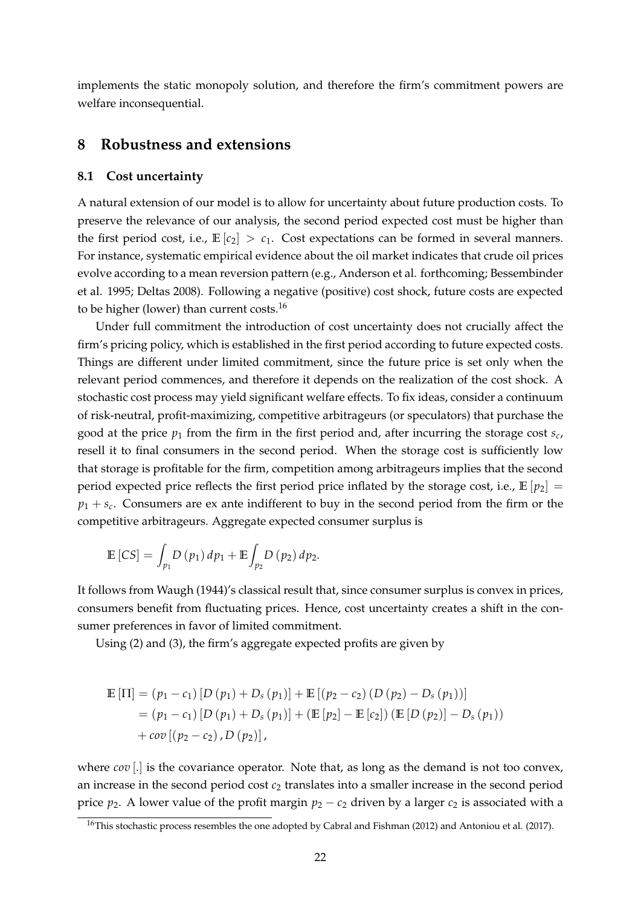implements the static monopoly solution, and therefore the firm's commitment powers are welfare inconsequential.

# 8 Robustness and extensions

## 8.1 Cost uncertainty

A natural extension of our model is to allow for uncertainty about future production costs. To preserve the relevance of our analysis, the second period expected cost must be higher than the first period cost, i.e., $\mathbb{E}[c_2] > c_1$. Cost expectations can be formed in several manners. For instance, systematic empirical evidence about the oil market indicates that crude oil prices evolve according to a mean reversion pattern (e.g., Anderson et al. forthcoming; Bessembinder et al. 1995; Deltas 2008). Following a negative (positive) cost shock, future costs are expected to be higher (lower) than current costs.[16]

Under full commitment the introduction of cost uncertainty does not crucially affect the firm's pricing policy, which is established in the first period according to future expected costs. Things are different under limited commitment, since the future price is set only when the relevant period commences, and therefore it depends on the realization of the cost shock. A stochastic cost process may yield significant welfare effects. To fix ideas, consider a continuum of risk-neutral, profit-maximizing, competitive arbitrageurs (or speculators) that purchase the good at the price $p_1$ from the firm in the first period and, after incurring the storage cost $s_c$, resell it to final consumers in the second period. When the storage cost is sufficiently low that storage is profitable for the firm, competition among arbitrageurs implies that the second period expected price reflects the first period price inflated by the storage cost, i.e., $\mathbb{E}[p_2] = p_1 + s_c$. Consumers are ex ante indifferent to buy in the second period from the firm or the competitive arbitrageurs. Aggregate expected consumer surplus is

$$\mathbb{E}[CS] = \int_{p_1} D(p_1)\, dp_1 + \mathbb{E}\int_{p_2} D(p_2)\, dp_2.$$

It follows from Waugh (1944)'s classical result that, since consumer surplus is convex in prices, consumers benefit from fluctuating prices. Hence, cost uncertainty creates a shift in the consumer preferences in favor of limited commitment.

Using (2) and (3), the firm's aggregate expected profits are given by

$$\begin{aligned}
\mathbb{E}[\Pi] &= (p_1 - c_1)\left[D(p_1) + D_s(p_1)\right] + \mathbb{E}\left[(p_2 - c_2)\left(D(p_2) - D_s(p_1)\right)\right] \\
&= (p_1 - c_1)\left[D(p_1) + D_s(p_1)\right] + \left(\mathbb{E}[p_2] - \mathbb{E}[c_2]\right)\left(\mathbb{E}[D(p_2)] - D_s(p_1)\right) \\
&\quad + cov\left[(p_2 - c_2), D(p_2)\right],
\end{aligned}$$

where $cov[.]$ is the covariance operator. Note that, as long as the demand is not too convex, an increase in the second period cost $c_2$ translates into a smaller increase in the second period price $p_2$. A lower value of the profit margin $p_2 - c_2$ driven by a larger $c_2$ is associated with a

[16] This stochastic process resembles the one adopted by Cabral and Fishman (2012) and Antoniou et al. (2017).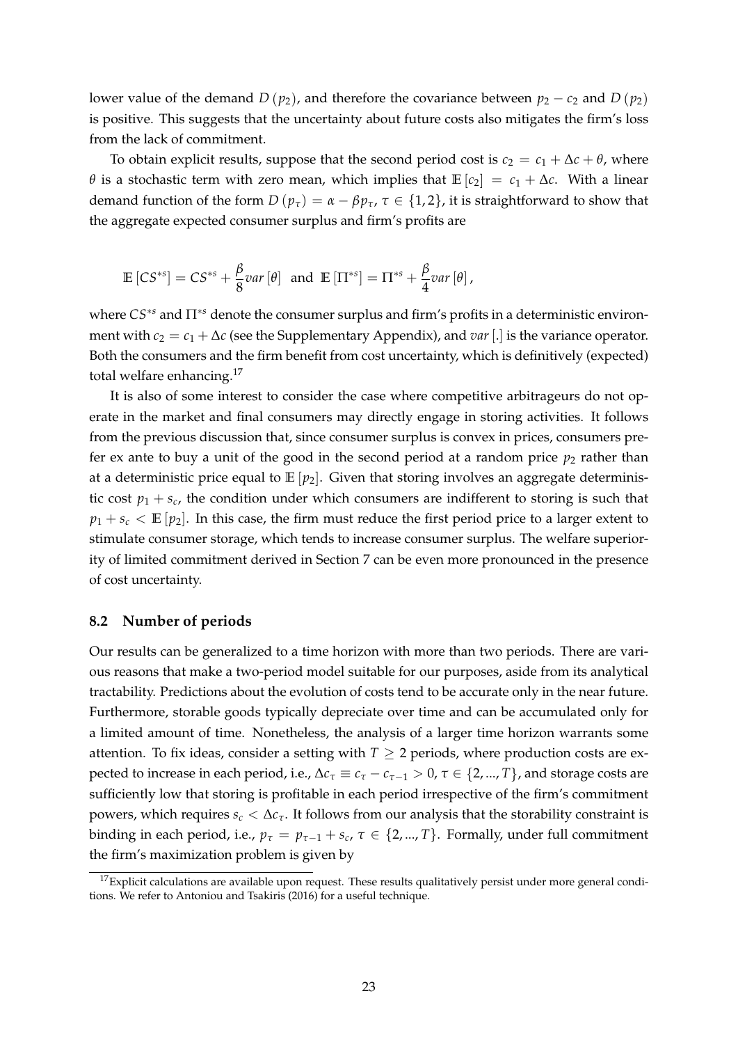lower value of the demand $D(p_2)$, and therefore the covariance between $p_2 - c_2$ and $D(p_2)$ is positive. This suggests that the uncertainty about future costs also mitigates the firm's loss from the lack of commitment.

To obtain explicit results, suppose that the second period cost is $c_2 = c_1 + \Delta c + \theta$, where $\theta$ is a stochastic term with zero mean, which implies that $\mathbb{E}[c_2] = c_1 + \Delta c$. With a linear demand function of the form $D(p_\tau) = \alpha - \beta p_\tau$, $\tau \in \{1, 2\}$, it is straightforward to show that the aggregate expected consumer surplus and firm's profits are

$$\mathbb{E}[CS^{*s}] = CS^{*s} + \frac{\beta}{8} var[\theta] \text{ and } \mathbb{E}[\Pi^{*s}] = \Pi^{*s} + \frac{\beta}{4} var[\theta],$$

where $CS^{*s}$ and $\Pi^{*s}$ denote the consumer surplus and firm's profits in a deterministic environment with $c_2 = c_1 + \Delta c$ (see the Supplementary Appendix), and $var[.]$ is the variance operator. Both the consumers and the firm benefit from cost uncertainty, which is definitively (expected) total welfare enhancing.[17]

It is also of some interest to consider the case where competitive arbitrageurs do not operate in the market and final consumers may directly engage in storing activities. It follows from the previous discussion that, since consumer surplus is convex in prices, consumers prefer ex ante to buy a unit of the good in the second period at a random price $p_2$ rather than at a deterministic price equal to $\mathbb{E}[p_2]$. Given that storing involves an aggregate deterministic cost $p_1 + s_c$, the condition under which consumers are indifferent to storing is such that $p_1 + s_c < \mathbb{E}[p_2]$. In this case, the firm must reduce the first period price to a larger extent to stimulate consumer storage, which tends to increase consumer surplus. The welfare superiority of limited commitment derived in Section 7 can be even more pronounced in the presence of cost uncertainty.

### 8.2 Number of periods

Our results can be generalized to a time horizon with more than two periods. There are various reasons that make a two-period model suitable for our purposes, aside from its analytical tractability. Predictions about the evolution of costs tend to be accurate only in the near future. Furthermore, storable goods typically depreciate over time and can be accumulated only for a limited amount of time. Nonetheless, the analysis of a larger time horizon warrants some attention. To fix ideas, consider a setting with $T \geq 2$ periods, where production costs are expected to increase in each period, i.e., $\Delta c_\tau \equiv c_\tau - c_{\tau-1} > 0$, $\tau \in \{2, ..., T\}$, and storage costs are sufficiently low that storing is profitable in each period irrespective of the firm's commitment powers, which requires $s_c < \Delta c_\tau$. It follows from our analysis that the storability constraint is binding in each period, i.e., $p_\tau = p_{\tau-1} + s_c$, $\tau \in \{2, ..., T\}$. Formally, under full commitment the firm's maximization problem is given by

[17] Explicit calculations are available upon request. These results qualitatively persist under more general conditions. We refer to Antoniou and Tsakiris (2016) for a useful technique.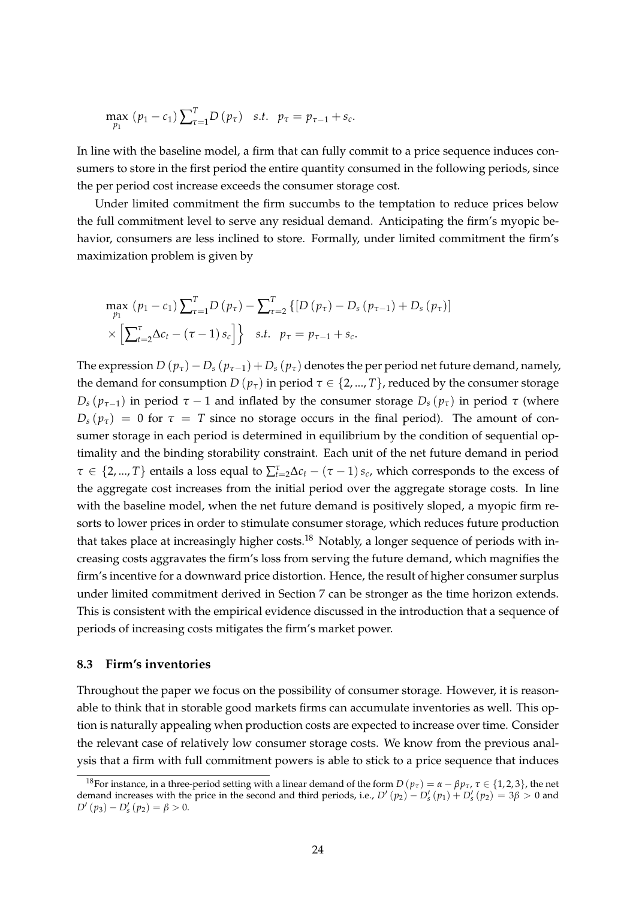$$\max_{p_1} \ (p_1 - c_1) \sum_{\tau=1}^{T} D(p_\tau) \quad s.t. \quad p_\tau = p_{\tau-1} + s_c.$$

In line with the baseline model, a firm that can fully commit to a price sequence induces consumers to store in the first period the entire quantity consumed in the following periods, since the per period cost increase exceeds the consumer storage cost.

Under limited commitment the firm succumbs to the temptation to reduce prices below the full commitment level to serve any residual demand. Anticipating the firm's myopic behavior, consumers are less inclined to store. Formally, under limited commitment the firm's maximization problem is given by

$$\max_{p_1} \ (p_1 - c_1) \sum_{\tau=1}^{T} D(p_\tau) - \sum_{\tau=2}^{T} \{ [D(p_\tau) - D_s(p_{\tau-1}) + D_s(p_\tau)] \\ \times \left[ \sum_{t=2}^{\tau} \Delta c_t - (\tau - 1) s_c \right] \right\} \quad s.t. \quad p_\tau = p_{\tau-1} + s_c.$$

The expression $D(p_\tau) - D_s(p_{\tau-1}) + D_s(p_\tau)$ denotes the per period net future demand, namely, the demand for consumption $D(p_\tau)$ in period $\tau \in \{2, ..., T\}$, reduced by the consumer storage $D_s(p_{\tau-1})$ in period $\tau - 1$ and inflated by the consumer storage $D_s(p_\tau)$ in period $\tau$ (where $D_s(p_\tau) = 0$ for $\tau = T$ since no storage occurs in the final period). The amount of consumer storage in each period is determined in equilibrium by the condition of sequential optimality and the binding storability constraint. Each unit of the net future demand in period $\tau \in \{2, ..., T\}$ entails a loss equal to $\sum_{t=2}^{\tau} \Delta c_t - (\tau - 1) s_c$, which corresponds to the excess of the aggregate cost increases from the initial period over the aggregate storage costs. In line with the baseline model, when the net future demand is positively sloped, a myopic firm resorts to lower prices in order to stimulate consumer storage, which reduces future production that takes place at increasingly higher costs.[18] Notably, a longer sequence of periods with increasing costs aggravates the firm's loss from serving the future demand, which magnifies the firm's incentive for a downward price distortion. Hence, the result of higher consumer surplus under limited commitment derived in Section 7 can be stronger as the time horizon extends. This is consistent with the empirical evidence discussed in the introduction that a sequence of periods of increasing costs mitigates the firm's market power.

### 8.3 Firm's inventories

Throughout the paper we focus on the possibility of consumer storage. However, it is reasonable to think that in storable good markets firms can accumulate inventories as well. This option is naturally appealing when production costs are expected to increase over time. Consider the relevant case of relatively low consumer storage costs. We know from the previous analysis that a firm with full commitment powers is able to stick to a price sequence that induces

[18] For instance, in a three-period setting with a linear demand of the form $D(p_\tau) = \alpha - \beta p_\tau$, $\tau \in \{1, 2, 3\}$, the net demand increases with the price in the second and third periods, i.e., $D'(p_2) - D_s'(p_1) + D_s'(p_2) = 3\beta > 0$ and $D'(p_3) - D_s'(p_2) = \beta > 0$.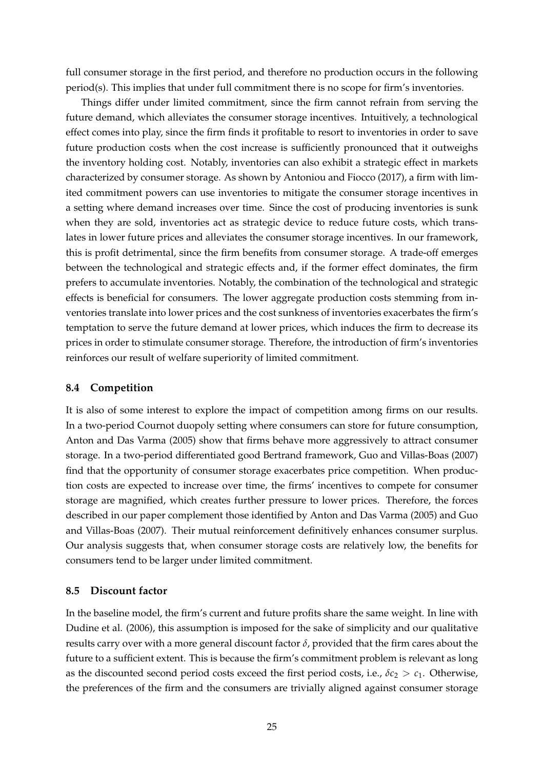full consumer storage in the first period, and therefore no production occurs in the following period(s). This implies that under full commitment there is no scope for firm's inventories.

Things differ under limited commitment, since the firm cannot refrain from serving the future demand, which alleviates the consumer storage incentives. Intuitively, a technological effect comes into play, since the firm finds it profitable to resort to inventories in order to save future production costs when the cost increase is sufficiently pronounced that it outweighs the inventory holding cost. Notably, inventories can also exhibit a strategic effect in markets characterized by consumer storage. As shown by Antoniou and Fiocco (2017), a firm with limited commitment powers can use inventories to mitigate the consumer storage incentives in a setting where demand increases over time. Since the cost of producing inventories is sunk when they are sold, inventories act as strategic device to reduce future costs, which translates in lower future prices and alleviates the consumer storage incentives. In our framework, this is profit detrimental, since the firm benefits from consumer storage. A trade-off emerges between the technological and strategic effects and, if the former effect dominates, the firm prefers to accumulate inventories. Notably, the combination of the technological and strategic effects is beneficial for consumers. The lower aggregate production costs stemming from inventories translate into lower prices and the cost sunkness of inventories exacerbates the firm's temptation to serve the future demand at lower prices, which induces the firm to decrease its prices in order to stimulate consumer storage. Therefore, the introduction of firm's inventories reinforces our result of welfare superiority of limited commitment.

### 8.4 Competition

It is also of some interest to explore the impact of competition among firms on our results. In a two-period Cournot duopoly setting where consumers can store for future consumption, Anton and Das Varma (2005) show that firms behave more aggressively to attract consumer storage. In a two-period differentiated good Bertrand framework, Guo and Villas-Boas (2007) find that the opportunity of consumer storage exacerbates price competition. When production costs are expected to increase over time, the firms' incentives to compete for consumer storage are magnified, which creates further pressure to lower prices. Therefore, the forces described in our paper complement those identified by Anton and Das Varma (2005) and Guo and Villas-Boas (2007). Their mutual reinforcement definitively enhances consumer surplus. Our analysis suggests that, when consumer storage costs are relatively low, the benefits for consumers tend to be larger under limited commitment.

### 8.5 Discount factor

In the baseline model, the firm's current and future profits share the same weight. In line with Dudine et al. (2006), this assumption is imposed for the sake of simplicity and our qualitative results carry over with a more general discount factor $\delta$, provided that the firm cares about the future to a sufficient extent. This is because the firm's commitment problem is relevant as long as the discounted second period costs exceed the first period costs, i.e., $\delta c_2 > c_1$. Otherwise, the preferences of the firm and the consumers are trivially aligned against consumer storage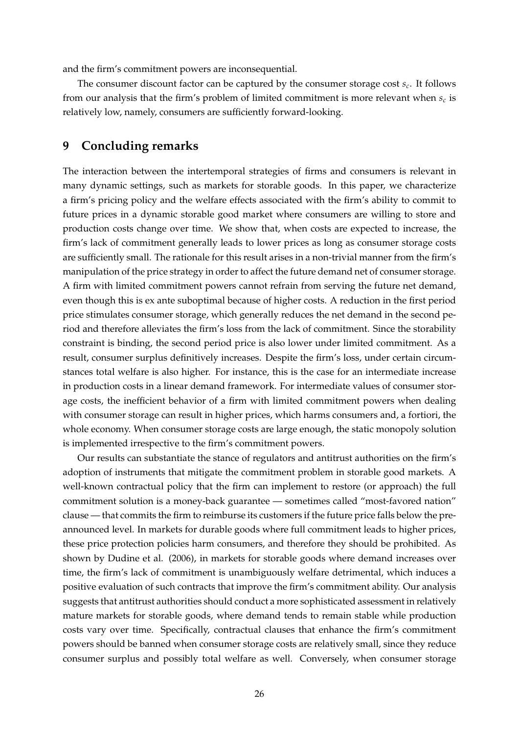and the firm's commitment powers are inconsequential.

The consumer discount factor can be captured by the consumer storage cost $s_c$. It follows from our analysis that the firm's problem of limited commitment is more relevant when $s_c$ is relatively low, namely, consumers are sufficiently forward-looking.

# 9 Concluding remarks

The interaction between the intertemporal strategies of firms and consumers is relevant in many dynamic settings, such as markets for storable goods. In this paper, we characterize a firm's pricing policy and the welfare effects associated with the firm's ability to commit to future prices in a dynamic storable good market where consumers are willing to store and production costs change over time. We show that, when costs are expected to increase, the firm's lack of commitment generally leads to lower prices as long as consumer storage costs are sufficiently small. The rationale for this result arises in a non-trivial manner from the firm's manipulation of the price strategy in order to affect the future demand net of consumer storage. A firm with limited commitment powers cannot refrain from serving the future net demand, even though this is ex ante suboptimal because of higher costs. A reduction in the first period price stimulates consumer storage, which generally reduces the net demand in the second period and therefore alleviates the firm's loss from the lack of commitment. Since the storability constraint is binding, the second period price is also lower under limited commitment. As a result, consumer surplus definitively increases. Despite the firm's loss, under certain circumstances total welfare is also higher. For instance, this is the case for an intermediate increase in production costs in a linear demand framework. For intermediate values of consumer storage costs, the inefficient behavior of a firm with limited commitment powers when dealing with consumer storage can result in higher prices, which harms consumers and, a fortiori, the whole economy. When consumer storage costs are large enough, the static monopoly solution is implemented irrespective to the firm's commitment powers.

Our results can substantiate the stance of regulators and antitrust authorities on the firm's adoption of instruments that mitigate the commitment problem in storable good markets. A well-known contractual policy that the firm can implement to restore (or approach) the full commitment solution is a money-back guarantee — sometimes called "most-favored nation" clause — that commits the firm to reimburse its customers if the future price falls below the pre-announced level. In markets for durable goods where full commitment leads to higher prices, these price protection policies harm consumers, and therefore they should be prohibited. As shown by Dudine et al. (2006), in markets for storable goods where demand increases over time, the firm's lack of commitment is unambiguously welfare detrimental, which induces a positive evaluation of such contracts that improve the firm's commitment ability. Our analysis suggests that antitrust authorities should conduct a more sophisticated assessment in relatively mature markets for storable goods, where demand tends to remain stable while production costs vary over time. Specifically, contractual clauses that enhance the firm's commitment powers should be banned when consumer storage costs are relatively small, since they reduce consumer surplus and possibly total welfare as well. Conversely, when consumer storage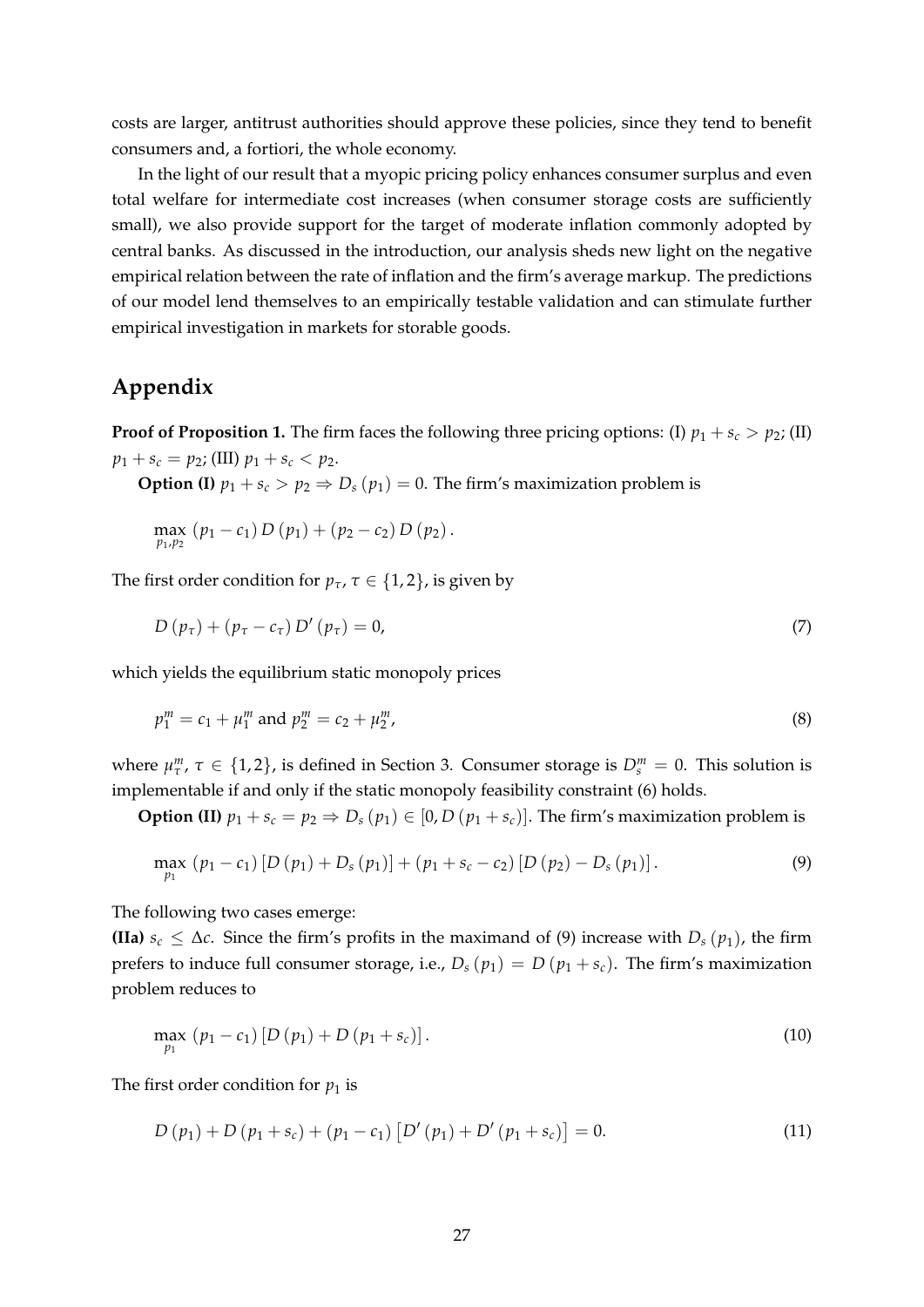costs are larger, antitrust authorities should approve these policies, since they tend to benefit consumers and, a fortiori, the whole economy.

In the light of our result that a myopic pricing policy enhances consumer surplus and even total welfare for intermediate cost increases (when consumer storage costs are sufficiently small), we also provide support for the target of moderate inflation commonly adopted by central banks. As discussed in the introduction, our analysis sheds new light on the negative empirical relation between the rate of inflation and the firm's average markup. The predictions of our model lend themselves to an empirically testable validation and can stimulate further empirical investigation in markets for storable goods.

## Appendix

**Proof of Proposition 1.** The firm faces the following three pricing options: (I) $p_1 + s_c > p_2$; (II) $p_1 + s_c = p_2$; (III) $p_1 + s_c < p_2$.

**Option (I)** $p_1 + s_c > p_2 \Rightarrow D_s(p_1) = 0$. The firm's maximization problem is

$$\max_{p_1, p_2} \; (p_1 - c_1) D(p_1) + (p_2 - c_2) D(p_2).$$

The first order condition for $p_\tau$, $\tau \in \{1, 2\}$, is given by

$$D(p_\tau) + (p_\tau - c_\tau) D'(p_\tau) = 0, \tag{7}$$

which yields the equilibrium static monopoly prices

$$p_1^m = c_1 + \mu_1^m \text{ and } p_2^m = c_2 + \mu_2^m, \tag{8}$$

where $\mu_\tau^m$, $\tau \in \{1, 2\}$, is defined in Section 3. Consumer storage is $D_s^m = 0$. This solution is implementable if and only if the static monopoly feasibility constraint (6) holds.

**Option (II)** $p_1 + s_c = p_2 \Rightarrow D_s(p_1) \in [0, D(p_1 + s_c)]$. The firm's maximization problem is

$$\max_{p_1} \; (p_1 - c_1)[D(p_1) + D_s(p_1)] + (p_1 + s_c - c_2)[D(p_2) - D_s(p_1)]. \tag{9}$$

The following two cases emerge:

**(IIa)** $s_c \leq \Delta c$. Since the firm's profits in the maximand of (9) increase with $D_s(p_1)$, the firm prefers to induce full consumer storage, i.e., $D_s(p_1) = D(p_1 + s_c)$. The firm's maximization problem reduces to

$$\max_{p_1} \; (p_1 - c_1)[D(p_1) + D(p_1 + s_c)]. \tag{10}$$

The first order condition for $p_1$ is

$$D(p_1) + D(p_1 + s_c) + (p_1 - c_1)\left[D'(p_1) + D'(p_1 + s_c)\right] = 0. \tag{11}$$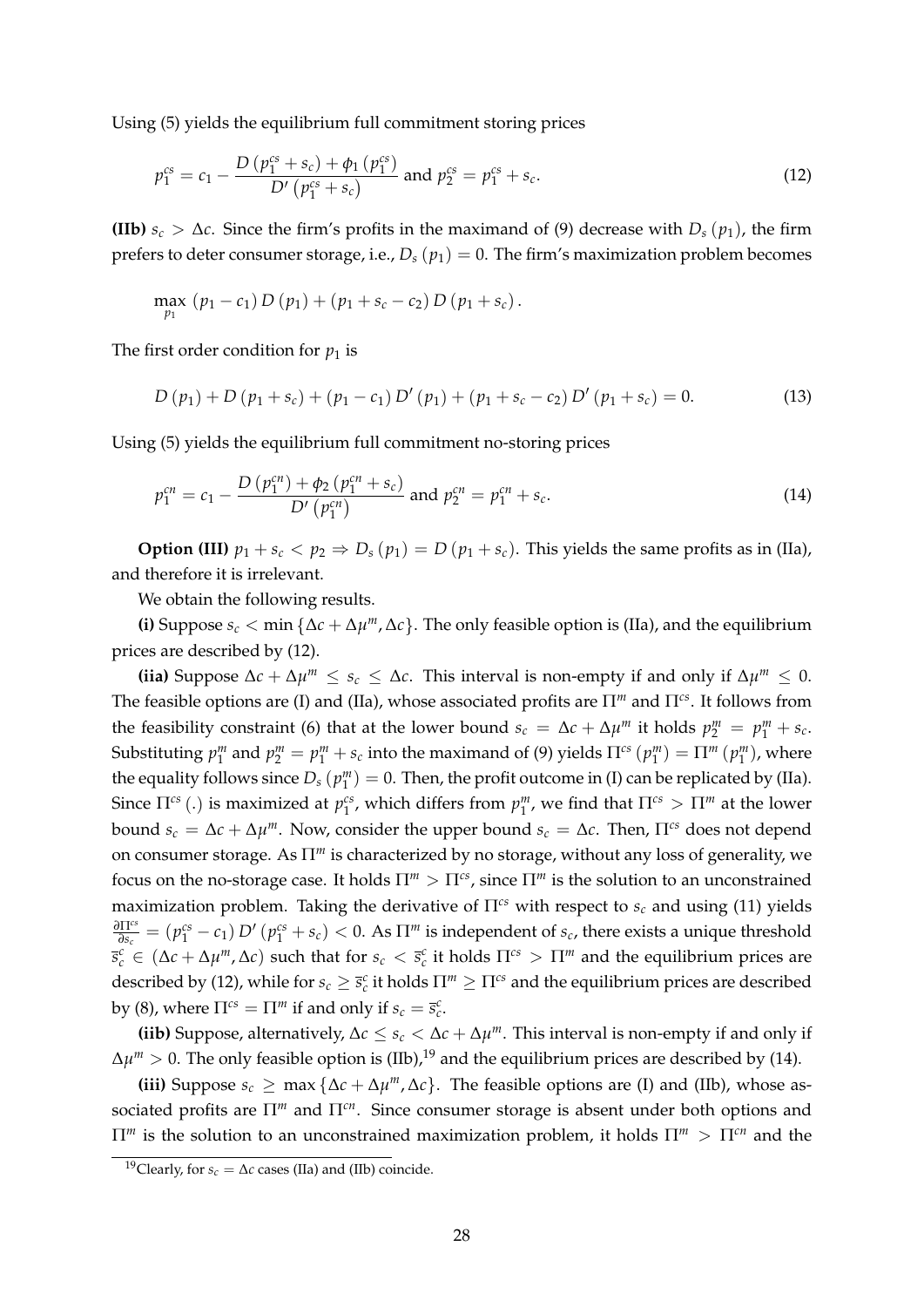Using (5) yields the equilibrium full commitment storing prices

$$p_1^{cs} = c_1 - \frac{D\left(p_1^{cs} + s_c\right) + \phi_1\left(p_1^{cs}\right)}{D'\left(p_1^{cs} + s_c\right)} \text{ and } p_2^{cs} = p_1^{cs} + s_c. \tag{12}$$

**(IIb)** $s_c > \Delta c$. Since the firm's profits in the maximand of (9) decrease with $D_s(p_1)$, the firm prefers to deter consumer storage, i.e., $D_s(p_1) = 0$. The firm's maximization problem becomes

$$\max_{p_1} \left(p_1 - c_1\right) D\left(p_1\right) + \left(p_1 + s_c - c_2\right) D\left(p_1 + s_c\right).$$

The first order condition for $p_1$ is

$$D\left(p_1\right) + D\left(p_1 + s_c\right) + \left(p_1 - c_1\right) D'\left(p_1\right) + \left(p_1 + s_c - c_2\right) D'\left(p_1 + s_c\right) = 0. \tag{13}$$

Using (5) yields the equilibrium full commitment no-storing prices

$$p_1^{cn} = c_1 - \frac{D\left(p_1^{cn}\right) + \phi_2\left(p_1^{cn} + s_c\right)}{D'\left(p_1^{cn}\right)} \text{ and } p_2^{cn} = p_1^{cn} + s_c. \tag{14}$$

**Option (III)** $p_1 + s_c < p_2 \Rightarrow D_s(p_1) = D(p_1 + s_c)$. This yields the same profits as in (IIa), and therefore it is irrelevant.

We obtain the following results.

**(i)** Suppose $s_c < \min\{\Delta c + \Delta\mu^m, \Delta c\}$. The only feasible option is (IIa), and the equilibrium prices are described by (12).

**(iia)** Suppose $\Delta c + \Delta\mu^m \leq s_c \leq \Delta c$. This interval is non-empty if and only if $\Delta\mu^m \leq 0$. The feasible options are (I) and (IIa), whose associated profits are $\Pi^m$ and $\Pi^{cs}$. It follows from the feasibility constraint (6) that at the lower bound $s_c = \Delta c + \Delta\mu^m$ it holds $p_2^m = p_1^m + s_c$. Substituting $p_1^m$ and $p_2^m = p_1^m + s_c$ into the maximand of (9) yields $\Pi^{cs}\left(p_1^m\right) = \Pi^m\left(p_1^m\right)$, where the equality follows since $D_s\left(p_1^m\right) = 0$. Then, the profit outcome in (I) can be replicated by (IIa). Since $\Pi^{cs}(.)$ is maximized at $p_1^{cs}$, which differs from $p_1^m$, we find that $\Pi^{cs} > \Pi^m$ at the lower bound $s_c = \Delta c + \Delta\mu^m$. Now, consider the upper bound $s_c = \Delta c$. Then, $\Pi^{cs}$ does not depend on consumer storage. As $\Pi^m$ is characterized by no storage, without any loss of generality, we focus on the no-storage case. It holds $\Pi^m > \Pi^{cs}$, since $\Pi^m$ is the solution to an unconstrained maximization problem. Taking the derivative of $\Pi^{cs}$ with respect to $s_c$ and using (11) yields $\frac{\partial \Pi^{cs}}{\partial s_c} = \left(p_1^{cs} - c_1\right) D'\left(p_1^{cs} + s_c\right) < 0$. As $\Pi^m$ is independent of $s_c$, there exists a unique threshold $\bar{s}_c^c \in \left(\Delta c + \Delta\mu^m, \Delta c\right)$ such that for $s_c < \bar{s}_c^c$ it holds $\Pi^{cs} > \Pi^m$ and the equilibrium prices are described by (12), while for $s_c \geq \bar{s}_c^c$ it holds $\Pi^m \geq \Pi^{cs}$ and the equilibrium prices are described by (8), where $\Pi^{cs} = \Pi^m$ if and only if $s_c = \bar{s}_c^c$.

**(iib)** Suppose, alternatively, $\Delta c \leq s_c < \Delta c + \Delta\mu^m$. This interval is non-empty if and only if $\Delta\mu^m > 0$. The only feasible option is (IIb),[19] and the equilibrium prices are described by (14).

**(iii)** Suppose $s_c \geq \max\{\Delta c + \Delta\mu^m, \Delta c\}$. The feasible options are (I) and (IIb), whose associated profits are $\Pi^m$ and $\Pi^{cn}$. Since consumer storage is absent under both options and $\Pi^m$ is the solution to an unconstrained maximization problem, it holds $\Pi^m > \Pi^{cn}$ and the

[19] Clearly, for $s_c = \Delta c$ cases (IIa) and (IIb) coincide.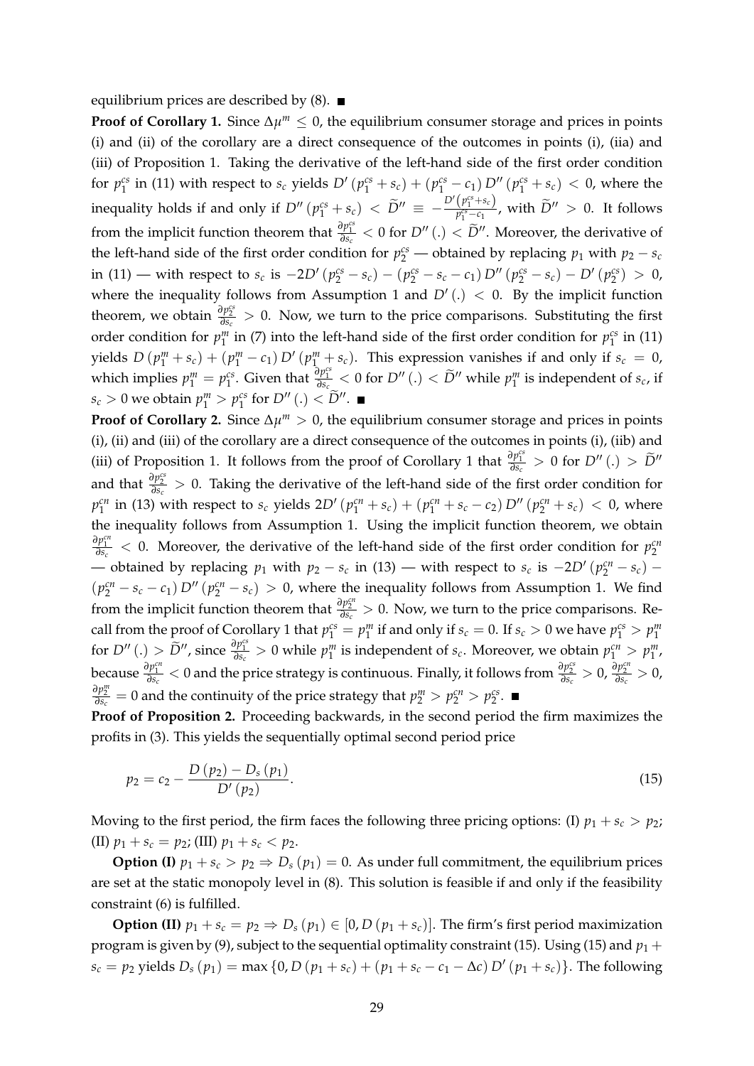equilibrium prices are described by (8). ■

**Proof of Corollary 1.** Since $\Delta\mu^m \leq 0$, the equilibrium consumer storage and prices in points (i) and (ii) of the corollary are a direct consequence of the outcomes in points (i), (iia) and (iii) of Proposition 1. Taking the derivative of the left-hand side of the first order condition for $p_1^{cs}$ in (11) with respect to $s_c$ yields $D'\left(p_1^{cs}+s_c\right)+\left(p_1^{cs}-c_1\right)D''\left(p_1^{cs}+s_c\right)<0$, where the inequality holds if and only if $D''\left(p_1^{cs}+s_c\right)<\widetilde{D}''\equiv-\frac{D'\left(p_1^{cs}+s_c\right)}{p_1^{cs}-c_1}$, with $\widetilde{D}''>0$. It follows from the implicit function theorem that $\frac{\partial p_1^{cs}}{\partial s_c}<0$ for $D''(.)<\widetilde{D}''$. Moreover, the derivative of the left-hand side of the first order condition for $p_2^{cs}$ — obtained by replacing $p_1$ with $p_2-s_c$ in (11) — with respect to $s_c$ is $-2D'\left(p_2^{cs}-s_c\right)-\left(p_2^{cs}-s_c-c_1\right)D''\left(p_2^{cs}-s_c\right)-D'\left(p_2^{cs}\right)>0$, where the inequality follows from Assumption 1 and $D'(.)<0$. By the implicit function theorem, we obtain $\frac{\partial p_2^{cs}}{\partial s_c}>0$. Now, we turn to the price comparisons. Substituting the first order condition for $p_1^m$ in (7) into the left-hand side of the first order condition for $p_1^{cs}$ in (11) yields $D\left(p_1^m+s_c\right)+\left(p_1^m-c_1\right)D'\left(p_1^m+s_c\right)$. This expression vanishes if and only if $s_c=0$, which implies $p_1^m=p_1^{cs}$. Given that $\frac{\partial p_1^{cs}}{\partial s_c}<0$ for $D''(.)<\widetilde{D}''$ while $p_1^m$ is independent of $s_c$, if $s_c>0$ we obtain $p_1^m>p_1^{cs}$ for $D''(.)<\widetilde{D}''$. ■

**Proof of Corollary 2.** Since $\Delta\mu^m>0$, the equilibrium consumer storage and prices in points (i), (ii) and (iii) of the corollary are a direct consequence of the outcomes in points (i), (iib) and (iii) of Proposition 1. It follows from the proof of Corollary 1 that $\frac{\partial p_1^{cs}}{\partial s_c}>0$ for $D''(.)>\widetilde{D}''$ and that $\frac{\partial p_2^{cs}}{\partial s_c}>0$. Taking the derivative of the left-hand side of the first order condition for $p_1^{cn}$ in (13) with respect to $s_c$ yields $2D'\left(p_1^{cn}+s_c\right)+\left(p_1^{cn}+s_c-c_2\right)D''\left(p_2^{cn}+s_c\right)<0$, where the inequality follows from Assumption 1. Using the implicit function theorem, we obtain $\frac{\partial p_1^{cn}}{\partial s_c}<0$. Moreover, the derivative of the left-hand side of the first order condition for $p_2^{cn}$ — obtained by replacing $p_1$ with $p_2-s_c$ in (13) — with respect to $s_c$ is $-2D'\left(p_2^{cn}-s_c\right)-\left(p_2^{cn}-s_c-c_1\right)D''\left(p_2^{cn}-s_c\right)>0$, where the inequality follows from Assumption 1. We find from the implicit function theorem that $\frac{\partial p_2^{cn}}{\partial s_c}>0$. Now, we turn to the price comparisons. Recall from the proof of Corollary 1 that $p_1^{cs}=p_1^m$ if and only if $s_c=0$. If $s_c>0$ we have $p_1^{cs}>p_1^m$ for $D''(.)>\widetilde{D}''$, since $\frac{\partial p_1^{cs}}{\partial s_c}>0$ while $p_1^m$ is independent of $s_c$. Moreover, we obtain $p_1^{cn}>p_1^m$, because $\frac{\partial p_1^{cn}}{\partial s_c}<0$ and the price strategy is continuous. Finally, it follows from $\frac{\partial p_2^{cs}}{\partial s_c}>0$, $\frac{\partial p_2^{cn}}{\partial s_c}>0$, $\frac{\partial p_2^m}{\partial s_c}=0$ and the continuity of the price strategy that $p_2^m>p_2^{cn}>p_2^{cs}$. ■

**Proof of Proposition 2.** Proceeding backwards, in the second period the firm maximizes the profits in (3). This yields the sequentially optimal second period price

$$p_2=c_2-\frac{D\left(p_2\right)-D_s\left(p_1\right)}{D'\left(p_2\right)}. \tag{15}$$

Moving to the first period, the firm faces the following three pricing options: (I) $p_1+s_c>p_2$; (II) $p_1+s_c=p_2$; (III) $p_1+s_c<p_2$.

**Option (I)** $p_1+s_c>p_2\Rightarrow D_s\left(p_1\right)=0$. As under full commitment, the equilibrium prices are set at the static monopoly level in (8). This solution is feasible if and only if the feasibility constraint (6) is fulfilled.

**Option (II)** $p_1+s_c=p_2\Rightarrow D_s\left(p_1\right)\in\left[0,D\left(p_1+s_c\right)\right]$. The firm's first period maximization program is given by (9), subject to the sequential optimality constraint (15). Using (15) and $p_1+s_c=p_2$ yields $D_s\left(p_1\right)=\max\left\{0,D\left(p_1+s_c\right)+\left(p_1+s_c-c_1-\Delta c\right)D'\left(p_1+s_c\right)\right\}$. The following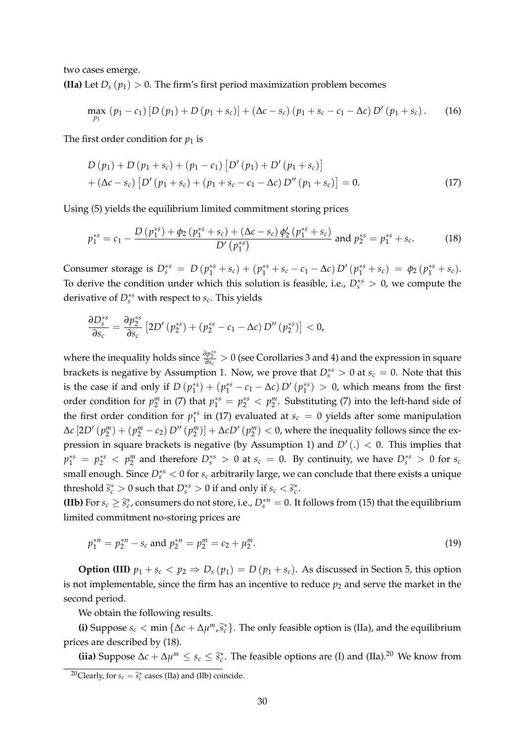two cases emerge.

**(IIa)** Let $D_s(p_1) > 0$. The firm's first period maximization problem becomes

$$\max_{p_1} (p_1 - c_1)[D(p_1) + D(p_1 + s_c)] + (\Delta c - s_c)(p_1 + s_c - c_1 - \Delta c) D'(p_1 + s_c). \tag{16}$$

The first order condition for $p_1$ is

$$\begin{aligned} &D(p_1) + D(p_1 + s_c) + (p_1 - c_1)\left[D'(p_1) + D'(p_1 + s_c)\right] \\ &+ (\Delta c - s_c)\left[D'(p_1 + s_c) + (p_1 + s_c - c_1 - \Delta c) D''(p_1 + s_c)\right] = 0. \end{aligned} \tag{17}$$

Using (5) yields the equilibrium limited commitment storing prices

$$p_1^{*s} = c_1 - \frac{D(p_1^{*s}) + \phi_2(p_1^{*s} + s_c) + (\Delta c - s_c)\phi_2'(p_1^{*s} + s_c)}{D'(p_1^{*s})} \text{ and } p_2^{*s} = p_1^{*s} + s_c. \tag{18}$$

Consumer storage is $D_s^{*s} = D(p_1^{*s} + s_c) + (p_1^{*s} + s_c - c_1 - \Delta c) D'(p_1^{*s} + s_c) = \phi_2(p_1^{*s} + s_c)$. To derive the condition under which this solution is feasible, i.e., $D_s^{*s} > 0$, we compute the derivative of $D_s^{*s}$ with respect to $s_c$. This yields

$$\frac{\partial D_s^{*s}}{\partial s_c} = \frac{\partial p_2^{*s}}{\partial s_c}\left[2D'(p_2^{*s}) + (p_2^{*s} - c_1 - \Delta c) D''(p_2^{*s})\right] < 0,$$

where the inequality holds since $\frac{\partial p_2^{*s}}{\partial s_c} > 0$ (see Corollaries 3 and 4) and the expression in square brackets is negative by Assumption 1. Now, we prove that $D_s^{*s} > 0$ at $s_c = 0$. Note that this is the case if and only if $D(p_1^{*s}) + (p_1^{*s} - c_1 - \Delta c) D'(p_1^{*s}) > 0$, which means from the first order condition for $p_2^m$ in (7) that $p_1^{*s} = p_2^{*s} < p_2^m$. Substituting (7) into the left-hand side of the first order condition for $p_1^{*s}$ in (17) evaluated at $s_c = 0$ yields after some manipulation $\Delta c\left[2D'(p_2^m) + (p_2^m - c_2) D''(p_2^m)\right] + \Delta c D'(p_2^m) < 0$, where the inequality follows since the expression in square brackets is negative (by Assumption 1) and $D'(.) < 0$. This implies that $p_1^{*s} = p_2^{*s} < p_2^m$ and therefore $D_s^{*s} > 0$ at $s_c = 0$. By continuity, we have $D_s^{*s} > 0$ for $s_c$ small enough. Since $D_s^{*s} < 0$ for $s_c$ arbitrarily large, we can conclude that there exists a unique threshold $\widetilde{s}_c^* > 0$ such that $D_s^{*s} > 0$ if and only if $s_c < \widetilde{s}_c^*$.

**(IIb)** For $s_c \geq \widetilde{s}_c^*$, consumers do not store, i.e., $D_s^{*n} = 0$. It follows from (15) that the equilibrium limited commitment no-storing prices are

$$p_1^{*n} = p_2^{*n} - s_c \text{ and } p_2^{*n} = p_2^m = c_2 + \mu_2^m. \tag{19}$$

**Option (III)** $p_1 + s_c < p_2 \Rightarrow D_s(p_1) = D(p_1 + s_c)$. As discussed in Section 5, this option is not implementable, since the firm has an incentive to reduce $p_2$ and serve the market in the second period.

We obtain the following results.

**(i)** Suppose $s_c < \min\{\Delta c + \Delta\mu^m, \widetilde{s}_c^*\}$. The only feasible option is (IIa), and the equilibrium prices are described by (18).

**(iia)** Suppose $\Delta c + \Delta\mu^m \leq s_c \leq \widetilde{s}_c^*$. The feasible options are (I) and (IIa).[20] We know from

[20]Clearly, for $s_c = \widetilde{s}_c^*$ cases (IIa) and (IIb) coincide.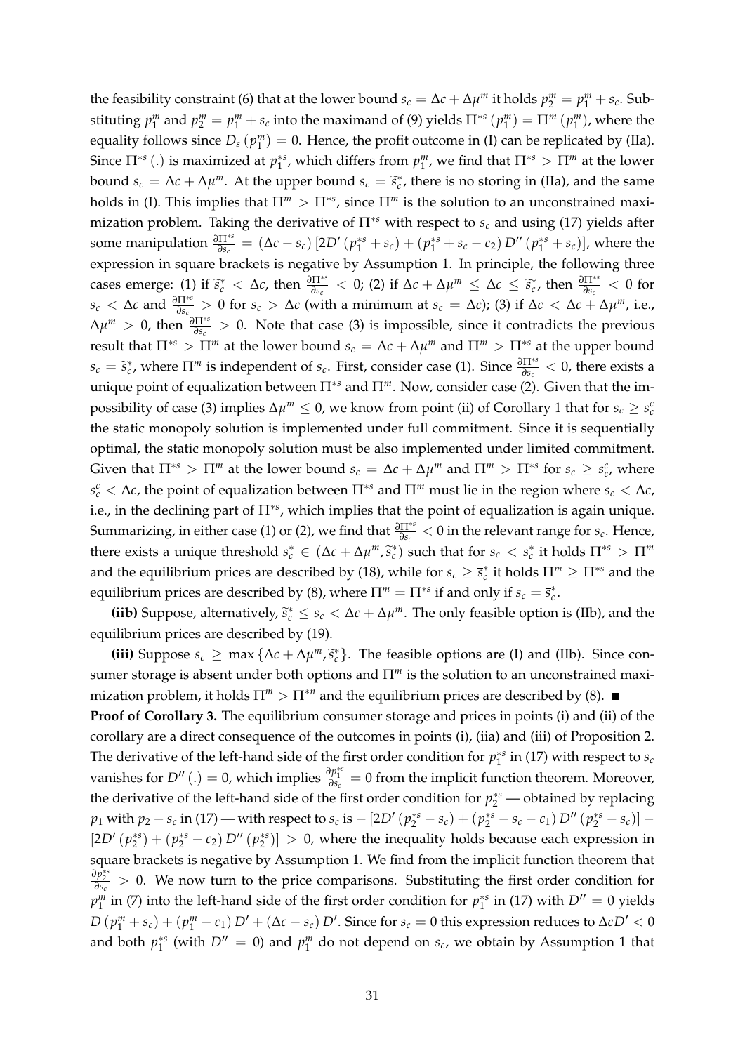the feasibility constraint (6) that at the lower bound $s_c = \Delta c + \Delta\mu^m$ it holds $p_2^m = p_1^m + s_c$. Substituting $p_1^m$ and $p_2^m = p_1^m + s_c$ into the maximand of (9) yields $\Pi^{*s}(p_1^m) = \Pi^m(p_1^m)$, where the equality follows since $D_s(p_1^m) = 0$. Hence, the profit outcome in (I) can be replicated by (IIa). Since $\Pi^{*s}(.)$ is maximized at $p_1^{*s}$, which differs from $p_1^m$, we find that $\Pi^{*s} > \Pi^m$ at the lower bound $s_c = \Delta c + \Delta\mu^m$. At the upper bound $s_c = \widetilde{s}_c^*$, there is no storing in (IIa), and the same holds in (I). This implies that $\Pi^m > \Pi^{*s}$, since $\Pi^m$ is the solution to an unconstrained maximization problem. Taking the derivative of $\Pi^{*s}$ with respect to $s_c$ and using (17) yields after some manipulation $\frac{\partial \Pi^{*s}}{\partial s_c} = (\Delta c - s_c)\left[2D'(p_1^{*s} + s_c) + (p_1^{*s} + s_c - c_2) D''(p_1^{*s} + s_c)\right]$, where the expression in square brackets is negative by Assumption 1. In principle, the following three cases emerge: (1) if $\widetilde{s}_c^* < \Delta c$, then $\frac{\partial \Pi^{*s}}{\partial s_c} < 0$; (2) if $\Delta c + \Delta\mu^m \leq \Delta c \leq \widetilde{s}_c^*$, then $\frac{\partial \Pi^{*s}}{\partial s_c} < 0$ for $s_c < \Delta c$ and $\frac{\partial \Pi^{*s}}{\partial s_c} > 0$ for $s_c > \Delta c$ (with a minimum at $s_c = \Delta c$); (3) if $\Delta c < \Delta c + \Delta\mu^m$, i.e., $\Delta\mu^m > 0$, then $\frac{\partial \Pi^{*s}}{\partial s_c} > 0$. Note that case (3) is impossible, since it contradicts the previous result that $\Pi^{*s} > \Pi^m$ at the lower bound $s_c = \Delta c + \Delta\mu^m$ and $\Pi^m > \Pi^{*s}$ at the upper bound $s_c = \widetilde{s}_c^*$, where $\Pi^m$ is independent of $s_c$. First, consider case (1). Since $\frac{\partial \Pi^{*s}}{\partial s_c} < 0$, there exists a unique point of equalization between $\Pi^{*s}$ and $\Pi^m$. Now, consider case (2). Given that the impossibility of case (3) implies $\Delta\mu^m \leq 0$, we know from point (ii) of Corollary 1 that for $s_c \geq \overline{s}_c^c$ the static monopoly solution is implemented under full commitment. Since it is sequentially optimal, the static monopoly solution must be also implemented under limited commitment. Given that $\Pi^{*s} > \Pi^m$ at the lower bound $s_c = \Delta c + \Delta\mu^m$ and $\Pi^m > \Pi^{*s}$ for $s_c \geq \overline{s}_c^c$, where $\overline{s}_c^c < \Delta c$, the point of equalization between $\Pi^{*s}$ and $\Pi^m$ must lie in the region where $s_c < \Delta c$, i.e., in the declining part of $\Pi^{*s}$, which implies that the point of equalization is again unique. Summarizing, in either case (1) or (2), we find that $\frac{\partial \Pi^{*s}}{\partial s_c} < 0$ in the relevant range for $s_c$. Hence, there exists a unique threshold $\overline{s}_c^* \in (\Delta c + \Delta\mu^m, \widetilde{s}_c^*)$ such that for $s_c < \overline{s}_c^*$ it holds $\Pi^{*s} > \Pi^m$ and the equilibrium prices are described by (18), while for $s_c \geq \overline{s}_c^*$ it holds $\Pi^m \geq \Pi^{*s}$ and the equilibrium prices are described by (8), where $\Pi^m = \Pi^{*s}$ if and only if $s_c = \overline{s}_c^*$.

**(iib)** Suppose, alternatively, $\widetilde{s}_c^* \leq s_c < \Delta c + \Delta\mu^m$. The only feasible option is (IIb), and the equilibrium prices are described by (19).

**(iii)** Suppose $s_c \geq \max\{\Delta c + \Delta\mu^m, \widetilde{s}_c^*\}$. The feasible options are (I) and (IIb). Since consumer storage is absent under both options and $\Pi^m$ is the solution to an unconstrained maximization problem, it holds $\Pi^m > \Pi^{*n}$ and the equilibrium prices are described by (8). ■

**Proof of Corollary 3.** The equilibrium consumer storage and prices in points (i) and (ii) of the corollary are a direct consequence of the outcomes in points (i), (iia) and (iii) of Proposition 2. The derivative of the left-hand side of the first order condition for $p_1^{*s}$ in (17) with respect to $s_c$ vanishes for $D''(.) = 0$, which implies $\frac{\partial p_1^{*s}}{\partial s_c} = 0$ from the implicit function theorem. Moreover, the derivative of the left-hand side of the first order condition for $p_2^{*s}$ — obtained by replacing $p_1$ with $p_2 - s_c$ in (17) — with respect to $s_c$ is $-\left[2D'(p_2^{*s} - s_c) + (p_2^{*s} - s_c - c_1) D''(p_2^{*s} - s_c)\right] - \left[2D'(p_2^{*s}) + (p_2^{*s} - c_2) D''(p_2^{*s})\right] > 0$, where the inequality holds because each expression in square brackets is negative by Assumption 1. We find from the implicit function theorem that $\frac{\partial p_2^{*s}}{\partial s_c} > 0$. We now turn to the price comparisons. Substituting the first order condition for $p_1^m$ in (7) into the left-hand side of the first order condition for $p_1^{*s}$ in (17) with $D'' = 0$ yields $D(p_1^m + s_c) + (p_1^m - c_1) D' + (\Delta c - s_c) D'$. Since for $s_c = 0$ this expression reduces to $\Delta c D' < 0$ and both $p_1^{*s}$ (with $D'' = 0$) and $p_1^m$ do not depend on $s_c$, we obtain by Assumption 1 that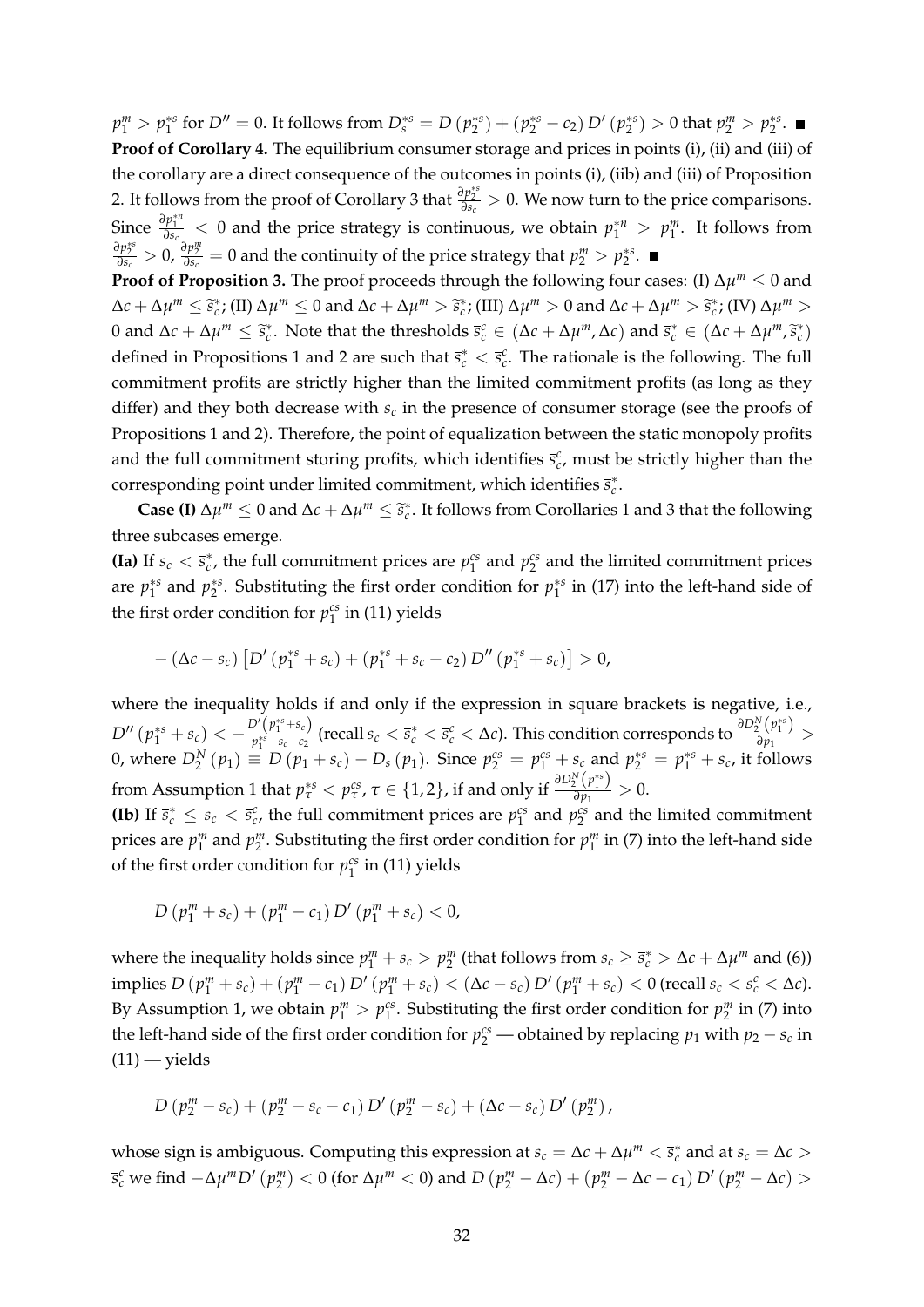$p_1^m > p_1^{*s}$ for $D'' = 0$. It follows from $D_s^{*s} = D\left(p_2^{*s}\right) + \left(p_2^{*s} - c_2\right) D'\left(p_2^{*s}\right) > 0$ that $p_2^m > p_2^{*s}$. ■

**Proof of Corollary 4.** The equilibrium consumer storage and prices in points (i), (ii) and (iii) of the corollary are a direct consequence of the outcomes in points (i), (iib) and (iii) of Proposition 2. It follows from the proof of Corollary 3 that $\frac{\partial p_2^{*s}}{\partial s_c} > 0$. We now turn to the price comparisons. Since $\frac{\partial p_1^{*n}}{\partial s_c} < 0$ and the price strategy is continuous, we obtain $p_1^{*n} > p_1^m$. It follows from $\frac{\partial p_2^{*s}}{\partial s_c} > 0$, $\frac{\partial p_2^m}{\partial s_c} = 0$ and the continuity of the price strategy that $p_2^m > p_2^{*s}$. ■

**Proof of Proposition 3.** The proof proceeds through the following four cases: (I) $\Delta\mu^m \leq 0$ and $\Delta c + \Delta\mu^m \leq \widetilde{s}_c^*$; (II) $\Delta\mu^m \leq 0$ and $\Delta c + \Delta\mu^m > \widetilde{s}_c^*$; (III) $\Delta\mu^m > 0$ and $\Delta c + \Delta\mu^m > \widetilde{s}_c^*$; (IV) $\Delta\mu^m > 0$ and $\Delta c + \Delta\mu^m \leq \widetilde{s}_c^*$. Note that the thresholds $\overline{s}_c^c \in (\Delta c + \Delta\mu^m, \Delta c)$ and $\overline{s}_c^* \in (\Delta c + \Delta\mu^m, \widetilde{s}_c^*)$ defined in Propositions 1 and 2 are such that $\overline{s}_c^* < \overline{s}_c^c$. The rationale is the following. The full commitment profits are strictly higher than the limited commitment profits (as long as they differ) and they both decrease with $s_c$ in the presence of consumer storage (see the proofs of Propositions 1 and 2). Therefore, the point of equalization between the static monopoly profits and the full commitment storing profits, which identifies $\overline{s}_c^c$, must be strictly higher than the corresponding point under limited commitment, which identifies $\overline{s}_c^*$.

**Case (I)** $\Delta\mu^m \leq 0$ and $\Delta c + \Delta\mu^m \leq \widetilde{s}_c^*$. It follows from Corollaries 1 and 3 that the following three subcases emerge.

**(Ia)** If $s_c < \overline{s}_c^*$, the full commitment prices are $p_1^{cs}$ and $p_2^{cs}$ and the limited commitment prices are $p_1^{*s}$ and $p_2^{*s}$. Substituting the first order condition for $p_1^{*s}$ in (17) into the left-hand side of the first order condition for $p_1^{cs}$ in (11) yields

$$-\left(\Delta c - s_c\right)\left[D'\left(p_1^{*s} + s_c\right) + \left(p_1^{*s} + s_c - c_2\right) D''\left(p_1^{*s} + s_c\right)\right] > 0,$$

where the inequality holds if and only if the expression in square brackets is negative, i.e., $D''\left(p_1^{*s} + s_c\right) < -\frac{D'\left(p_1^{*s}+s_c\right)}{p_1^{*s}+s_c-c_2}$ (recall $s_c < \overline{s}_c^* < \overline{s}_c^c < \Delta c$). This condition corresponds to $\frac{\partial D_2^N\left(p_1^{*s}\right)}{\partial p_1} > 0$, where $D_2^N\left(p_1\right) \equiv D\left(p_1 + s_c\right) - D_s\left(p_1\right)$. Since $p_2^{cs} = p_1^{cs} + s_c$ and $p_2^{*s} = p_1^{*s} + s_c$, it follows from Assumption 1 that $p_\tau^{*s} < p_\tau^{cs}$, $\tau \in \{1, 2\}$, if and only if $\frac{\partial D_2^N\left(p_1^{*s}\right)}{\partial p_1} > 0$.

**(Ib)** If $\overline{s}_c^* \leq s_c < \overline{s}_c^c$, the full commitment prices are $p_1^{cs}$ and $p_2^{cs}$ and the limited commitment prices are $p_1^m$ and $p_2^m$. Substituting the first order condition for $p_1^m$ in (7) into the left-hand side of the first order condition for $p_1^{cs}$ in (11) yields

$$D\left(p_1^m + s_c\right) + \left(p_1^m - c_1\right) D'\left(p_1^m + s_c\right) < 0,$$

where the inequality holds since $p_1^m + s_c > p_2^m$ (that follows from $s_c \geq \overline{s}_c^* > \Delta c + \Delta\mu^m$ and (6)) implies $D\left(p_1^m + s_c\right) + \left(p_1^m - c_1\right) D'\left(p_1^m + s_c\right) < \left(\Delta c - s_c\right) D'\left(p_1^m + s_c\right) < 0$ (recall $s_c < \overline{s}_c^c < \Delta c$). By Assumption 1, we obtain $p_1^m > p_1^{cs}$. Substituting the first order condition for $p_2^m$ in (7) into the left-hand side of the first order condition for $p_2^{cs}$ — obtained by replacing $p_1$ with $p_2 - s_c$ in (11) — yields

$$D\left(p_2^m - s_c\right) + \left(p_2^m - s_c - c_1\right) D'\left(p_2^m - s_c\right) + \left(\Delta c - s_c\right) D'\left(p_2^m\right),$$

whose sign is ambiguous. Computing this expression at $s_c = \Delta c + \Delta\mu^m < \overline{s}_c^*$ and at $s_c = \Delta c > \overline{s}_c^c$ we find $-\Delta\mu^m D'\left(p_2^m\right) < 0$ (for $\Delta\mu^m < 0$) and $D\left(p_2^m - \Delta c\right) + \left(p_2^m - \Delta c - c_1\right) D'\left(p_2^m - \Delta c\right) >$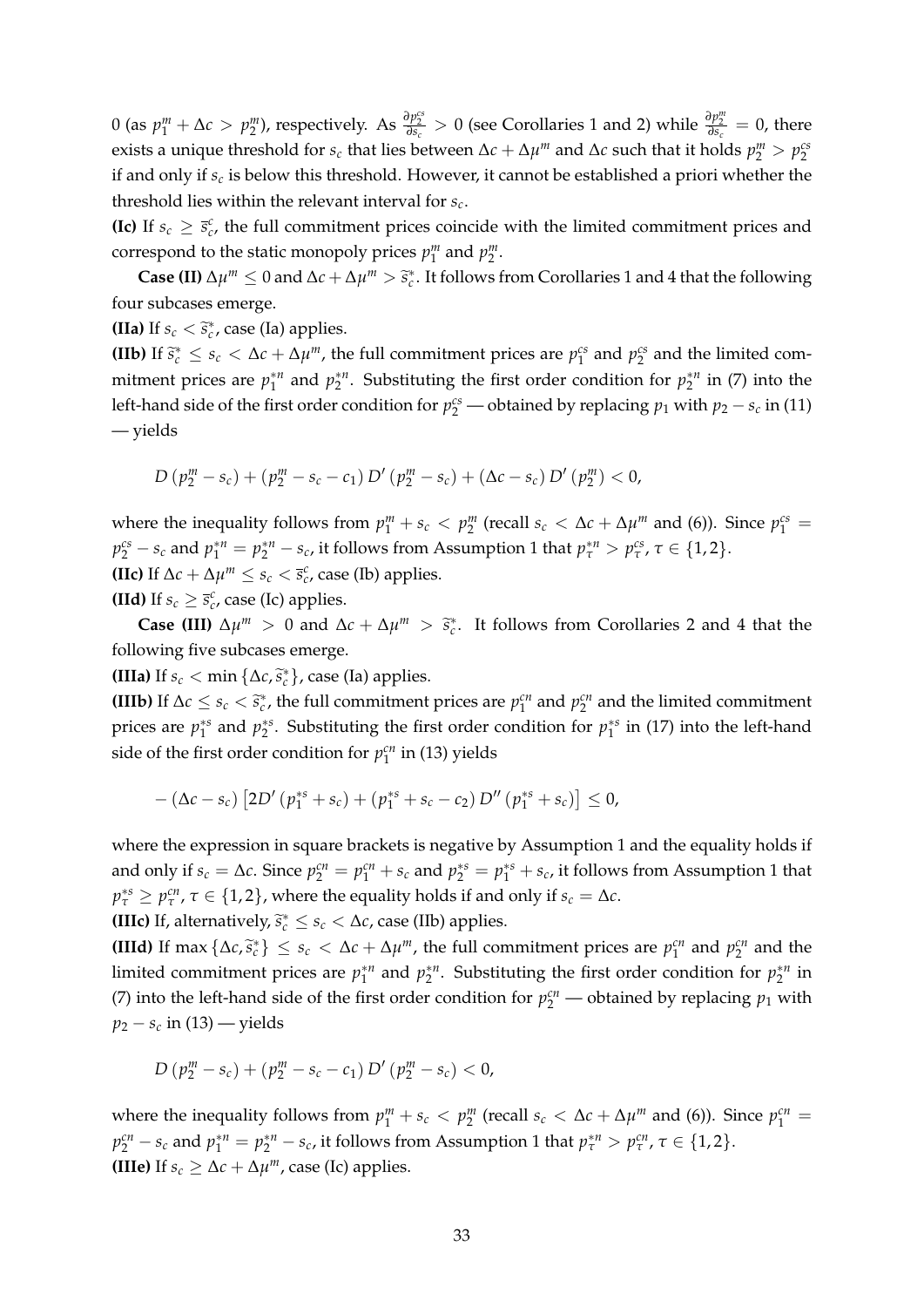0 (as $p_1^m + \Delta c > p_2^m$), respectively. As $\frac{\partial p_2^{cs}}{\partial s_c} > 0$ (see Corollaries 1 and 2) while $\frac{\partial p_2^m}{\partial s_c} = 0$, there exists a unique threshold for $s_c$ that lies between $\Delta c + \Delta\mu^m$ and $\Delta c$ such that it holds $p_2^m > p_2^{cs}$ if and only if $s_c$ is below this threshold. However, it cannot be established a priori whether the threshold lies within the relevant interval for $s_c$.

**(Ic)** If $s_c \geq \bar{s}_c^c$, the full commitment prices coincide with the limited commitment prices and correspond to the static monopoly prices $p_1^m$ and $p_2^m$.

**Case (II)** $\Delta\mu^m \leq 0$ and $\Delta c + \Delta\mu^m > \widetilde{s}_c^*$. It follows from Corollaries 1 and 4 that the following four subcases emerge.

**(IIa)** If $s_c < \widetilde{s}_c^*$, case (Ia) applies.

**(IIb)** If $\widetilde{s}_c^* \leq s_c < \Delta c + \Delta\mu^m$, the full commitment prices are $p_1^{cs}$ and $p_2^{cs}$ and the limited commitment prices are $p_1^{*n}$ and $p_2^{*n}$. Substituting the first order condition for $p_2^{*n}$ in (7) into the left-hand side of the first order condition for $p_2^{cs}$ — obtained by replacing $p_1$ with $p_2 - s_c$ in (11) — yields

$$D\left(p_2^m - s_c\right) + \left(p_2^m - s_c - c_1\right) D'\left(p_2^m - s_c\right) + \left(\Delta c - s_c\right) D'\left(p_2^m\right) < 0,$$

where the inequality follows from $p_1^m + s_c < p_2^m$ (recall $s_c < \Delta c + \Delta\mu^m$ and (6)). Since $p_1^{cs} = p_2^{cs} - s_c$ and $p_1^{*n} = p_2^{*n} - s_c$, it follows from Assumption 1 that $p_\tau^{*n} > p_\tau^{cs}$, $\tau \in \{1, 2\}$.

**(IIc)** If $\Delta c + \Delta\mu^m \leq s_c < \bar{s}_c^c$, case (Ib) applies.

**(IId)** If $s_c \geq \bar{s}_c^c$, case (Ic) applies.

**Case (III)** $\Delta\mu^m > 0$ and $\Delta c + \Delta\mu^m > \widetilde{s}_c^*$. It follows from Corollaries 2 and 4 that the following five subcases emerge.

**(IIIa)** If $s_c < \min\{\Delta c, \widetilde{s}_c^*\}$, case (Ia) applies.

**(IIIb)** If $\Delta c \leq s_c < \widetilde{s}_c^*$, the full commitment prices are $p_1^{cn}$ and $p_2^{cn}$ and the limited commitment prices are $p_1^{*s}$ and $p_2^{*s}$. Substituting the first order condition for $p_1^{*s}$ in (17) into the left-hand side of the first order condition for $p_1^{cn}$ in (13) yields

$$-\left(\Delta c - s_c\right)\left[2D'\left(p_1^{*s} + s_c\right) + \left(p_1^{*s} + s_c - c_2\right) D''\left(p_1^{*s} + s_c\right)\right] \leq 0,$$

where the expression in square brackets is negative by Assumption 1 and the equality holds if and only if $s_c = \Delta c$. Since $p_2^{cn} = p_1^{cn} + s_c$ and $p_2^{*s} = p_1^{*s} + s_c$, it follows from Assumption 1 that $p_\tau^{*s} \geq p_\tau^{cn}$, $\tau \in \{1, 2\}$, where the equality holds if and only if $s_c = \Delta c$.

**(IIIc)** If, alternatively, $\widetilde{s}_c^* \leq s_c < \Delta c$, case (IIb) applies.

**(IIId)** If $\max\{\Delta c, \widetilde{s}_c^*\} \leq s_c < \Delta c + \Delta\mu^m$, the full commitment prices are $p_1^{cn}$ and $p_2^{cn}$ and the limited commitment prices are $p_1^{*n}$ and $p_2^{*n}$. Substituting the first order condition for $p_2^{*n}$ in (7) into the left-hand side of the first order condition for $p_2^{cn}$ — obtained by replacing $p_1$ with $p_2 - s_c$ in (13) — yields

$$D\left(p_2^m - s_c\right) + \left(p_2^m - s_c - c_1\right) D'\left(p_2^m - s_c\right) < 0,$$

where the inequality follows from $p_1^m + s_c < p_2^m$ (recall $s_c < \Delta c + \Delta\mu^m$ and (6)). Since $p_1^{cn} = p_2^{cn} - s_c$ and $p_1^{*n} = p_2^{*n} - s_c$, it follows from Assumption 1 that $p_\tau^{*n} > p_\tau^{cn}$, $\tau \in \{1, 2\}$.

**(IIIe)** If $s_c \geq \Delta c + \Delta\mu^m$, case (Ic) applies.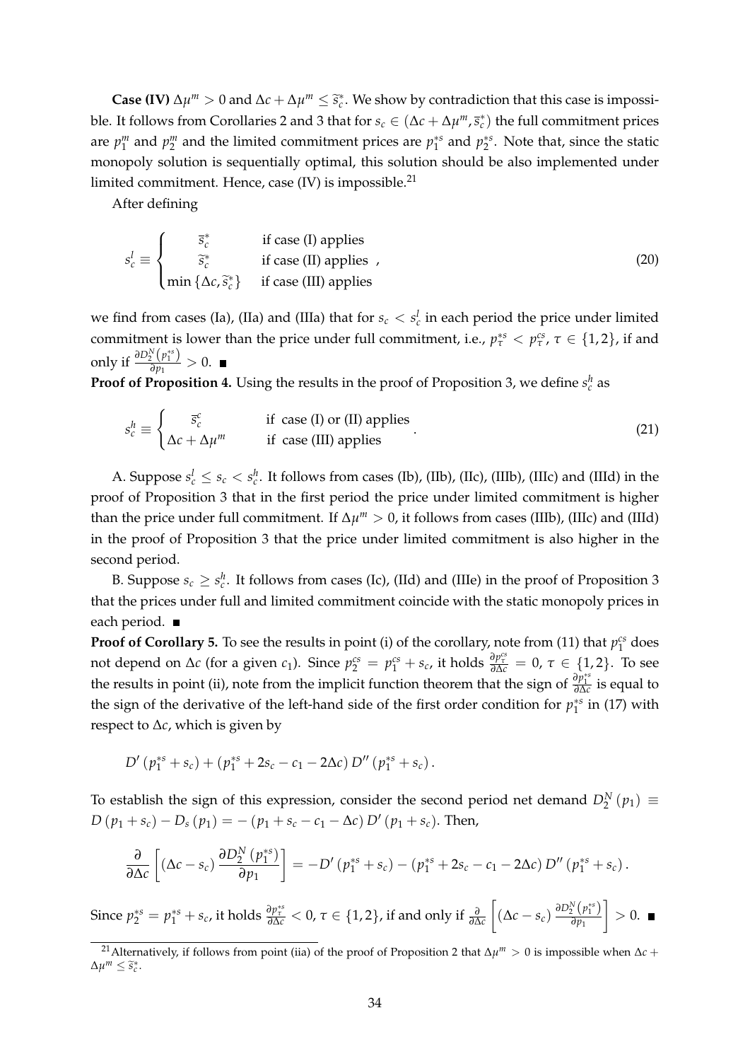**Case (IV)** $\Delta\mu^m > 0$ and $\Delta c + \Delta\mu^m \leq \widetilde{s}_c^*$. We show by contradiction that this case is impossible. It follows from Corollaries 2 and 3 that for $s_c \in (\Delta c + \Delta\mu^m, \overline{s}_c^*)$ the full commitment prices are $p_1^m$ and $p_2^m$ and the limited commitment prices are $p_1^{*s}$ and $p_2^{*s}$. Note that, since the static monopoly solution is sequentially optimal, this solution should be also implemented under limited commitment. Hence, case (IV) is impossible.[21]

After defining

$$s_c^l \equiv \begin{cases} \overline{s}_c^* & \text{if case (I) applies} \\ \widetilde{s}_c^* & \text{if case (II) applies} \\ \min\{\Delta c, \widetilde{s}_c^*\} & \text{if case (III) applies} \end{cases}, \tag{20}$$

we find from cases (Ia), (IIa) and (IIIa) that for $s_c < s_c^l$ in each period the price under limited commitment is lower than the price under full commitment, i.e., $p_\tau^{*s} < p_\tau^{cs}$, $\tau \in \{1,2\}$, if and only if $\frac{\partial D_2^N(p_1^{*s})}{\partial p_1} > 0$. ■

**Proof of Proposition 4.** Using the results in the proof of Proposition 3, we define $s_c^h$ as

$$s_c^h \equiv \begin{cases} \overline{s}_c^c & \text{if case (I) or (II) applies} \\ \Delta c + \Delta\mu^m & \text{if case (III) applies} \end{cases}. \tag{21}$$

A. Suppose $s_c^l \leq s_c < s_c^h$. It follows from cases (Ib), (IIb), (IIc), (IIIb), (IIIc) and (IIId) in the proof of Proposition 3 that in the first period the price under limited commitment is higher than the price under full commitment. If $\Delta\mu^m > 0$, it follows from cases (IIIb), (IIIc) and (IIId) in the proof of Proposition 3 that the price under limited commitment is also higher in the second period.

B. Suppose $s_c \geq s_c^h$. It follows from cases (Ic), (IId) and (IIIe) in the proof of Proposition 3 that the prices under full and limited commitment coincide with the static monopoly prices in each period. ■

**Proof of Corollary 5.** To see the results in point (i) of the corollary, note from (11) that $p_1^{cs}$ does not depend on $\Delta c$ (for a given $c_1$). Since $p_2^{cs} = p_1^{cs} + s_c$, it holds $\frac{\partial p_\tau^{cs}}{\partial \Delta c} = 0$, $\tau \in \{1,2\}$. To see the results in point (ii), note from the implicit function theorem that the sign of $\frac{\partial p_1^{*s}}{\partial \Delta c}$ is equal to the sign of the derivative of the left-hand side of the first order condition for $p_1^{*s}$ in (17) with respect to $\Delta c$, which is given by

$$D'(p_1^{*s} + s_c) + (p_1^{*s} + 2s_c - c_1 - 2\Delta c)\, D''(p_1^{*s} + s_c).$$

To establish the sign of this expression, consider the second period net demand $D_2^N(p_1) \equiv D(p_1 + s_c) - D_s(p_1) = -(p_1 + s_c - c_1 - \Delta c)\, D'(p_1 + s_c)$. Then,

$$\frac{\partial}{\partial \Delta c}\left[(\Delta c - s_c)\frac{\partial D_2^N(p_1^{*s})}{\partial p_1}\right] = -D'(p_1^{*s} + s_c) - (p_1^{*s} + 2s_c - c_1 - 2\Delta c)\, D''(p_1^{*s} + s_c).$$

Since $p_2^{*s} = p_1^{*s} + s_c$, it holds $\frac{\partial p_\tau^{*s}}{\partial \Delta c} < 0$, $\tau \in \{1,2\}$, if and only if $\frac{\partial}{\partial \Delta c}\left[(\Delta c - s_c)\frac{\partial D_2^N(p_1^{*s})}{\partial p_1}\right] > 0$. ■

---

[21] Alternatively, if follows from point (iia) of the proof of Proposition 2 that $\Delta\mu^m > 0$ is impossible when $\Delta c + \Delta\mu^m \leq \widetilde{s}_c^*$.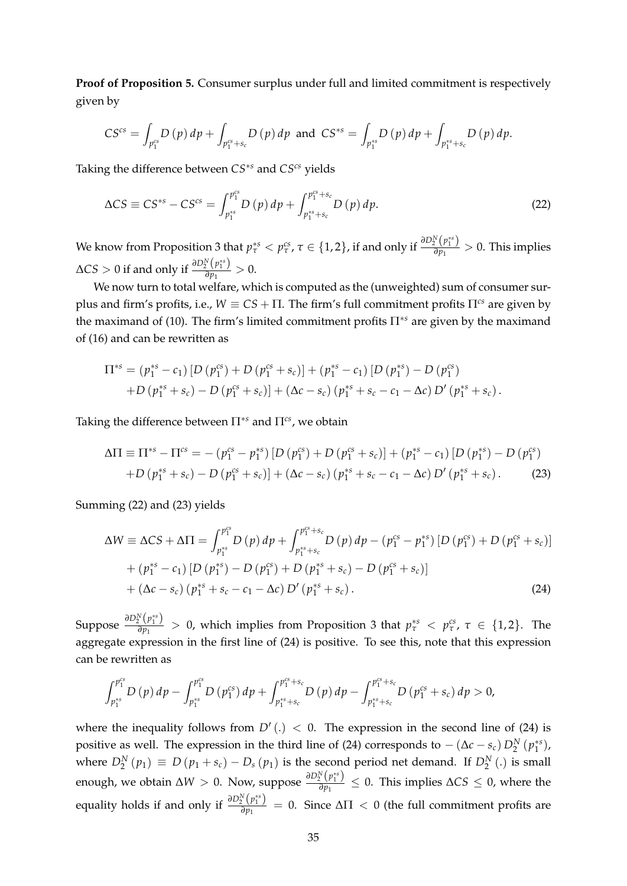**Proof of Proposition 5.** Consumer surplus under full and limited commitment is respectively given by

$$CS^{cs} = \int_{p_1^{cs}} D(p)\,dp + \int_{p_1^{cs}+s_c} D(p)\,dp \text{ and } CS^{*s} = \int_{p_1^{*s}} D(p)\,dp + \int_{p_1^{*s}+s_c} D(p)\,dp.$$

Taking the difference between $CS^{*s}$ and $CS^{cs}$ yields

$$\Delta CS \equiv CS^{*s} - CS^{cs} = \int_{p_1^{*s}}^{p_1^{cs}} D(p)\,dp + \int_{p_1^{*s}+s_c}^{p_1^{cs}+s_c} D(p)\,dp. \tag{22}$$

We know from Proposition 3 that $p_\tau^{*s} < p_\tau^{cs}$, $\tau \in \{1,2\}$, if and only if $\frac{\partial D_2^N(p_1^{*s})}{\partial p_1} > 0$. This implies $\Delta CS > 0$ if and only if $\frac{\partial D_2^N(p_1^{*s})}{\partial p_1} > 0$.

We now turn to total welfare, which is computed as the (unweighted) sum of consumer surplus and firm's profits, i.e., $W \equiv CS + \Pi$. The firm's full commitment profits $\Pi^{cs}$ are given by the maximand of (10). The firm's limited commitment profits $\Pi^{*s}$ are given by the maximand of (16) and can be rewritten as

$$\begin{aligned}
\Pi^{*s} &= (p_1^{*s} - c_1)\left[D(p_1^{cs}) + D(p_1^{cs} + s_c)\right] + (p_1^{*s} - c_1)\left[D(p_1^{*s}) - D(p_1^{cs})\right. \\
&\quad \left. + D(p_1^{*s} + s_c) - D(p_1^{cs} + s_c)\right] + (\Delta c - s_c)(p_1^{*s} + s_c - c_1 - \Delta c)\,D'(p_1^{*s} + s_c).
\end{aligned}$$

Taking the difference between $\Pi^{*s}$ and $\Pi^{cs}$, we obtain

$$\begin{aligned}
\Delta \Pi \equiv \Pi^{*s} - \Pi^{cs} &= -(p_1^{cs} - p_1^{*s})\left[D(p_1^{cs}) + D(p_1^{cs} + s_c)\right] + (p_1^{*s} - c_1)\left[D(p_1^{*s}) - D(p_1^{cs})\right. \\
&\quad \left. + D(p_1^{*s} + s_c) - D(p_1^{cs} + s_c)\right] + (\Delta c - s_c)(p_1^{*s} + s_c - c_1 - \Delta c)\,D'(p_1^{*s} + s_c).
\end{aligned} \tag{23}$$

Summing (22) and (23) yields

$$\begin{aligned}
\Delta W \equiv \Delta CS + \Delta \Pi &= \int_{p_1^{*s}}^{p_1^{cs}} D(p)\,dp + \int_{p_1^{*s}+s_c}^{p_1^{cs}+s_c} D(p)\,dp - (p_1^{cs} - p_1^{*s})\left[D(p_1^{cs}) + D(p_1^{cs} + s_c)\right] \\
&\quad + (p_1^{*s} - c_1)\left[D(p_1^{*s}) - D(p_1^{cs}) + D(p_1^{*s} + s_c) - D(p_1^{cs} + s_c)\right] \\
&\quad + (\Delta c - s_c)(p_1^{*s} + s_c - c_1 - \Delta c)\,D'(p_1^{*s} + s_c).
\end{aligned} \tag{24}$$

Suppose $\frac{\partial D_2^N(p_1^{*s})}{\partial p_1} > 0$, which implies from Proposition 3 that $p_\tau^{*s} < p_\tau^{cs}$, $\tau \in \{1,2\}$. The aggregate expression in the first line of (24) is positive. To see this, note that this expression can be rewritten as

$$\int_{p_1^{*s}}^{p_1^{cs}} D(p)\,dp - \int_{p_1^{*s}}^{p_1^{cs}} D(p_1^{cs})\,dp + \int_{p_1^{*s}+s_c}^{p_1^{cs}+s_c} D(p)\,dp - \int_{p_1^{*s}+s_c}^{p_1^{cs}+s_c} D(p_1^{cs} + s_c)\,dp > 0,$$

where the inequality follows from $D'(.) < 0$. The expression in the second line of (24) is positive as well. The expression in the third line of (24) corresponds to $-(\Delta c - s_c)\,D_2^N(p_1^{*s})$, where $D_2^N(p_1) \equiv D(p_1 + s_c) - D_s(p_1)$ is the second period net demand. If $D_2^N(.)$ is small enough, we obtain $\Delta W > 0$. Now, suppose $\frac{\partial D_2^N(p_1^{*s})}{\partial p_1} \leq 0$. This implies $\Delta CS \leq 0$, where the equality holds if and only if $\frac{\partial D_2^N(p_1^{*s})}{\partial p_1} = 0$. Since $\Delta \Pi < 0$ (the full commitment profits are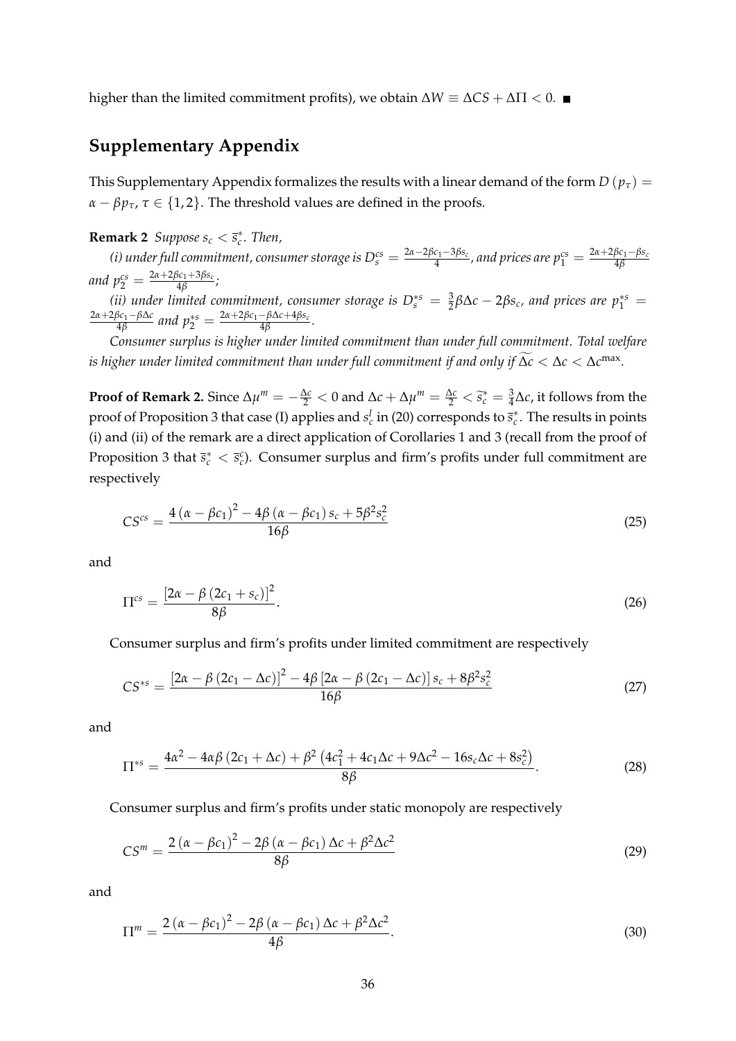higher than the limited commitment profits), we obtain $\Delta W \equiv \Delta CS + \Delta \Pi < 0$. ■

## Supplementary Appendix

This Supplementary Appendix formalizes the results with a linear demand of the form $D(p_\tau) = \alpha - \beta p_\tau$, $\tau \in \{1, 2\}$. The threshold values are defined in the proofs.

**Remark 2** *Suppose $s_c < \overline{s}_c^*$. Then,*

*(i) under full commitment, consumer storage is $D_s^{cs} = \frac{2\alpha - 2\beta c_1 - 3\beta s_c}{4}$, and prices are $p_1^{cs} = \frac{2\alpha + 2\beta c_1 - \beta s_c}{4\beta}$ and $p_2^{cs} = \frac{2\alpha + 2\beta c_1 + 3\beta s_c}{4\beta}$;*

*(ii) under limited commitment, consumer storage is $D_s^{*s} = \frac{3}{2}\beta \Delta c - 2\beta s_c$, and prices are $p_1^{*s} = \frac{2\alpha + 2\beta c_1 - \beta \Delta c}{4\beta}$ and $p_2^{*s} = \frac{2\alpha + 2\beta c_1 - \beta \Delta c + 4\beta s_c}{4\beta}$.*

*Consumer surplus is higher under limited commitment than under full commitment. Total welfare is higher under limited commitment than under full commitment if and only if $\widetilde{\Delta c} < \Delta c < \Delta c^{\max}$.*

**Proof of Remark 2.** Since $\Delta \mu^m = -\frac{\Delta c}{2} < 0$ and $\Delta c + \Delta \mu^m = \frac{\Delta c}{2} < \widetilde{s}_c^* = \frac{3}{4}\Delta c$, it follows from the proof of Proposition 3 that case (I) applies and $s_c^l$ in (20) corresponds to $\overline{s}_c^*$. The results in points (i) and (ii) of the remark are a direct application of Corollaries 1 and 3 (recall from the proof of Proposition 3 that $\overline{s}_c^* < \overline{s}_c^c$). Consumer surplus and firm's profits under full commitment are respectively

$$CS^{cs} = \frac{4(\alpha - \beta c_1)^2 - 4\beta(\alpha - \beta c_1)s_c + 5\beta^2 s_c^2}{16\beta} \tag{25}$$

and

$$\Pi^{cs} = \frac{[2\alpha - \beta(2c_1 + s_c)]^2}{8\beta}. \tag{26}$$

Consumer surplus and firm's profits under limited commitment are respectively

$$CS^{*s} = \frac{[2\alpha - \beta(2c_1 - \Delta c)]^2 - 4\beta[2\alpha - \beta(2c_1 - \Delta c)]s_c + 8\beta^2 s_c^2}{16\beta} \tag{27}$$

and

$$\Pi^{*s} = \frac{4\alpha^2 - 4\alpha\beta(2c_1 + \Delta c) + \beta^2\left(4c_1^2 + 4c_1\Delta c + 9\Delta c^2 - 16 s_c \Delta c + 8 s_c^2\right)}{8\beta}. \tag{28}$$

Consumer surplus and firm's profits under static monopoly are respectively

$$CS^m = \frac{2(\alpha - \beta c_1)^2 - 2\beta(\alpha - \beta c_1)\Delta c + \beta^2 \Delta c^2}{8\beta} \tag{29}$$

and

$$\Pi^m = \frac{2(\alpha - \beta c_1)^2 - 2\beta(\alpha - \beta c_1)\Delta c + \beta^2 \Delta c^2}{4\beta}. \tag{30}$$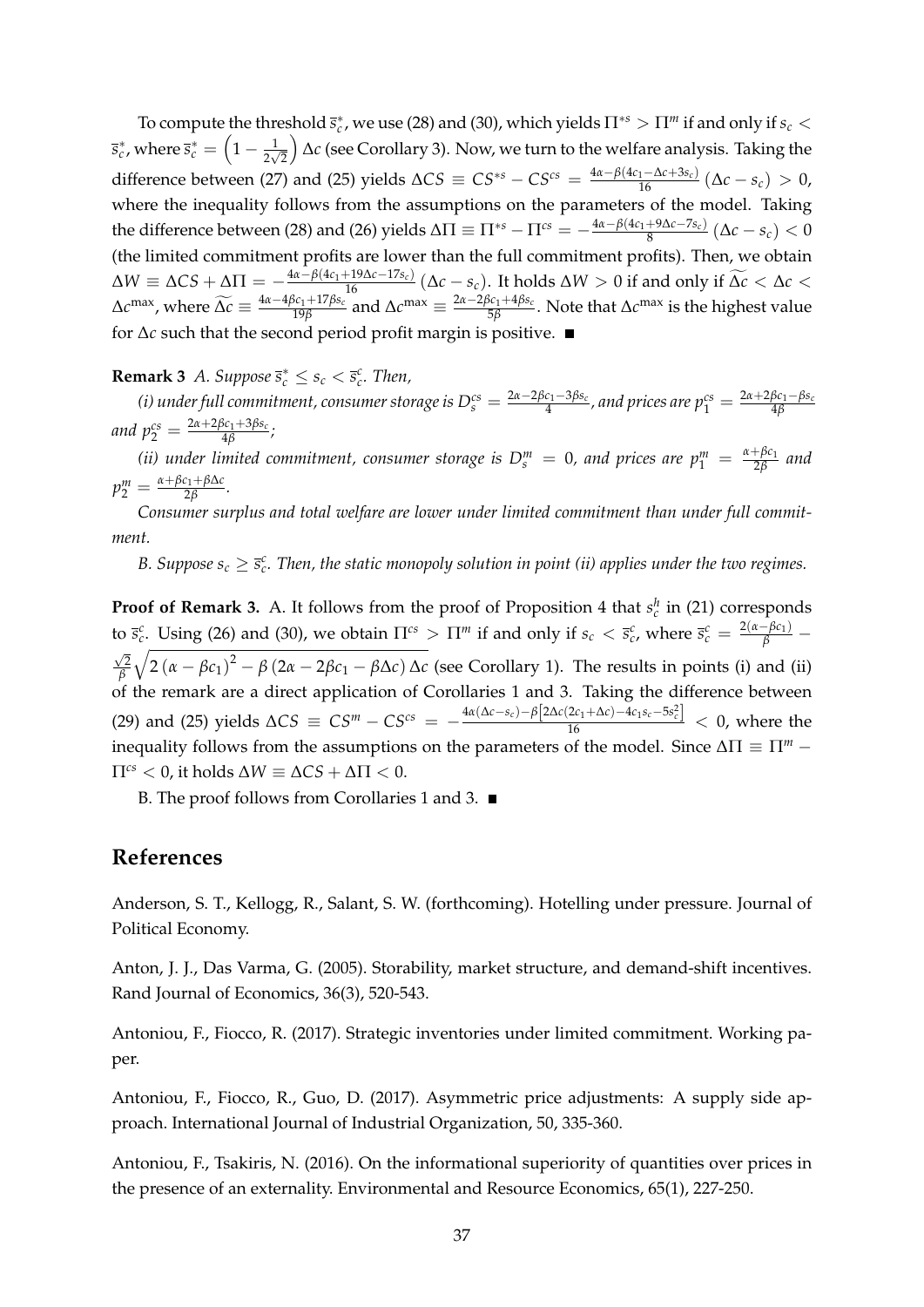To compute the threshold $\overline{s}_c^*$, we use (28) and (30), which yields $\Pi^{*s} > \Pi^m$ if and only if $s_c < \overline{s}_c^*$, where $\overline{s}_c^* = \left(1 - \frac{1}{2\sqrt{2}}\right) \Delta c$ (see Corollary 3). Now, we turn to the welfare analysis. Taking the difference between (27) and (25) yields $\Delta CS \equiv CS^{*s} - CS^{cs} = \frac{4\alpha - \beta(4c_1 - \Delta c + 3s_c)}{16}(\Delta c - s_c) > 0$, where the inequality follows from the assumptions on the parameters of the model. Taking the difference between (28) and (26) yields $\Delta\Pi \equiv \Pi^{*s} - \Pi^{cs} = -\frac{4\alpha - \beta(4c_1 + 9\Delta c - 7s_c)}{8}(\Delta c - s_c) < 0$ (the limited commitment profits are lower than the full commitment profits). Then, we obtain $\Delta W \equiv \Delta CS + \Delta\Pi = -\frac{4\alpha - \beta(4c_1 + 19\Delta c - 17s_c)}{16}(\Delta c - s_c)$. It holds $\Delta W > 0$ if and only if $\widetilde{\Delta c} < \Delta c < \Delta c^{\max}$, where $\widetilde{\Delta c} \equiv \frac{4\alpha - 4\beta c_1 + 17\beta s_c}{19\beta}$ and $\Delta c^{\max} \equiv \frac{2\alpha - 2\beta c_1 + 4\beta s_c}{5\beta}$. Note that $\Delta c^{\max}$ is the highest value for $\Delta c$ such that the second period profit margin is positive. ■

**Remark 3** *A. Suppose $\overline{s}_c^* \leq s_c < \overline{s}_c^c$. Then,*

*(i) under full commitment, consumer storage is $D_s^{cs} = \frac{2\alpha - 2\beta c_1 - 3\beta s_c}{4}$, and prices are $p_1^{cs} = \frac{2\alpha + 2\beta c_1 - \beta s_c}{4\beta}$ and $p_2^{cs} = \frac{2\alpha + 2\beta c_1 + 3\beta s_c}{4\beta}$;*

*(ii) under limited commitment, consumer storage is $D_s^m = 0$, and prices are $p_1^m = \frac{\alpha + \beta c_1}{2\beta}$ and $p_2^m = \frac{\alpha + \beta c_1 + \beta\Delta c}{2\beta}$.*

*Consumer surplus and total welfare are lower under limited commitment than under full commitment.*

*B. Suppose $s_c \geq \overline{s}_c^c$. Then, the static monopoly solution in point (ii) applies under the two regimes.*

**Proof of Remark 3.** A. It follows from the proof of Proposition 4 that $s_c^h$ in (21) corresponds to $\overline{s}_c^c$. Using (26) and (30), we obtain $\Pi^{cs} > \Pi^m$ if and only if $s_c < \overline{s}_c^c$, where $\overline{s}_c^c = \frac{2(\alpha - \beta c_1)}{\beta} - \frac{\sqrt{2}}{\beta}\sqrt{2(\alpha - \beta c_1)^2 - \beta(2\alpha - 2\beta c_1 - \beta\Delta c)\Delta c}$ (see Corollary 1). The results in points (i) and (ii) of the remark are a direct application of Corollaries 1 and 3. Taking the difference between (29) and (25) yields $\Delta CS \equiv CS^m - CS^{cs} = -\frac{4\alpha(\Delta c - s_c) - \beta\left[2\Delta c(2c_1 + \Delta c) - 4c_1 s_c - 5s_c^2\right]}{16} < 0$, where the inequality follows from the assumptions on the parameters of the model. Since $\Delta\Pi \equiv \Pi^m - \Pi^{cs} < 0$, it holds $\Delta W \equiv \Delta CS + \Delta\Pi < 0$.

B. The proof follows from Corollaries 1 and 3. ■

# References

Anderson, S. T., Kellogg, R., Salant, S. W. (forthcoming). Hotelling under pressure. Journal of Political Economy.

Anton, J. J., Das Varma, G. (2005). Storability, market structure, and demand-shift incentives. Rand Journal of Economics, 36(3), 520-543.

Antoniou, F., Fiocco, R. (2017). Strategic inventories under limited commitment. Working paper.

Antoniou, F., Fiocco, R., Guo, D. (2017). Asymmetric price adjustments: A supply side approach. International Journal of Industrial Organization, 50, 335-360.

Antoniou, F., Tsakiris, N. (2016). On the informational superiority of quantities over prices in the presence of an externality. Environmental and Resource Economics, 65(1), 227-250.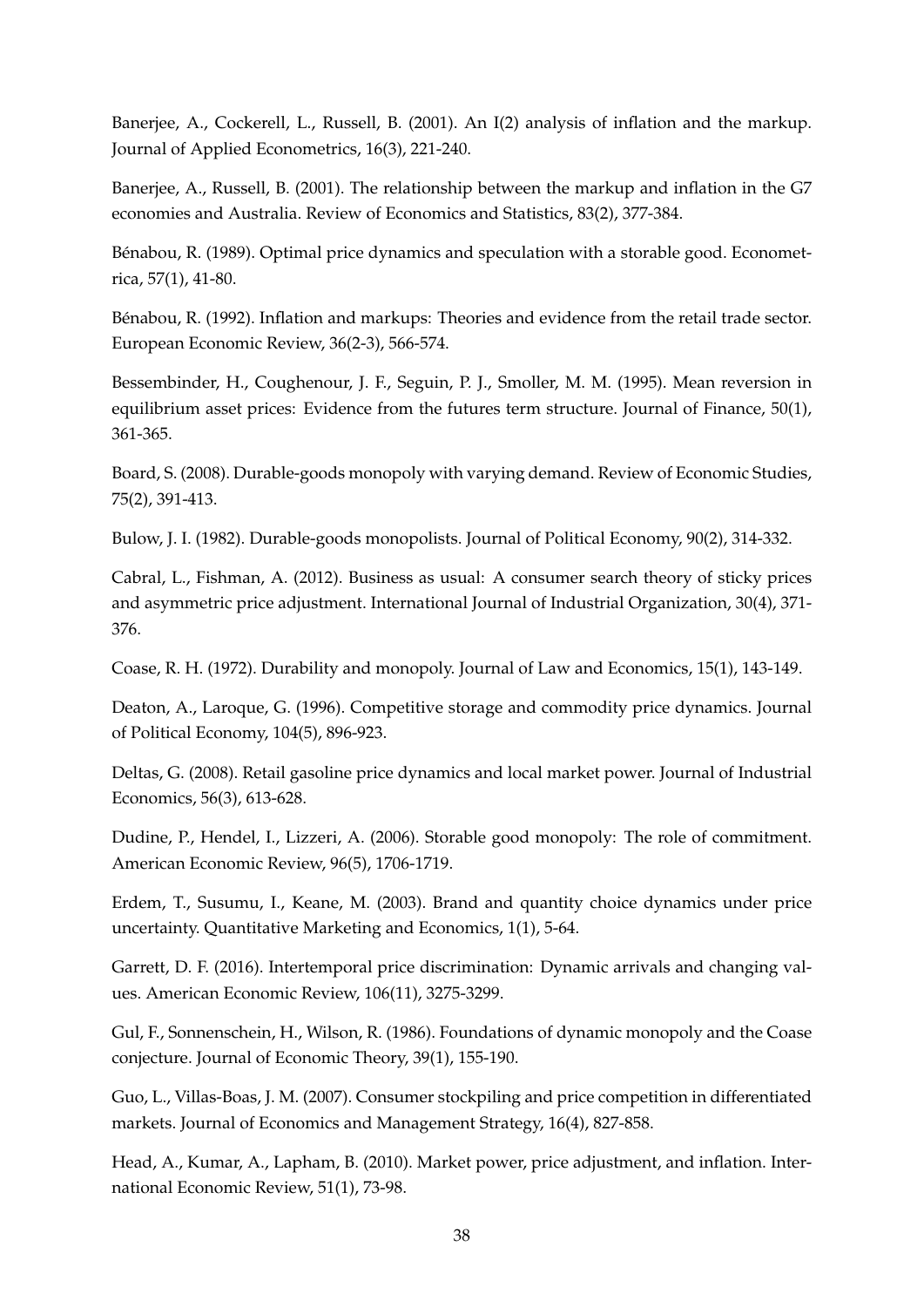Banerjee, A., Cockerell, L., Russell, B. (2001). An I(2) analysis of inflation and the markup. Journal of Applied Econometrics, 16(3), 221-240.

Banerjee, A., Russell, B. (2001). The relationship between the markup and inflation in the G7 economies and Australia. Review of Economics and Statistics, 83(2), 377-384.

Bénabou, R. (1989). Optimal price dynamics and speculation with a storable good. Econometrica, 57(1), 41-80.

Bénabou, R. (1992). Inflation and markups: Theories and evidence from the retail trade sector. European Economic Review, 36(2-3), 566-574.

Bessembinder, H., Coughenour, J. F., Seguin, P. J., Smoller, M. M. (1995). Mean reversion in equilibrium asset prices: Evidence from the futures term structure. Journal of Finance, 50(1), 361-365.

Board, S. (2008). Durable-goods monopoly with varying demand. Review of Economic Studies, 75(2), 391-413.

Bulow, J. I. (1982). Durable-goods monopolists. Journal of Political Economy, 90(2), 314-332.

Cabral, L., Fishman, A. (2012). Business as usual: A consumer search theory of sticky prices and asymmetric price adjustment. International Journal of Industrial Organization, 30(4), 371-376.

Coase, R. H. (1972). Durability and monopoly. Journal of Law and Economics, 15(1), 143-149.

Deaton, A., Laroque, G. (1996). Competitive storage and commodity price dynamics. Journal of Political Economy, 104(5), 896-923.

Deltas, G. (2008). Retail gasoline price dynamics and local market power. Journal of Industrial Economics, 56(3), 613-628.

Dudine, P., Hendel, I., Lizzeri, A. (2006). Storable good monopoly: The role of commitment. American Economic Review, 96(5), 1706-1719.

Erdem, T., Susumu, I., Keane, M. (2003). Brand and quantity choice dynamics under price uncertainty. Quantitative Marketing and Economics, 1(1), 5-64.

Garrett, D. F. (2016). Intertemporal price discrimination: Dynamic arrivals and changing values. American Economic Review, 106(11), 3275-3299.

Gul, F., Sonnenschein, H., Wilson, R. (1986). Foundations of dynamic monopoly and the Coase conjecture. Journal of Economic Theory, 39(1), 155-190.

Guo, L., Villas-Boas, J. M. (2007). Consumer stockpiling and price competition in differentiated markets. Journal of Economics and Management Strategy, 16(4), 827-858.

Head, A., Kumar, A., Lapham, B. (2010). Market power, price adjustment, and inflation. International Economic Review, 51(1), 73-98.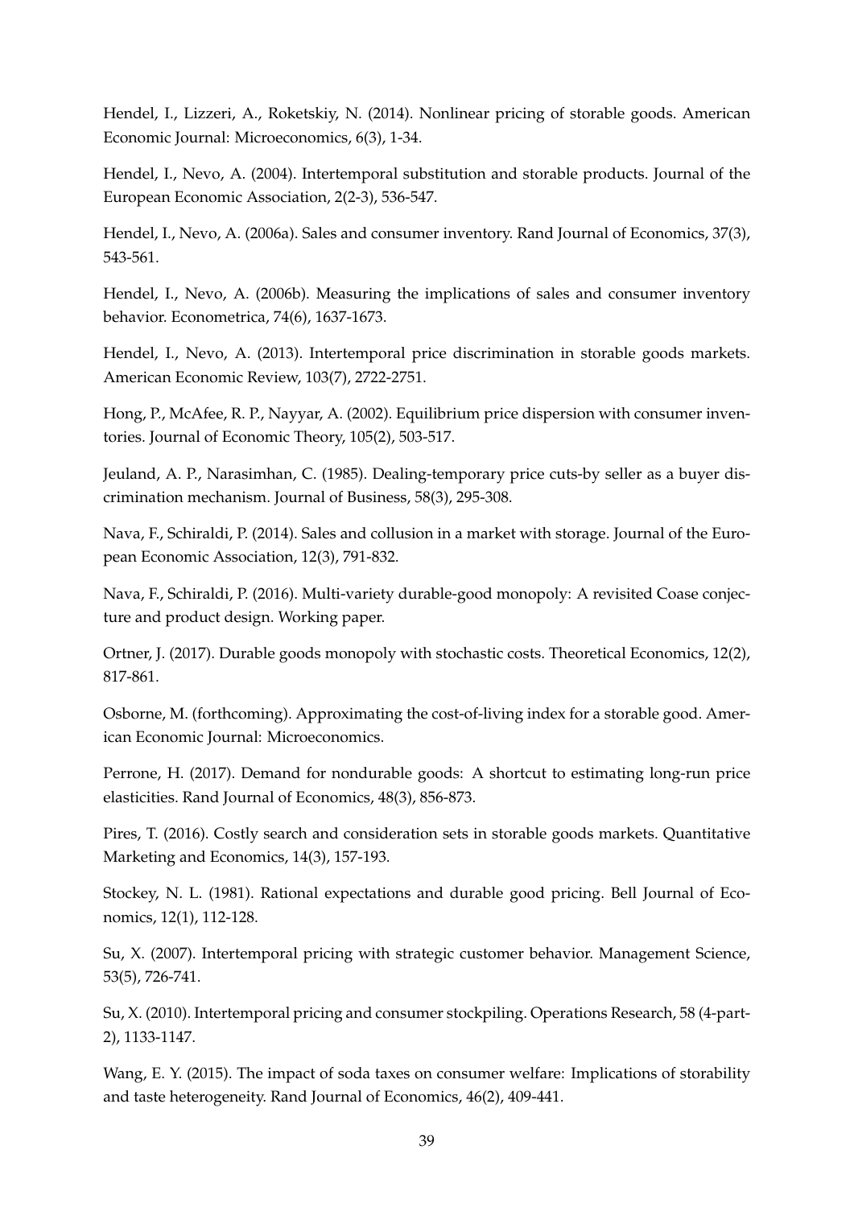Hendel, I., Lizzeri, A., Roketskiy, N. (2014). Nonlinear pricing of storable goods. American Economic Journal: Microeconomics, 6(3), 1-34.

Hendel, I., Nevo, A. (2004). Intertemporal substitution and storable products. Journal of the European Economic Association, 2(2-3), 536-547.

Hendel, I., Nevo, A. (2006a). Sales and consumer inventory. Rand Journal of Economics, 37(3), 543-561.

Hendel, I., Nevo, A. (2006b). Measuring the implications of sales and consumer inventory behavior. Econometrica, 74(6), 1637-1673.

Hendel, I., Nevo, A. (2013). Intertemporal price discrimination in storable goods markets. American Economic Review, 103(7), 2722-2751.

Hong, P., McAfee, R. P., Nayyar, A. (2002). Equilibrium price dispersion with consumer inventories. Journal of Economic Theory, 105(2), 503-517.

Jeuland, A. P., Narasimhan, C. (1985). Dealing-temporary price cuts-by seller as a buyer discrimination mechanism. Journal of Business, 58(3), 295-308.

Nava, F., Schiraldi, P. (2014). Sales and collusion in a market with storage. Journal of the European Economic Association, 12(3), 791-832.

Nava, F., Schiraldi, P. (2016). Multi-variety durable-good monopoly: A revisited Coase conjecture and product design. Working paper.

Ortner, J. (2017). Durable goods monopoly with stochastic costs. Theoretical Economics, 12(2), 817-861.

Osborne, M. (forthcoming). Approximating the cost-of-living index for a storable good. American Economic Journal: Microeconomics.

Perrone, H. (2017). Demand for nondurable goods: A shortcut to estimating long-run price elasticities. Rand Journal of Economics, 48(3), 856-873.

Pires, T. (2016). Costly search and consideration sets in storable goods markets. Quantitative Marketing and Economics, 14(3), 157-193.

Stockey, N. L. (1981). Rational expectations and durable good pricing. Bell Journal of Economics, 12(1), 112-128.

Su, X. (2007). Intertemporal pricing with strategic customer behavior. Management Science, 53(5), 726-741.

Su, X. (2010). Intertemporal pricing and consumer stockpiling. Operations Research, 58 (4-part-2), 1133-1147.

Wang, E. Y. (2015). The impact of soda taxes on consumer welfare: Implications of storability and taste heterogeneity. Rand Journal of Economics, 46(2), 409-441.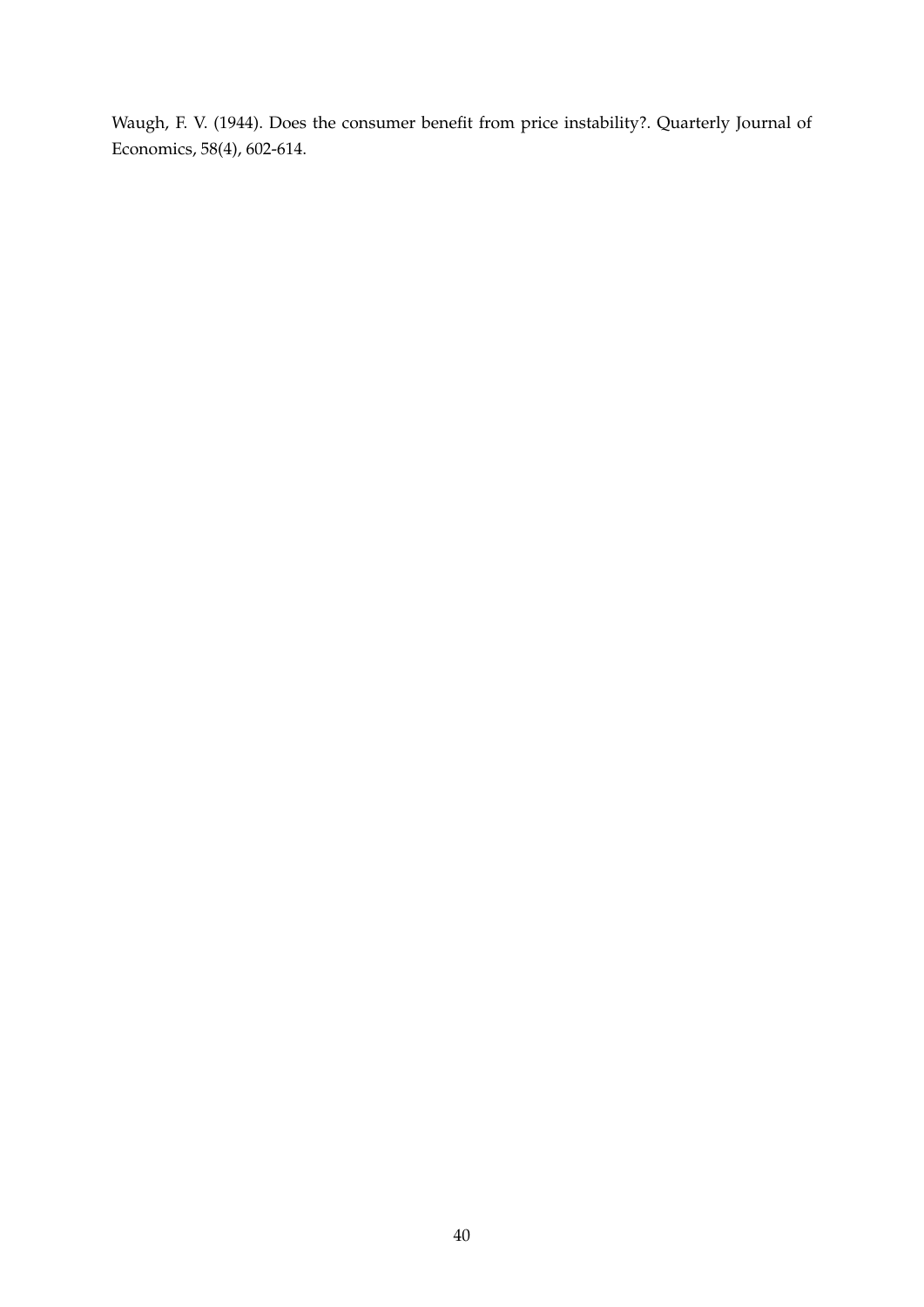Waugh, F. V. (1944). Does the consumer benefit from price instability?. Quarterly Journal of Economics, 58(4), 602-614.